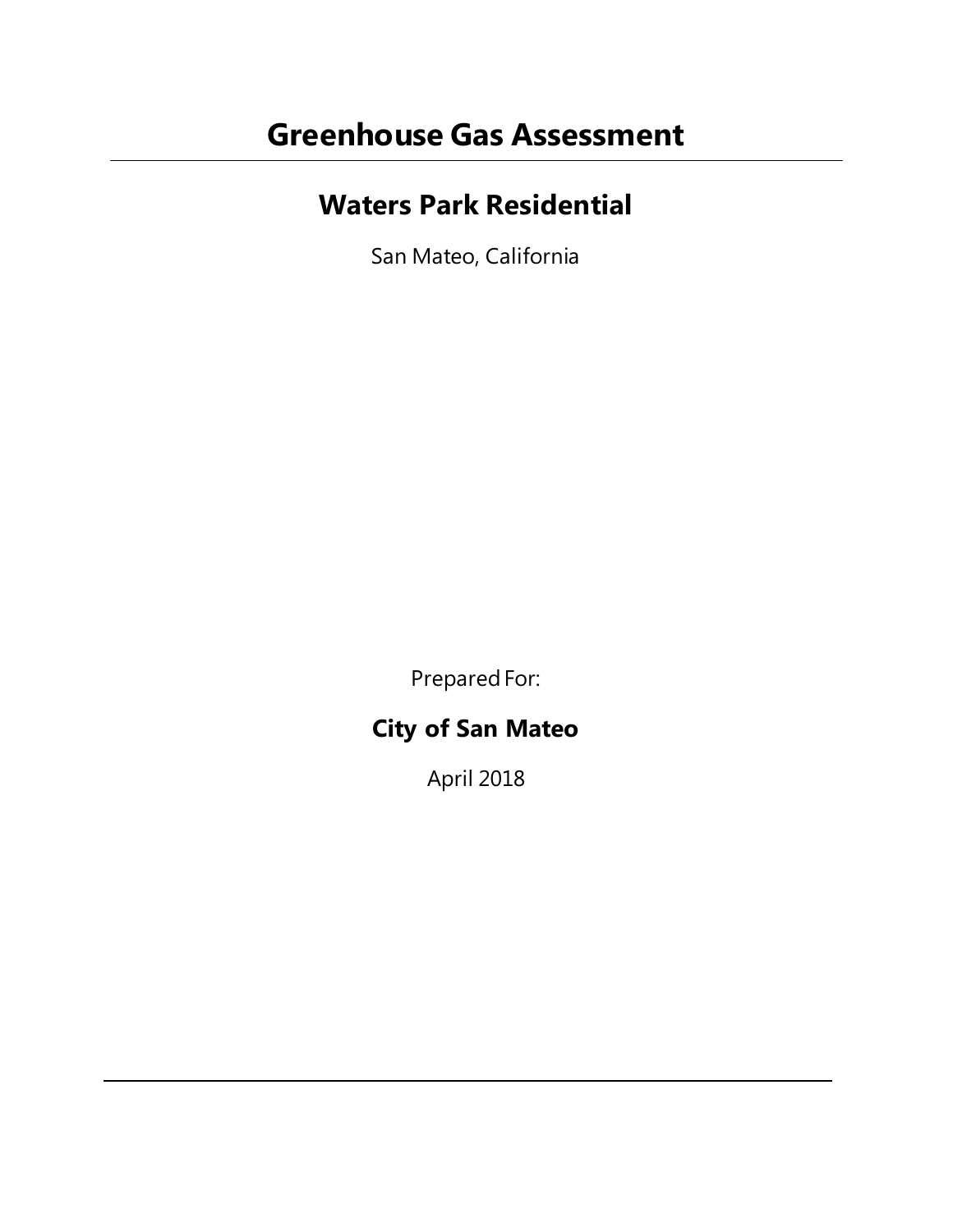# Greenhouse Gas Assessment

## Waters Park Residential

San Mateo, California

Prepared For:

**City of San Mateo**

April 2018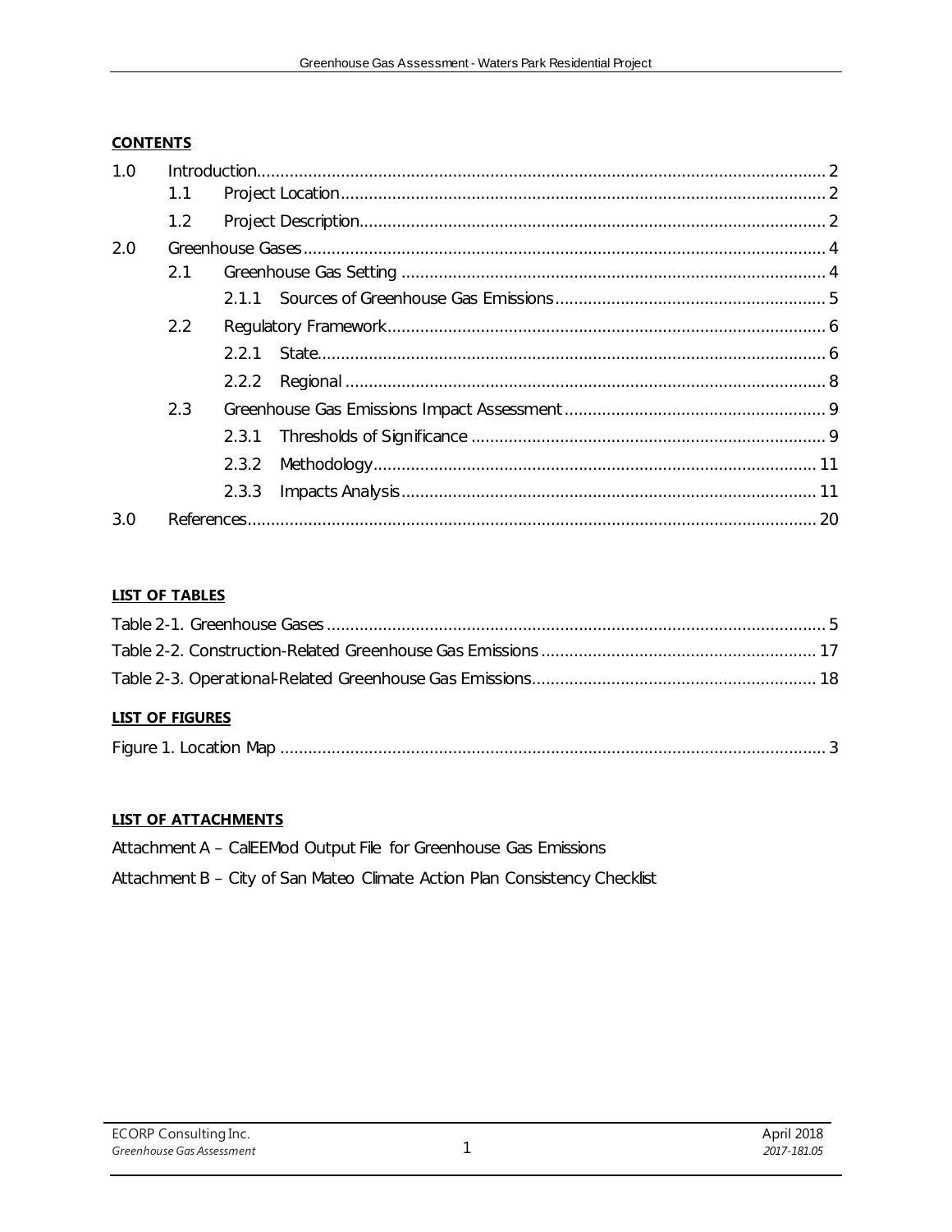**CONTENTS**

| | | | |
|---|---|---|---|
| 1.0 | Introduction | | 2 |
| | 1.1 | Project Location | 2 |
| | 1.2 | Project Description | 2 |
| 2.0 | Greenhouse Gases | | 4 |
| | 2.1 | Greenhouse Gas Setting | 4 |
| | | 2.1.1 Sources of Greenhouse Gas Emissions | 5 |
| | 2.2 | Regulatory Framework | 6 |
| | | 2.2.1 State | 6 |
| | | 2.2.2 Regional | 8 |
| | 2.3 | Greenhouse Gas Emissions Impact Assessment | 9 |
| | | 2.3.1 Thresholds of Significance | 9 |
| | | 2.3.2 Methodology | 11 |
| | | 2.3.3 Impacts Analysis | 11 |
| 3.0 | References | | 20 |

**LIST OF TABLES**

| | |
|---|---|
| Table 2-1. Greenhouse Gases | 5 |
| Table 2-2. Construction-Related Greenhouse Gas Emissions | 17 |
| Table 2-3. Operational-Related Greenhouse Gas Emissions | 18 |

**LIST OF FIGURES**

| | |
|---|---|
| Figure 1. Location Map | 3 |

**LIST OF ATTACHMENTS**

Attachment A – CalEEMod Output File for Greenhouse Gas Emissions

Attachment B – City of San Mateo Climate Action Plan Consistency Checklist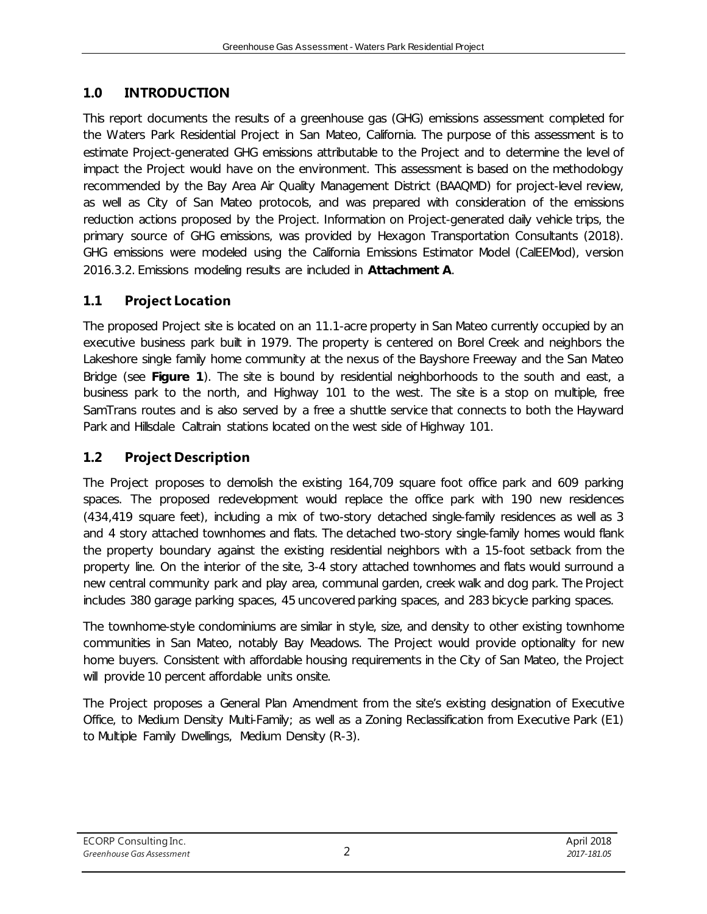# 1.0 INTRODUCTION

This report documents the results of a greenhouse gas (GHG) emissions assessment completed for the Waters Park Residential Project in San Mateo, California. The purpose of this assessment is to estimate Project-generated GHG emissions attributable to the Project and to determine the level of impact the Project would have on the environment. This assessment is based on the methodology recommended by the Bay Area Air Quality Management District (BAAQMD) for project-level review, as well as City of San Mateo protocols, and was prepared with consideration of the emissions reduction actions proposed by the Project. Information on Project-generated daily vehicle trips, the primary source of GHG emissions, was provided by Hexagon Transportation Consultants (2018). GHG emissions were modeled using the California Emissions Estimator Model (CalEEMod), version 2016.3.2. Emissions modeling results are included in **Attachment A**.

## 1.1 Project Location

The proposed Project site is located on an 11.1-acre property in San Mateo currently occupied by an executive business park built in 1979. The property is centered on Borel Creek and neighbors the Lakeshore single family home community at the nexus of the Bayshore Freeway and the San Mateo Bridge (see **Figure 1**). The site is bound by residential neighborhoods to the south and east, a business park to the north, and Highway 101 to the west. The site is a stop on multiple, free SamTrans routes and is also served by a free a shuttle service that connects to both the Hayward Park and Hillsdale Caltrain stations located on the west side of Highway 101.

## 1.2 Project Description

The Project proposes to demolish the existing 164,709 square foot office park and 609 parking spaces. The proposed redevelopment would replace the office park with 190 new residences (434,419 square feet), including a mix of two-story detached single-family residences as well as 3 and 4 story attached townhomes and flats. The detached two-story single-family homes would flank the property boundary against the existing residential neighbors with a 15-foot setback from the property line. On the interior of the site, 3-4 story attached townhomes and flats would surround a new central community park and play area, communal garden, creek walk and dog park. The Project includes 380 garage parking spaces, 45 uncovered parking spaces, and 283 bicycle parking spaces.

The townhome-style condominiums are similar in style, size, and density to other existing townhome communities in San Mateo, notably Bay Meadows. The Project would provide optionality for new home buyers. Consistent with affordable housing requirements in the City of San Mateo, the Project will provide 10 percent affordable units onsite.

The Project proposes a General Plan Amendment from the site's existing designation of Executive Office, to Medium Density Multi-Family; as well as a Zoning Reclassification from Executive Park (E1) to Multiple Family Dwellings, Medium Density (R-3).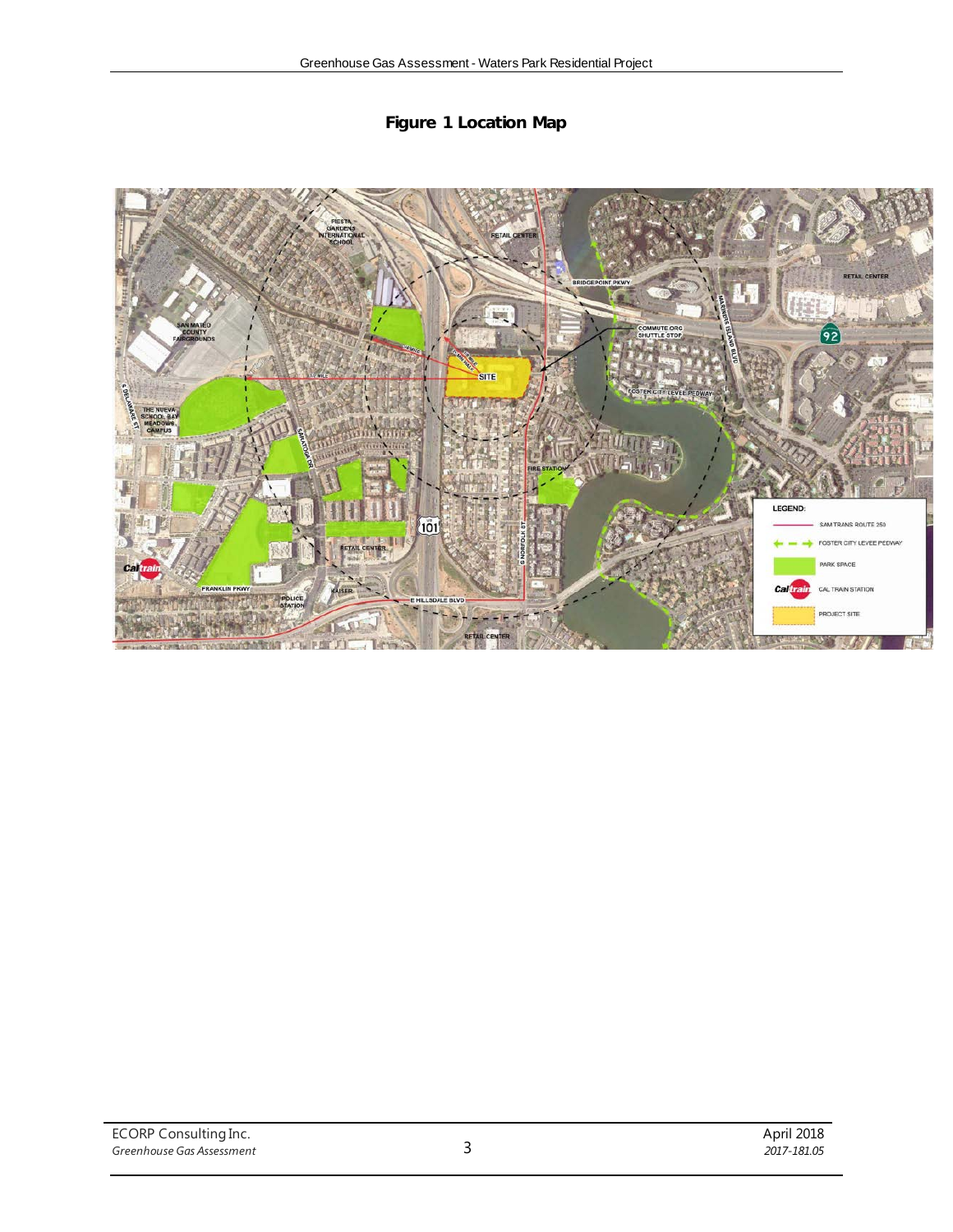**Figure 1 Location Map**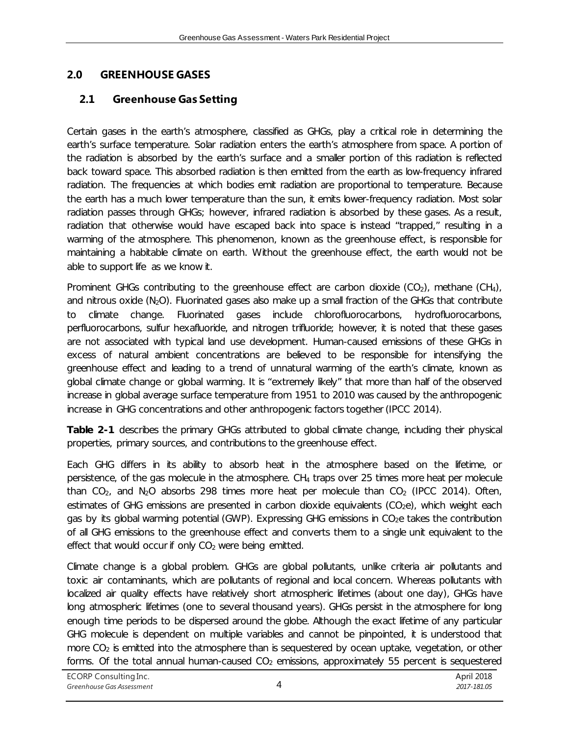# 2.0 GREENHOUSE GASES

## 2.1 Greenhouse Gas Setting

Certain gases in the earth's atmosphere, classified as GHGs, play a critical role in determining the earth's surface temperature. Solar radiation enters the earth's atmosphere from space. A portion of the radiation is absorbed by the earth's surface and a smaller portion of this radiation is reflected back toward space. This absorbed radiation is then emitted from the earth as low-frequency infrared radiation. The frequencies at which bodies emit radiation are proportional to temperature. Because the earth has a much lower temperature than the sun, it emits lower-frequency radiation. Most solar radiation passes through GHGs; however, infrared radiation is absorbed by these gases. As a result, radiation that otherwise would have escaped back into space is instead "trapped," resulting in a warming of the atmosphere. This phenomenon, known as the greenhouse effect, is responsible for maintaining a habitable climate on earth. Without the greenhouse effect, the earth would not be able to support life as we know it.

Prominent GHGs contributing to the greenhouse effect are carbon dioxide ($CO_2$), methane ($CH_4$), and nitrous oxide ($N_2O$). Fluorinated gases also make up a small fraction of the GHGs that contribute to climate change. Fluorinated gases include chlorofluorocarbons, hydrofluorocarbons, perfluorocarbons, sulfur hexafluoride, and nitrogen trifluoride; however, it is noted that these gases are not associated with typical land use development. Human-caused emissions of these GHGs in excess of natural ambient concentrations are believed to be responsible for intensifying the greenhouse effect and leading to a trend of unnatural warming of the earth's climate, known as global climate change or global warming. It is "extremely likely" that more than half of the observed increase in global average surface temperature from 1951 to 2010 was caused by the anthropogenic increase in GHG concentrations and other anthropogenic factors together (IPCC 2014).

**Table 2-1** describes the primary GHGs attributed to global climate change, including their physical properties, primary sources, and contributions to the greenhouse effect.

Each GHG differs in its ability to absorb heat in the atmosphere based on the lifetime, or persistence, of the gas molecule in the atmosphere. $CH_4$ traps over 25 times more heat per molecule than $CO_2$, and $N_2O$ absorbs 298 times more heat per molecule than $CO_2$ (IPCC 2014). Often, estimates of GHG emissions are presented in carbon dioxide equivalents ($CO_2e$), which weight each gas by its global warming potential (GWP). Expressing GHG emissions in $CO_2e$ takes the contribution of all GHG emissions to the greenhouse effect and converts them to a single unit equivalent to the effect that would occur if only $CO_2$ were being emitted.

Climate change is a global problem. GHGs are global pollutants, unlike criteria air pollutants and toxic air contaminants, which are pollutants of regional and local concern. Whereas pollutants with localized air quality effects have relatively short atmospheric lifetimes (about one day), GHGs have long atmospheric lifetimes (one to several thousand years). GHGs persist in the atmosphere for long enough time periods to be dispersed around the globe. Although the exact lifetime of any particular GHG molecule is dependent on multiple variables and cannot be pinpointed, it is understood that more $CO_2$ is emitted into the atmosphere than is sequestered by ocean uptake, vegetation, or other forms. Of the total annual human-caused $CO_2$ emissions, approximately 55 percent is sequestered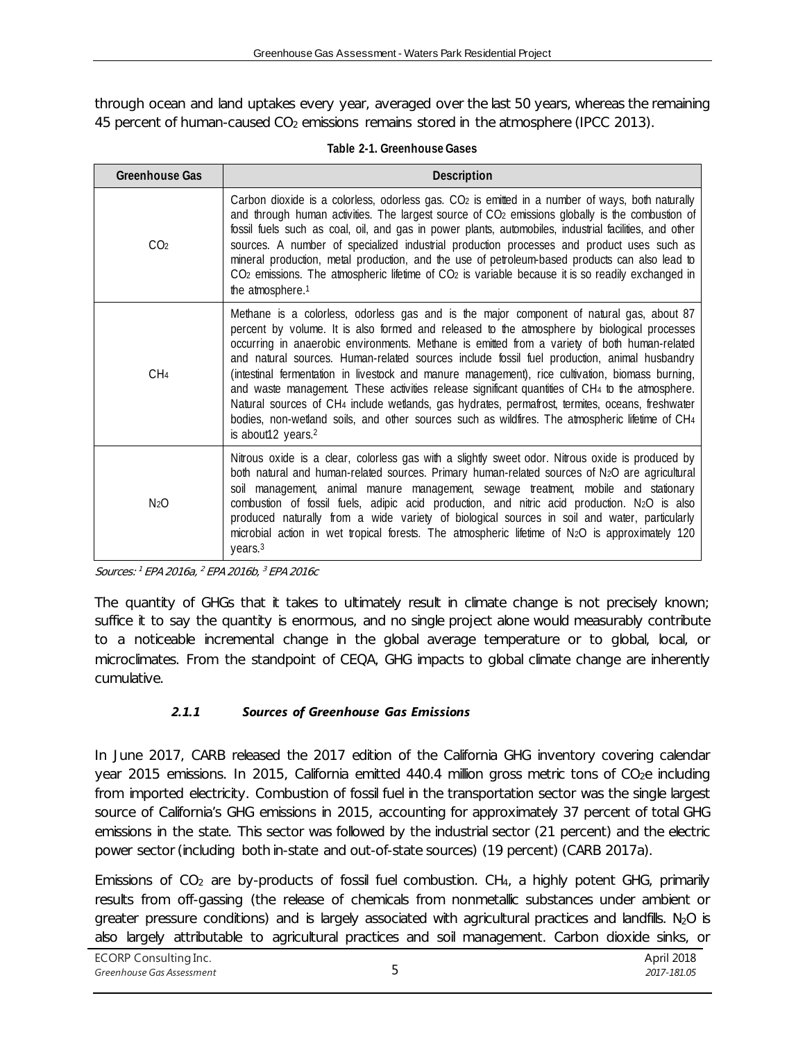through ocean and land uptakes every year, averaged over the last 50 years, whereas the remaining 45 percent of human-caused $CO_2$ emissions remains stored in the atmosphere (IPCC 2013).

**Table 2-1. Greenhouse Gases**

| Greenhouse Gas | Description |
|---|---|
| $CO_2$ | Carbon dioxide is a colorless, odorless gas. $CO_2$ is emitted in a number of ways, both naturally and through human activities. The largest source of $CO_2$ emissions globally is the combustion of fossil fuels such as coal, oil, and gas in power plants, automobiles, industrial facilities, and other sources. A number of specialized industrial production processes and product uses such as mineral production, metal production, and the use of petroleum-based products can also lead to $CO_2$ emissions. The atmospheric lifetime of $CO_2$ is variable because it is so readily exchanged in the atmosphere.[1] |
| $CH_4$ | Methane is a colorless, odorless gas and is the major component of natural gas, about 87 percent by volume. It is also formed and released to the atmosphere by biological processes occurring in anaerobic environments. Methane is emitted from a variety of both human-related and natural sources. Human-related sources include fossil fuel production, animal husbandry (intestinal fermentation in livestock and manure management), rice cultivation, biomass burning, and waste management. These activities release significant quantities of $CH_4$ to the atmosphere. Natural sources of $CH_4$ include wetlands, gas hydrates, permafrost, termites, oceans, freshwater bodies, non-wetland soils, and other sources such as wildfires. The atmospheric lifetime of $CH_4$ is about12 years.[2] |
| $N_2O$ | Nitrous oxide is a clear, colorless gas with a slightly sweet odor. Nitrous oxide is produced by both natural and human-related sources. Primary human-related sources of $N_2O$ are agricultural soil management, animal manure management, sewage treatment, mobile and stationary combustion of fossil fuels, adipic acid production, and nitric acid production. $N_2O$ is also produced naturally from a wide variety of biological sources in soil and water, particularly microbial action in wet tropical forests. The atmospheric lifetime of $N_2O$ is approximately 120 years.[3] |

*Sources: [1] EPA 2016a, [2] EPA 2016b, [3] EPA 2016c*

The quantity of GHGs that it takes to ultimately result in climate change is not precisely known; suffice it to say the quantity is enormous, and no single project alone would measurably contribute to a noticeable incremental change in the global average temperature or to global, local, or microclimates. From the standpoint of CEQA, GHG impacts to global climate change are inherently cumulative.

### *2.1.1 Sources of Greenhouse Gas Emissions*

In June 2017, CARB released the 2017 edition of the California GHG inventory covering calendar year 2015 emissions. In 2015, California emitted 440.4 million gross metric tons of $CO_2e$ including from imported electricity. Combustion of fossil fuel in the transportation sector was the single largest source of California's GHG emissions in 2015, accounting for approximately 37 percent of total GHG emissions in the state. This sector was followed by the industrial sector (21 percent) and the electric power sector (including both in-state and out-of-state sources) (19 percent) (CARB 2017a).

Emissions of $CO_2$ are by-products of fossil fuel combustion. $CH_4$, a highly potent GHG, primarily results from off-gassing (the release of chemicals from nonmetallic substances under ambient or greater pressure conditions) and is largely associated with agricultural practices and landfills. $N_2O$ is also largely attributable to agricultural practices and soil management. Carbon dioxide sinks, or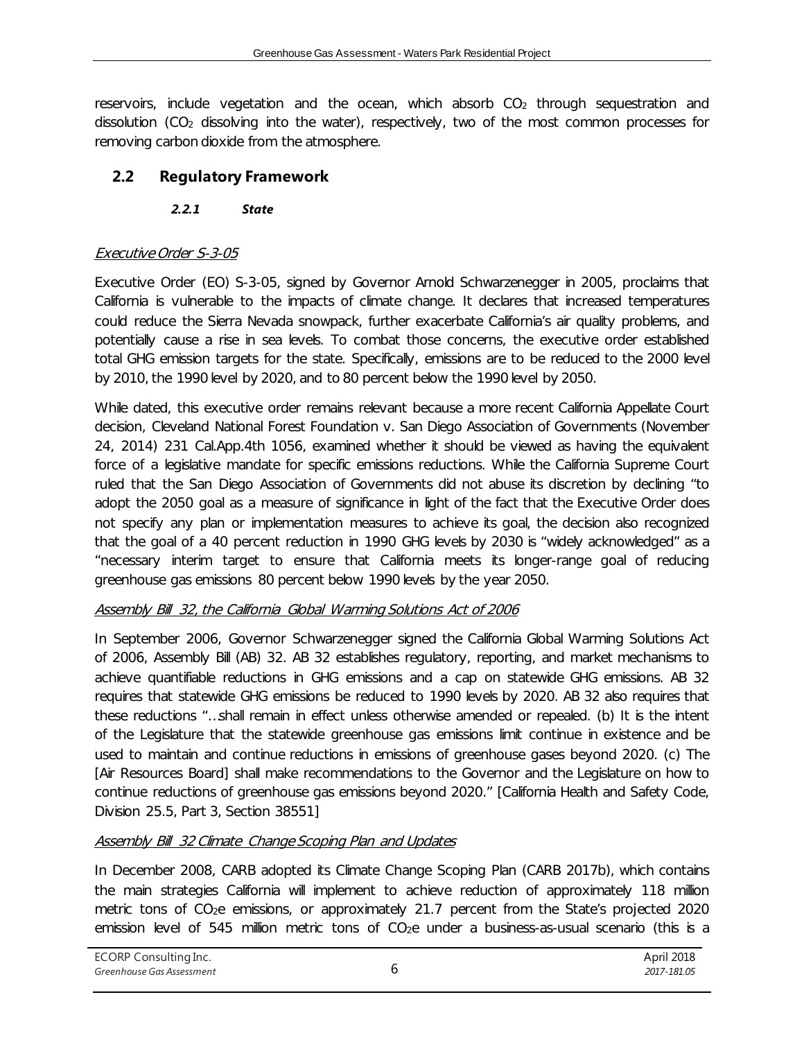reservoirs, include vegetation and the ocean, which absorb $CO_2$ through sequestration and dissolution ($CO_2$ dissolving into the water), respectively, two of the most common processes for removing carbon dioxide from the atmosphere.

## 2.2 Regulatory Framework

### *2.2.1 State*

#### *Executive Order S-3-05*

Executive Order (EO) S-3-05, signed by Governor Arnold Schwarzenegger in 2005, proclaims that California is vulnerable to the impacts of climate change. It declares that increased temperatures could reduce the Sierra Nevada snowpack, further exacerbate California's air quality problems, and potentially cause a rise in sea levels. To combat those concerns, the executive order established total GHG emission targets for the state. Specifically, emissions are to be reduced to the 2000 level by 2010, the 1990 level by 2020, and to 80 percent below the 1990 level by 2050.

While dated, this executive order remains relevant because a more recent California Appellate Court decision, Cleveland National Forest Foundation v. San Diego Association of Governments (November 24, 2014) 231 Cal.App.4th 1056, examined whether it should be viewed as having the equivalent force of a legislative mandate for specific emissions reductions. While the California Supreme Court ruled that the San Diego Association of Governments did not abuse its discretion by declining "to adopt the 2050 goal as a measure of significance in light of the fact that the Executive Order does not specify any plan or implementation measures to achieve its goal, the decision also recognized that the goal of a 40 percent reduction in 1990 GHG levels by 2030 is "widely acknowledged" as a "necessary interim target to ensure that California meets its longer-range goal of reducing greenhouse gas emissions 80 percent below 1990 levels by the year 2050.

#### *Assembly Bill 32, the California Global Warming Solutions Act of 2006*

In September 2006, Governor Schwarzenegger signed the California Global Warming Solutions Act of 2006, Assembly Bill (AB) 32. AB 32 establishes regulatory, reporting, and market mechanisms to achieve quantifiable reductions in GHG emissions and a cap on statewide GHG emissions. AB 32 requires that statewide GHG emissions be reduced to 1990 levels by 2020. AB 32 also requires that these reductions "…shall remain in effect unless otherwise amended or repealed. (b) It is the intent of the Legislature that the statewide greenhouse gas emissions limit continue in existence and be used to maintain and continue reductions in emissions of greenhouse gases beyond 2020. (c) The [Air Resources Board] shall make recommendations to the Governor and the Legislature on how to continue reductions of greenhouse gas emissions beyond 2020." [California Health and Safety Code, Division 25.5, Part 3, Section 38551]

#### *Assembly Bill 32 Climate Change Scoping Plan and Updates*

In December 2008, CARB adopted its Climate Change Scoping Plan (CARB 2017b), which contains the main strategies California will implement to achieve reduction of approximately 118 million metric tons of $CO_2e$ emissions, or approximately 21.7 percent from the State's projected 2020 emission level of 545 million metric tons of $CO_2e$ under a business-as-usual scenario (this is a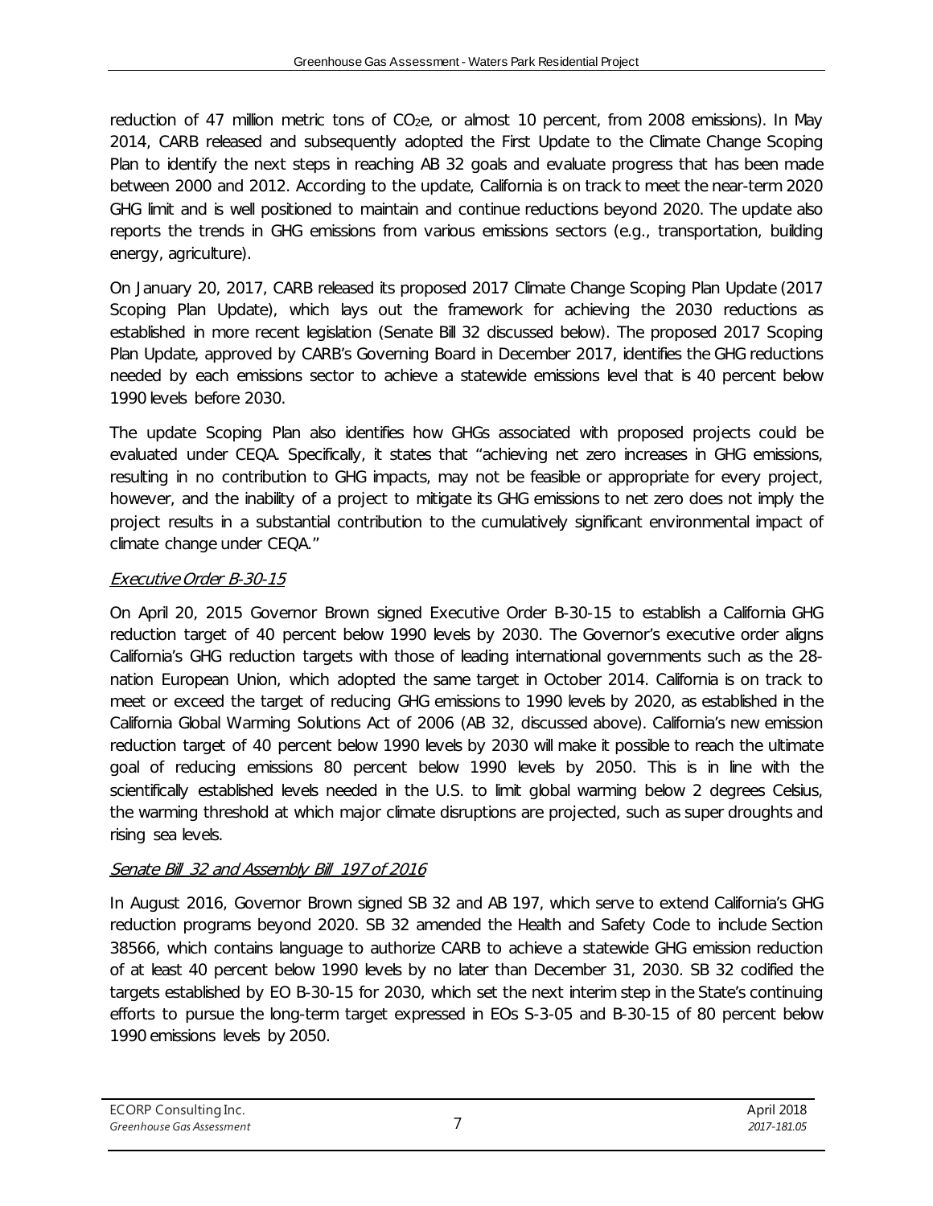reduction of 47 million metric tons of $CO_2e$, or almost 10 percent, from 2008 emissions). In May 2014, CARB released and subsequently adopted the First Update to the Climate Change Scoping Plan to identify the next steps in reaching AB 32 goals and evaluate progress that has been made between 2000 and 2012. According to the update, California is on track to meet the near-term 2020 GHG limit and is well positioned to maintain and continue reductions beyond 2020. The update also reports the trends in GHG emissions from various emissions sectors (e.g., transportation, building energy, agriculture).

On January 20, 2017, CARB released its proposed 2017 Climate Change Scoping Plan Update (2017 Scoping Plan Update), which lays out the framework for achieving the 2030 reductions as established in more recent legislation (Senate Bill 32 discussed below). The proposed 2017 Scoping Plan Update, approved by CARB's Governing Board in December 2017, identifies the GHG reductions needed by each emissions sector to achieve a statewide emissions level that is 40 percent below 1990 levels before 2030.

The update Scoping Plan also identifies how GHGs associated with proposed projects could be evaluated under CEQA. Specifically, it states that "achieving net zero increases in GHG emissions, resulting in no contribution to GHG impacts, may not be feasible or appropriate for every project, however, and the inability of a project to mitigate its GHG emissions to net zero does not imply the project results in a substantial contribution to the cumulatively significant environmental impact of climate change under CEQA."

#### *Executive Order B-30-15*

On April 20, 2015 Governor Brown signed Executive Order B-30-15 to establish a California GHG reduction target of 40 percent below 1990 levels by 2030. The Governor's executive order aligns California's GHG reduction targets with those of leading international governments such as the 28-nation European Union, which adopted the same target in October 2014. California is on track to meet or exceed the target of reducing GHG emissions to 1990 levels by 2020, as established in the California Global Warming Solutions Act of 2006 (AB 32, discussed above). California's new emission reduction target of 40 percent below 1990 levels by 2030 will make it possible to reach the ultimate goal of reducing emissions 80 percent below 1990 levels by 2050. This is in line with the scientifically established levels needed in the U.S. to limit global warming below 2 degrees Celsius, the warming threshold at which major climate disruptions are projected, such as super droughts and rising sea levels.

#### *Senate Bill 32 and Assembly Bill 197 of 2016*

In August 2016, Governor Brown signed SB 32 and AB 197, which serve to extend California's GHG reduction programs beyond 2020. SB 32 amended the Health and Safety Code to include Section 38566, which contains language to authorize CARB to achieve a statewide GHG emission reduction of at least 40 percent below 1990 levels by no later than December 31, 2030. SB 32 codified the targets established by EO B-30-15 for 2030, which set the next interim step in the State's continuing efforts to pursue the long-term target expressed in EOs S-3-05 and B-30-15 of 80 percent below 1990 emissions levels by 2050.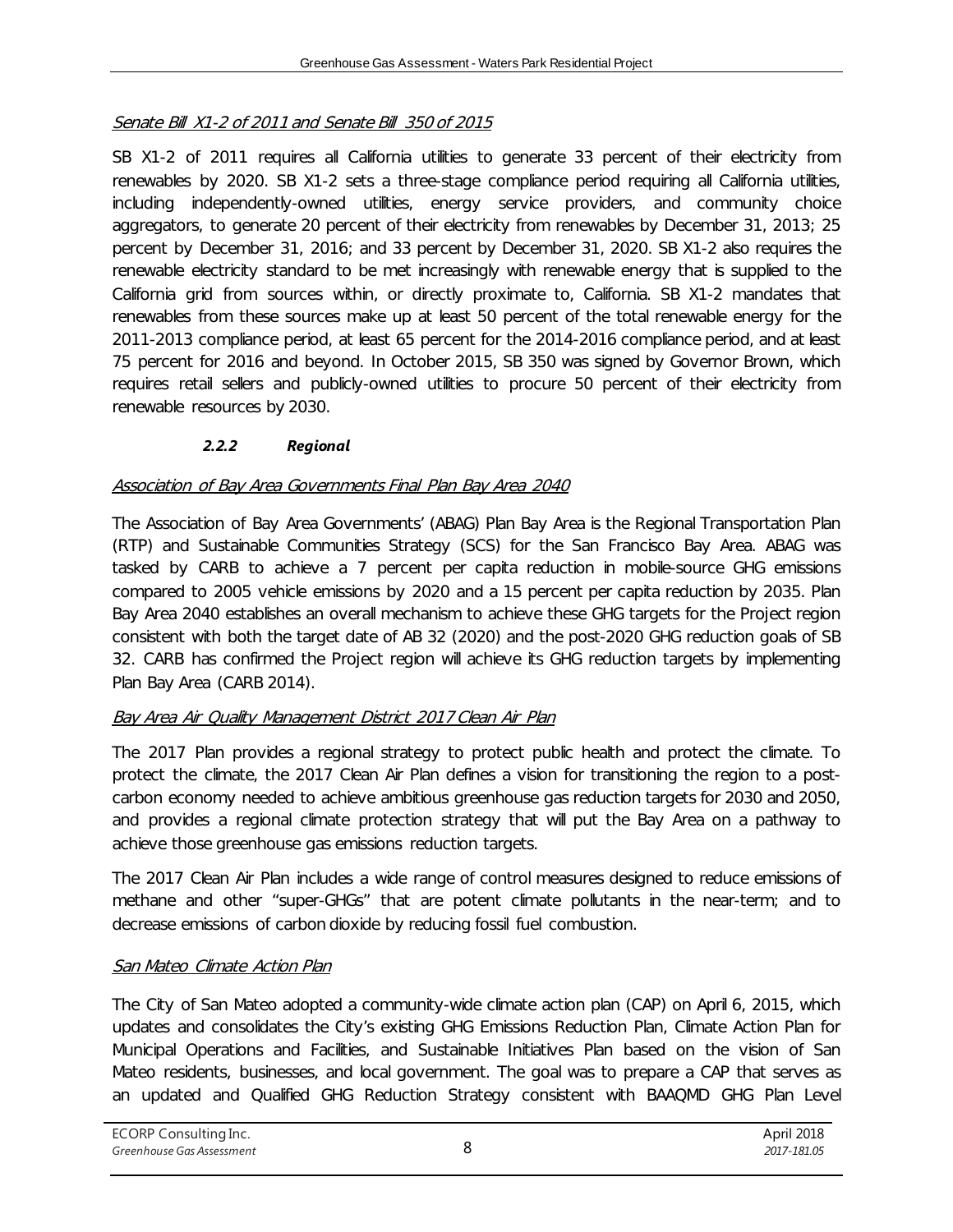Senate Bill X1-2 of 2011 and Senate Bill 350 of 2015

SB X1-2 of 2011 requires all California utilities to generate 33 percent of their electricity from renewables by 2020. SB X1-2 sets a three-stage compliance period requiring all California utilities, including independently-owned utilities, energy service providers, and community choice aggregators, to generate 20 percent of their electricity from renewables by December 31, 2013; 25 percent by December 31, 2016; and 33 percent by December 31, 2020. SB X1-2 also requires the renewable electricity standard to be met increasingly with renewable energy that is supplied to the California grid from sources within, or directly proximate to, California. SB X1-2 mandates that renewables from these sources make up at least 50 percent of the total renewable energy for the 2011-2013 compliance period, at least 65 percent for the 2014-2016 compliance period, and at least 75 percent for 2016 and beyond. In October 2015, SB 350 was signed by Governor Brown, which requires retail sellers and publicly-owned utilities to procure 50 percent of their electricity from renewable resources by 2030.

### *2.2.2 Regional*

Association of Bay Area Governments Final Plan Bay Area 2040

The Association of Bay Area Governments' (ABAG) Plan Bay Area is the Regional Transportation Plan (RTP) and Sustainable Communities Strategy (SCS) for the San Francisco Bay Area. ABAG was tasked by CARB to achieve a 7 percent per capita reduction in mobile-source GHG emissions compared to 2005 vehicle emissions by 2020 and a 15 percent per capita reduction by 2035. Plan Bay Area 2040 establishes an overall mechanism to achieve these GHG targets for the Project region consistent with both the target date of AB 32 (2020) and the post-2020 GHG reduction goals of SB 32. CARB has confirmed the Project region will achieve its GHG reduction targets by implementing Plan Bay Area (CARB 2014).

Bay Area Air Quality Management District 2017 Clean Air Plan

The 2017 Plan provides a regional strategy to protect public health and protect the climate. To protect the climate, the 2017 Clean Air Plan defines a vision for transitioning the region to a post-carbon economy needed to achieve ambitious greenhouse gas reduction targets for 2030 and 2050, and provides a regional climate protection strategy that will put the Bay Area on a pathway to achieve those greenhouse gas emissions reduction targets.

The 2017 Clean Air Plan includes a wide range of control measures designed to reduce emissions of methane and other "super-GHGs" that are potent climate pollutants in the near-term; and to decrease emissions of carbon dioxide by reducing fossil fuel combustion.

San Mateo Climate Action Plan

The City of San Mateo adopted a community-wide climate action plan (CAP) on April 6, 2015, which updates and consolidates the City's existing GHG Emissions Reduction Plan, Climate Action Plan for Municipal Operations and Facilities, and Sustainable Initiatives Plan based on the vision of San Mateo residents, businesses, and local government. The goal was to prepare a CAP that serves as an updated and Qualified GHG Reduction Strategy consistent with BAAQMD GHG Plan Level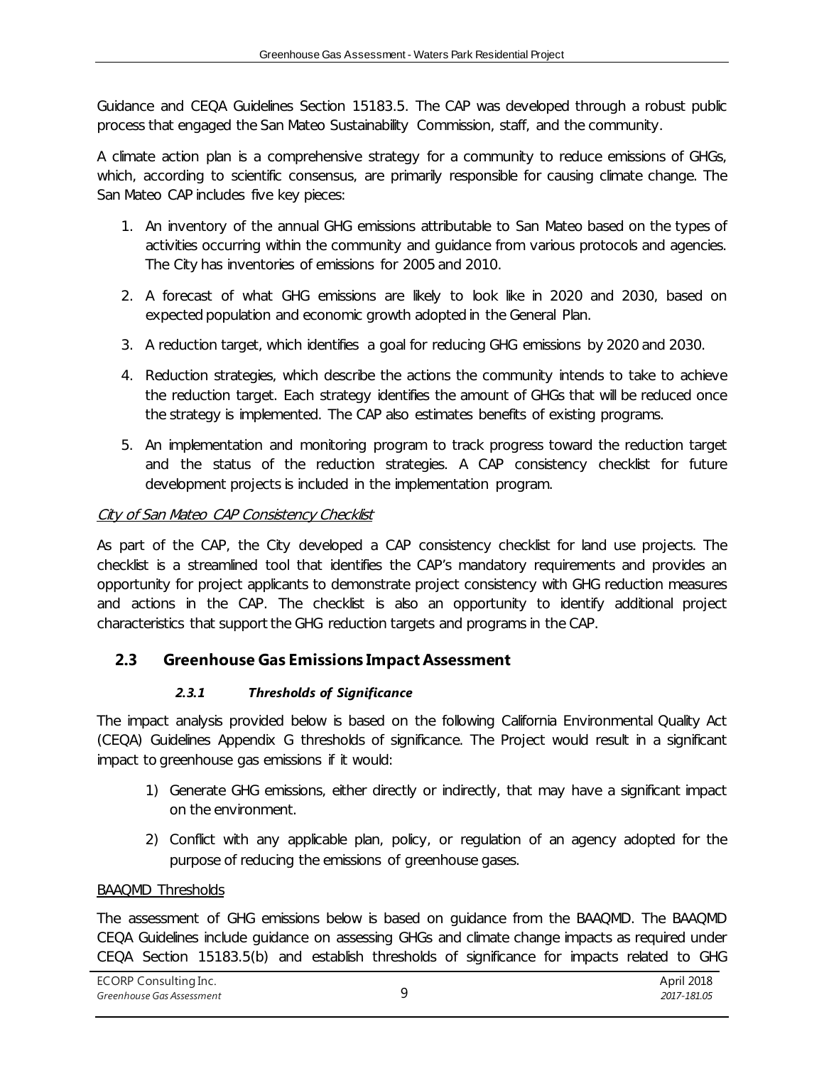Guidance and CEQA Guidelines Section 15183.5. The CAP was developed through a robust public process that engaged the San Mateo Sustainability Commission, staff, and the community.

A climate action plan is a comprehensive strategy for a community to reduce emissions of GHGs, which, according to scientific consensus, are primarily responsible for causing climate change. The San Mateo CAP includes five key pieces:

1. An inventory of the annual GHG emissions attributable to San Mateo based on the types of activities occurring within the community and guidance from various protocols and agencies. The City has inventories of emissions for 2005 and 2010.
2. A forecast of what GHG emissions are likely to look like in 2020 and 2030, based on expected population and economic growth adopted in the General Plan.
3. A reduction target, which identifies a goal for reducing GHG emissions by 2020 and 2030.
4. Reduction strategies, which describe the actions the community intends to take to achieve the reduction target. Each strategy identifies the amount of GHGs that will be reduced once the strategy is implemented. The CAP also estimates benefits of existing programs.
5. An implementation and monitoring program to track progress toward the reduction target and the status of the reduction strategies. A CAP consistency checklist for future development projects is included in the implementation program.

*City of San Mateo CAP Consistency Checklist*

As part of the CAP, the City developed a CAP consistency checklist for land use projects. The checklist is a streamlined tool that identifies the CAP's mandatory requirements and provides an opportunity for project applicants to demonstrate project consistency with GHG reduction measures and actions in the CAP. The checklist is also an opportunity to identify additional project characteristics that support the GHG reduction targets and programs in the CAP.

## 2.3 Greenhouse Gas Emissions Impact Assessment

### *2.3.1 Thresholds of Significance*

The impact analysis provided below is based on the following California Environmental Quality Act (CEQA) Guidelines Appendix G thresholds of significance. The Project would result in a significant impact to greenhouse gas emissions if it would:

1) Generate GHG emissions, either directly or indirectly, that may have a significant impact on the environment.
2) Conflict with any applicable plan, policy, or regulation of an agency adopted for the purpose of reducing the emissions of greenhouse gases.

BAAQMD Thresholds

The assessment of GHG emissions below is based on guidance from the BAAQMD. The BAAQMD CEQA Guidelines include guidance on assessing GHGs and climate change impacts as required under CEQA Section 15183.5(b) and establish thresholds of significance for impacts related to GHG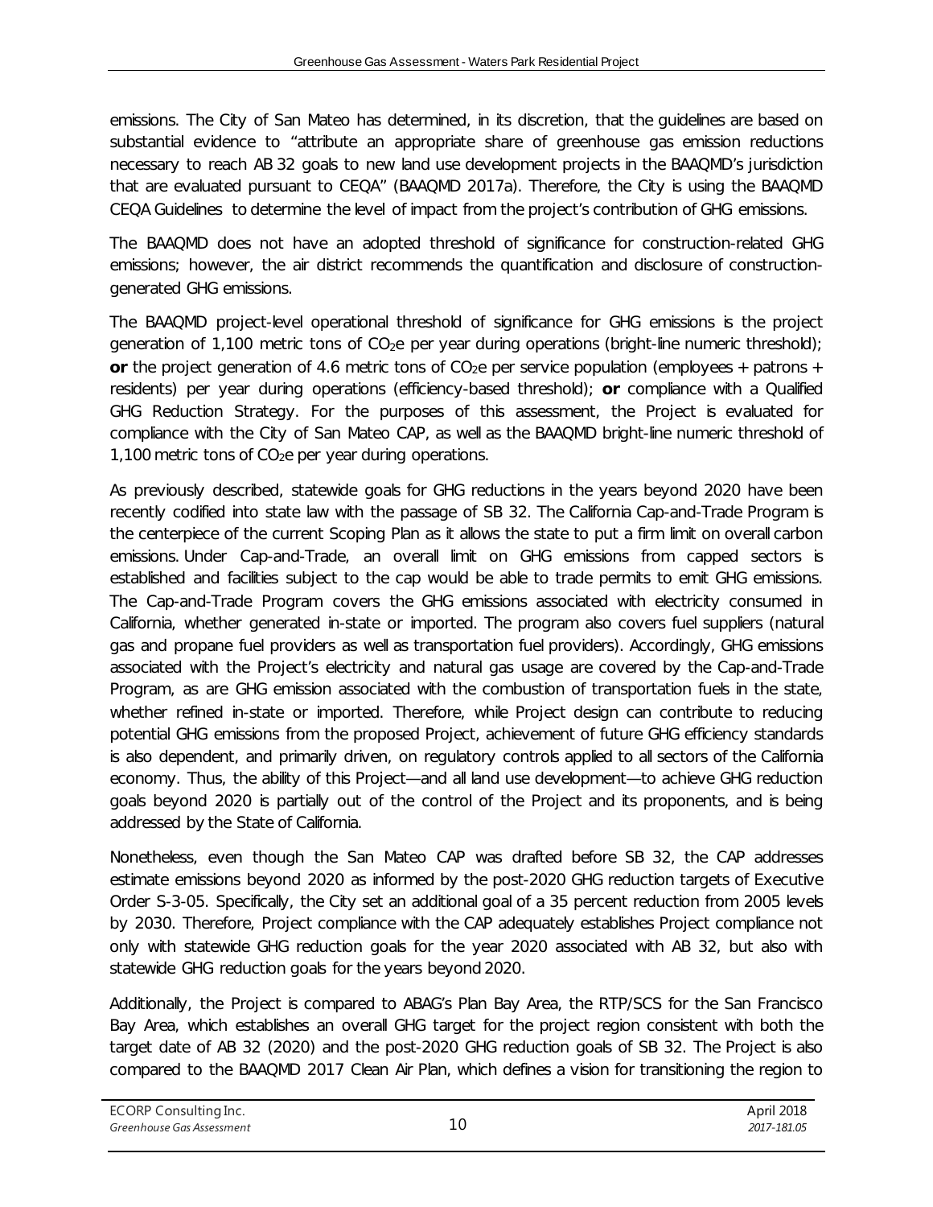emissions. The City of San Mateo has determined, in its discretion, that the guidelines are based on substantial evidence to "attribute an appropriate share of greenhouse gas emission reductions necessary to reach AB 32 goals to new land use development projects in the BAAQMD's jurisdiction that are evaluated pursuant to CEQA" (BAAQMD 2017a). Therefore, the City is using the BAAQMD CEQA Guidelines to determine the level of impact from the project's contribution of GHG emissions.

The BAAQMD does not have an adopted threshold of significance for construction-related GHG emissions; however, the air district recommends the quantification and disclosure of construction-generated GHG emissions.

The BAAQMD project-level operational threshold of significance for GHG emissions is the project generation of 1,100 metric tons of $CO_2e$ per year during operations (bright-line numeric threshold); **or** the project generation of 4.6 metric tons of $CO_2e$ per service population (employees + patrons + residents) per year during operations (efficiency-based threshold); **or** compliance with a Qualified GHG Reduction Strategy. For the purposes of this assessment, the Project is evaluated for compliance with the City of San Mateo CAP, as well as the BAAQMD bright-line numeric threshold of 1,100 metric tons of $CO_2e$ per year during operations.

As previously described, statewide goals for GHG reductions in the years beyond 2020 have been recently codified into state law with the passage of SB 32. The California Cap-and-Trade Program is the centerpiece of the current Scoping Plan as it allows the state to put a firm limit on overall carbon emissions. Under Cap-and-Trade, an overall limit on GHG emissions from capped sectors is established and facilities subject to the cap would be able to trade permits to emit GHG emissions. The Cap-and-Trade Program covers the GHG emissions associated with electricity consumed in California, whether generated in-state or imported. The program also covers fuel suppliers (natural gas and propane fuel providers as well as transportation fuel providers). Accordingly, GHG emissions associated with the Project's electricity and natural gas usage are covered by the Cap-and-Trade Program, as are GHG emission associated with the combustion of transportation fuels in the state, whether refined in-state or imported. Therefore, while Project design can contribute to reducing potential GHG emissions from the proposed Project, achievement of future GHG efficiency standards is also dependent, and primarily driven, on regulatory controls applied to all sectors of the California economy. Thus, the ability of this Project—and all land use development—to achieve GHG reduction goals beyond 2020 is partially out of the control of the Project and its proponents, and is being addressed by the State of California.

Nonetheless, even though the San Mateo CAP was drafted before SB 32, the CAP addresses estimate emissions beyond 2020 as informed by the post-2020 GHG reduction targets of Executive Order S-3-05. Specifically, the City set an additional goal of a 35 percent reduction from 2005 levels by 2030. Therefore, Project compliance with the CAP adequately establishes Project compliance not only with statewide GHG reduction goals for the year 2020 associated with AB 32, but also with statewide GHG reduction goals for the years beyond 2020.

Additionally, the Project is compared to ABAG's Plan Bay Area, the RTP/SCS for the San Francisco Bay Area, which establishes an overall GHG target for the project region consistent with both the target date of AB 32 (2020) and the post-2020 GHG reduction goals of SB 32. The Project is also compared to the BAAQMD 2017 Clean Air Plan, which defines a vision for transitioning the region to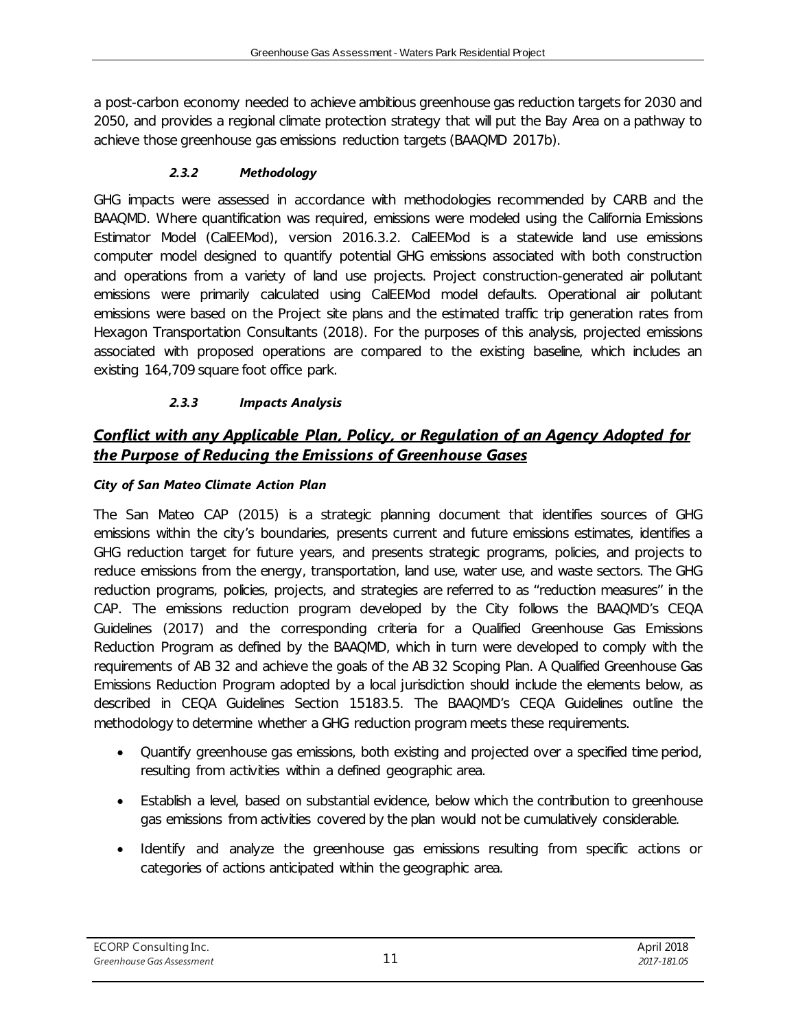a post-carbon economy needed to achieve ambitious greenhouse gas reduction targets for 2030 and 2050, and provides a regional climate protection strategy that will put the Bay Area on a pathway to achieve those greenhouse gas emissions reduction targets (BAAQMD 2017b).

### *2.3.2 Methodology*

GHG impacts were assessed in accordance with methodologies recommended by CARB and the BAAQMD. Where quantification was required, emissions were modeled using the California Emissions Estimator Model (CalEEMod), version 2016.3.2. CalEEMod is a statewide land use emissions computer model designed to quantify potential GHG emissions associated with both construction and operations from a variety of land use projects. Project construction-generated air pollutant emissions were primarily calculated using CalEEMod model defaults. Operational air pollutant emissions were based on the Project site plans and the estimated traffic trip generation rates from Hexagon Transportation Consultants (2018). For the purposes of this analysis, projected emissions associated with proposed operations are compared to the existing baseline, which includes an existing 164,709 square foot office park.

### *2.3.3 Impacts Analysis*

## ***Conflict with any Applicable Plan, Policy, or Regulation of an Agency Adopted for the Purpose of Reducing the Emissions of Greenhouse Gases***

#### *City of San Mateo Climate Action Plan*

The San Mateo CAP (2015) is a strategic planning document that identifies sources of GHG emissions within the city's boundaries, presents current and future emissions estimates, identifies a GHG reduction target for future years, and presents strategic programs, policies, and projects to reduce emissions from the energy, transportation, land use, water use, and waste sectors. The GHG reduction programs, policies, projects, and strategies are referred to as "reduction measures" in the CAP. The emissions reduction program developed by the City follows the BAAQMD's CEQA Guidelines (2017) and the corresponding criteria for a Qualified Greenhouse Gas Emissions Reduction Program as defined by the BAAQMD, which in turn were developed to comply with the requirements of AB 32 and achieve the goals of the AB 32 Scoping Plan. A Qualified Greenhouse Gas Emissions Reduction Program adopted by a local jurisdiction should include the elements below, as described in CEQA Guidelines Section 15183.5. The BAAQMD's CEQA Guidelines outline the methodology to determine whether a GHG reduction program meets these requirements.

- Quantify greenhouse gas emissions, both existing and projected over a specified time period, resulting from activities within a defined geographic area.
- Establish a level, based on substantial evidence, below which the contribution to greenhouse gas emissions from activities covered by the plan would not be cumulatively considerable.
- Identify and analyze the greenhouse gas emissions resulting from specific actions or categories of actions anticipated within the geographic area.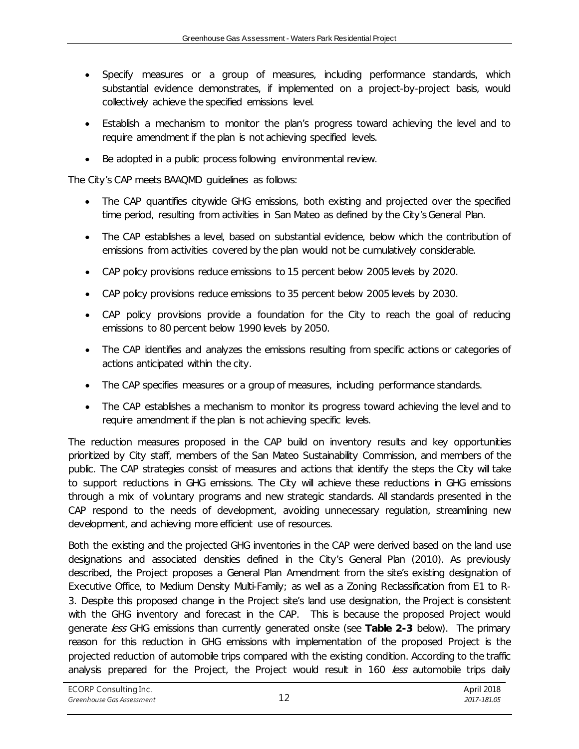- Specify measures or a group of measures, including performance standards, which substantial evidence demonstrates, if implemented on a project-by-project basis, would collectively achieve the specified emissions level.
- Establish a mechanism to monitor the plan's progress toward achieving the level and to require amendment if the plan is not achieving specified levels.
- Be adopted in a public process following environmental review.

The City's CAP meets BAAQMD guidelines as follows:

- The CAP quantifies citywide GHG emissions, both existing and projected over the specified time period, resulting from activities in San Mateo as defined by the City's General Plan.
- The CAP establishes a level, based on substantial evidence, below which the contribution of emissions from activities covered by the plan would not be cumulatively considerable.
- CAP policy provisions reduce emissions to 15 percent below 2005 levels by 2020.
- CAP policy provisions reduce emissions to 35 percent below 2005 levels by 2030.
- CAP policy provisions provide a foundation for the City to reach the goal of reducing emissions to 80 percent below 1990 levels by 2050.
- The CAP identifies and analyzes the emissions resulting from specific actions or categories of actions anticipated within the city.
- The CAP specifies measures or a group of measures, including performance standards.
- The CAP establishes a mechanism to monitor its progress toward achieving the level and to require amendment if the plan is not achieving specific levels.

The reduction measures proposed in the CAP build on inventory results and key opportunities prioritized by City staff, members of the San Mateo Sustainability Commission, and members of the public. The CAP strategies consist of measures and actions that identify the steps the City will take to support reductions in GHG emissions. The City will achieve these reductions in GHG emissions through a mix of voluntary programs and new strategic standards. All standards presented in the CAP respond to the needs of development, avoiding unnecessary regulation, streamlining new development, and achieving more efficient use of resources.

Both the existing and the projected GHG inventories in the CAP were derived based on the land use designations and associated densities defined in the City's General Plan (2010). As previously described, the Project proposes a General Plan Amendment from the site's existing designation of Executive Office, to Medium Density Multi-Family; as well as a Zoning Reclassification from E1 to R-3. Despite this proposed change in the Project site's land use designation, the Project is consistent with the GHG inventory and forecast in the CAP. This is because the proposed Project would generate *less* GHG emissions than currently generated onsite (see **Table 2-3** below). The primary reason for this reduction in GHG emissions with implementation of the proposed Project is the projected reduction of automobile trips compared with the existing condition. According to the traffic analysis prepared for the Project, the Project would result in 160 *less* automobile trips daily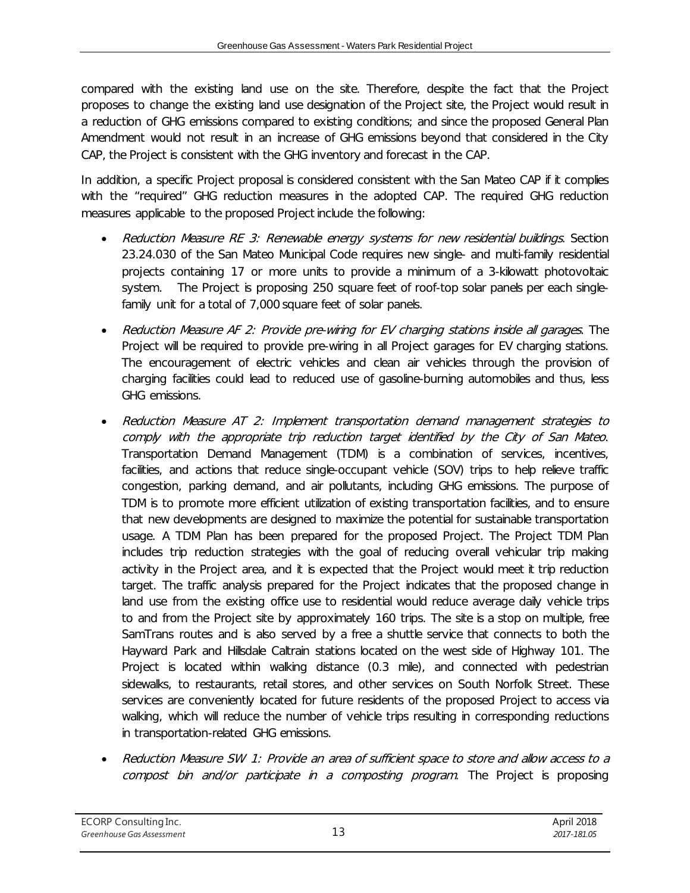compared with the existing land use on the site. Therefore, despite the fact that the Project proposes to change the existing land use designation of the Project site, the Project would result in a reduction of GHG emissions compared to existing conditions; and since the proposed General Plan Amendment would not result in an increase of GHG emissions beyond that considered in the City CAP, the Project is consistent with the GHG inventory and forecast in the CAP.

In addition, a specific Project proposal is considered consistent with the San Mateo CAP if it complies with the "required" GHG reduction measures in the adopted CAP. The required GHG reduction measures applicable to the proposed Project include the following:

- *Reduction Measure RE 3: Renewable energy systems for new residential buildings*. Section 23.24.030 of the San Mateo Municipal Code requires new single- and multi-family residential projects containing 17 or more units to provide a minimum of a 3-kilowatt photovoltaic system. The Project is proposing 250 square feet of roof-top solar panels per each single-family unit for a total of 7,000 square feet of solar panels.
- *Reduction Measure AF 2: Provide pre-wiring for EV charging stations inside all garages*. The Project will be required to provide pre-wiring in all Project garages for EV charging stations. The encouragement of electric vehicles and clean air vehicles through the provision of charging facilities could lead to reduced use of gasoline-burning automobiles and thus, less GHG emissions.
- *Reduction Measure AT 2: Implement transportation demand management strategies to comply with the appropriate trip reduction target identified by the City of San Mateo*. Transportation Demand Management (TDM) is a combination of services, incentives, facilities, and actions that reduce single-occupant vehicle (SOV) trips to help relieve traffic congestion, parking demand, and air pollutants, including GHG emissions. The purpose of TDM is to promote more efficient utilization of existing transportation facilities, and to ensure that new developments are designed to maximize the potential for sustainable transportation usage. A TDM Plan has been prepared for the proposed Project. The Project TDM Plan includes trip reduction strategies with the goal of reducing overall vehicular trip making activity in the Project area, and it is expected that the Project would meet it trip reduction target. The traffic analysis prepared for the Project indicates that the proposed change in land use from the existing office use to residential would reduce average daily vehicle trips to and from the Project site by approximately 160 trips. The site is a stop on multiple, free SamTrans routes and is also served by a free a shuttle service that connects to both the Hayward Park and Hillsdale Caltrain stations located on the west side of Highway 101. The Project is located within walking distance (0.3 mile), and connected with pedestrian sidewalks, to restaurants, retail stores, and other services on South Norfolk Street. These services are conveniently located for future residents of the proposed Project to access via walking, which will reduce the number of vehicle trips resulting in corresponding reductions in transportation-related GHG emissions.
- *Reduction Measure SW 1: Provide an area of sufficient space to store and allow access to a compost bin and/or participate in a composting program*. The Project is proposing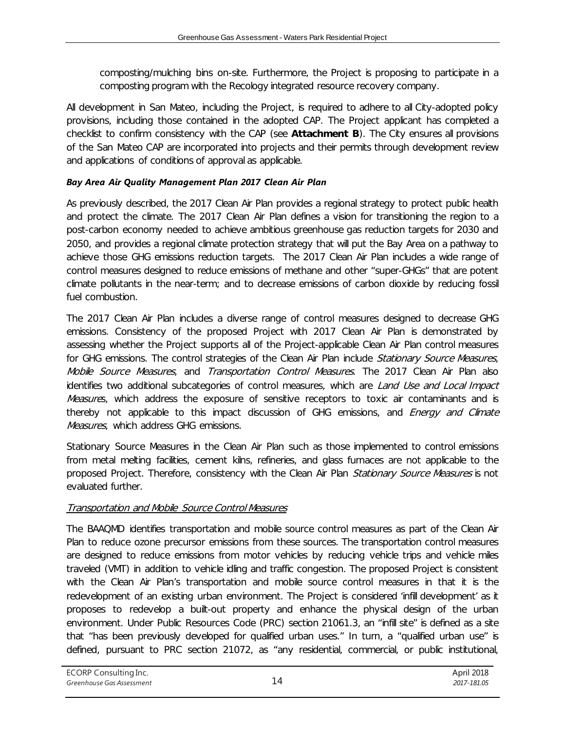composting/mulching bins on-site. Furthermore, the Project is proposing to participate in a composting program with the Recology integrated resource recovery company.

All development in San Mateo, including the Project, is required to adhere to all City-adopted policy provisions, including those contained in the adopted CAP. The Project applicant has completed a checklist to confirm consistency with the CAP (see **Attachment B**). The City ensures all provisions of the San Mateo CAP are incorporated into projects and their permits through development review and applications of conditions of approval as applicable.

***Bay Area Air Quality Management Plan 2017 Clean Air Plan***

As previously described, the 2017 Clean Air Plan provides a regional strategy to protect public health and protect the climate. The 2017 Clean Air Plan defines a vision for transitioning the region to a post-carbon economy needed to achieve ambitious greenhouse gas reduction targets for 2030 and 2050, and provides a regional climate protection strategy that will put the Bay Area on a pathway to achieve those GHG emissions reduction targets. The 2017 Clean Air Plan includes a wide range of control measures designed to reduce emissions of methane and other "super-GHGs" that are potent climate pollutants in the near-term; and to decrease emissions of carbon dioxide by reducing fossil fuel combustion.

The 2017 Clean Air Plan includes a diverse range of control measures designed to decrease GHG emissions. Consistency of the proposed Project with 2017 Clean Air Plan is demonstrated by assessing whether the Project supports all of the Project-applicable Clean Air Plan control measures for GHG emissions. The control strategies of the Clean Air Plan include *Stationary Source Measures*, *Mobile Source Measures*, and *Transportation Control Measures*. The 2017 Clean Air Plan also identifies two additional subcategories of control measures, which are *Land Use and Local Impact Measures*, which address the exposure of sensitive receptors to toxic air contaminants and is thereby not applicable to this impact discussion of GHG emissions, and *Energy and Climate Measures*, which address GHG emissions.

Stationary Source Measures in the Clean Air Plan such as those implemented to control emissions from metal melting facilities, cement kilns, refineries, and glass furnaces are not applicable to the proposed Project. Therefore, consistency with the Clean Air Plan *Stationary Source Measures* is not evaluated further.

*Transportation and Mobile Source Control Measures*

The BAAQMD identifies transportation and mobile source control measures as part of the Clean Air Plan to reduce ozone precursor emissions from these sources. The transportation control measures are designed to reduce emissions from motor vehicles by reducing vehicle trips and vehicle miles traveled (VMT) in addition to vehicle idling and traffic congestion. The proposed Project is consistent with the Clean Air Plan's transportation and mobile source control measures in that it is the redevelopment of an existing urban environment. The Project is considered 'infill development' as it proposes to redevelop a built-out property and enhance the physical design of the urban environment. Under Public Resources Code (PRC) section 21061.3, an "infill site" is defined as a site that "has been previously developed for qualified urban uses." In turn, a "qualified urban use" is defined, pursuant to PRC section 21072, as "any residential, commercial, or public institutional,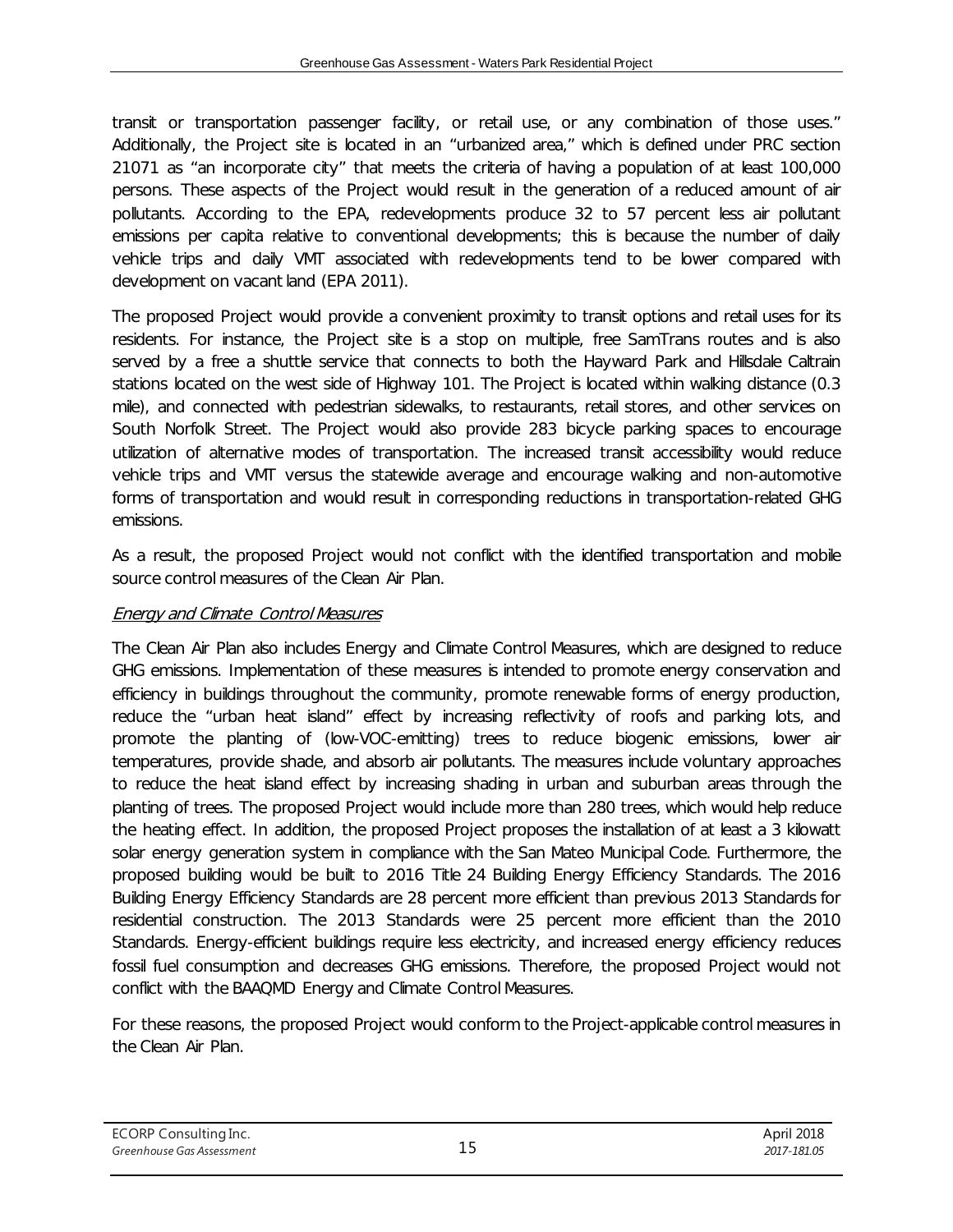transit or transportation passenger facility, or retail use, or any combination of those uses." Additionally, the Project site is located in an "urbanized area," which is defined under PRC section 21071 as "an incorporate city" that meets the criteria of having a population of at least 100,000 persons. These aspects of the Project would result in the generation of a reduced amount of air pollutants. According to the EPA, redevelopments produce 32 to 57 percent less air pollutant emissions per capita relative to conventional developments; this is because the number of daily vehicle trips and daily VMT associated with redevelopments tend to be lower compared with development on vacant land (EPA 2011).

The proposed Project would provide a convenient proximity to transit options and retail uses for its residents. For instance, the Project site is a stop on multiple, free SamTrans routes and is also served by a free a shuttle service that connects to both the Hayward Park and Hillsdale Caltrain stations located on the west side of Highway 101. The Project is located within walking distance (0.3 mile), and connected with pedestrian sidewalks, to restaurants, retail stores, and other services on South Norfolk Street. The Project would also provide 283 bicycle parking spaces to encourage utilization of alternative modes of transportation. The increased transit accessibility would reduce vehicle trips and VMT versus the statewide average and encourage walking and non-automotive forms of transportation and would result in corresponding reductions in transportation-related GHG emissions.

As a result, the proposed Project would not conflict with the identified transportation and mobile source control measures of the Clean Air Plan.

*Energy and Climate Control Measures*

The Clean Air Plan also includes Energy and Climate Control Measures, which are designed to reduce GHG emissions. Implementation of these measures is intended to promote energy conservation and efficiency in buildings throughout the community, promote renewable forms of energy production, reduce the "urban heat island" effect by increasing reflectivity of roofs and parking lots, and promote the planting of (low-VOC-emitting) trees to reduce biogenic emissions, lower air temperatures, provide shade, and absorb air pollutants. The measures include voluntary approaches to reduce the heat island effect by increasing shading in urban and suburban areas through the planting of trees. The proposed Project would include more than 280 trees, which would help reduce the heating effect. In addition, the proposed Project proposes the installation of at least a 3 kilowatt solar energy generation system in compliance with the San Mateo Municipal Code. Furthermore, the proposed building would be built to 2016 Title 24 Building Energy Efficiency Standards. The 2016 Building Energy Efficiency Standards are 28 percent more efficient than previous 2013 Standards for residential construction. The 2013 Standards were 25 percent more efficient than the 2010 Standards. Energy-efficient buildings require less electricity, and increased energy efficiency reduces fossil fuel consumption and decreases GHG emissions. Therefore, the proposed Project would not conflict with the BAAQMD Energy and Climate Control Measures.

For these reasons, the proposed Project would conform to the Project-applicable control measures in the Clean Air Plan.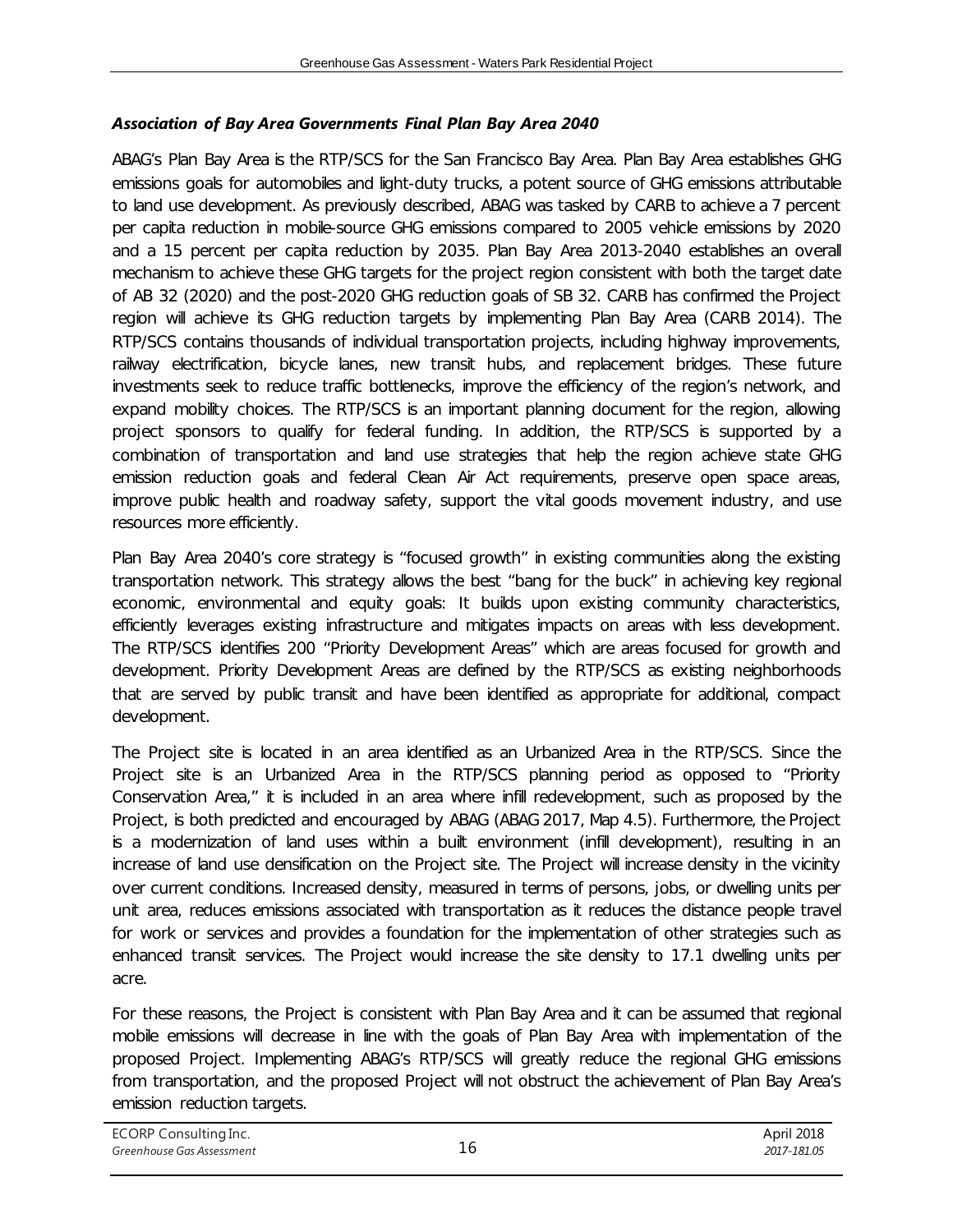### *Association of Bay Area Governments Final Plan Bay Area 2040*

ABAG's Plan Bay Area is the RTP/SCS for the San Francisco Bay Area. Plan Bay Area establishes GHG emissions goals for automobiles and light-duty trucks, a potent source of GHG emissions attributable to land use development. As previously described, ABAG was tasked by CARB to achieve a 7 percent per capita reduction in mobile-source GHG emissions compared to 2005 vehicle emissions by 2020 and a 15 percent per capita reduction by 2035. Plan Bay Area 2013-2040 establishes an overall mechanism to achieve these GHG targets for the project region consistent with both the target date of AB 32 (2020) and the post-2020 GHG reduction goals of SB 32. CARB has confirmed the Project region will achieve its GHG reduction targets by implementing Plan Bay Area (CARB 2014). The RTP/SCS contains thousands of individual transportation projects, including highway improvements, railway electrification, bicycle lanes, new transit hubs, and replacement bridges. These future investments seek to reduce traffic bottlenecks, improve the efficiency of the region's network, and expand mobility choices. The RTP/SCS is an important planning document for the region, allowing project sponsors to qualify for federal funding. In addition, the RTP/SCS is supported by a combination of transportation and land use strategies that help the region achieve state GHG emission reduction goals and federal Clean Air Act requirements, preserve open space areas, improve public health and roadway safety, support the vital goods movement industry, and use resources more efficiently.

Plan Bay Area 2040's core strategy is "focused growth" in existing communities along the existing transportation network. This strategy allows the best "bang for the buck" in achieving key regional economic, environmental and equity goals: It builds upon existing community characteristics, efficiently leverages existing infrastructure and mitigates impacts on areas with less development. The RTP/SCS identifies 200 "Priority Development Areas" which are areas focused for growth and development. Priority Development Areas are defined by the RTP/SCS as existing neighborhoods that are served by public transit and have been identified as appropriate for additional, compact development.

The Project site is located in an area identified as an Urbanized Area in the RTP/SCS. Since the Project site is an Urbanized Area in the RTP/SCS planning period as opposed to "Priority Conservation Area," it is included in an area where infill redevelopment, such as proposed by the Project, is both predicted and encouraged by ABAG (ABAG 2017, Map 4.5). Furthermore, the Project is a modernization of land uses within a built environment (infill development), resulting in an increase of land use densification on the Project site. The Project will increase density in the vicinity over current conditions. Increased density, measured in terms of persons, jobs, or dwelling units per unit area, reduces emissions associated with transportation as it reduces the distance people travel for work or services and provides a foundation for the implementation of other strategies such as enhanced transit services. The Project would increase the site density to 17.1 dwelling units per acre.

For these reasons, the Project is consistent with Plan Bay Area and it can be assumed that regional mobile emissions will decrease in line with the goals of Plan Bay Area with implementation of the proposed Project. Implementing ABAG's RTP/SCS will greatly reduce the regional GHG emissions from transportation, and the proposed Project will not obstruct the achievement of Plan Bay Area's emission reduction targets.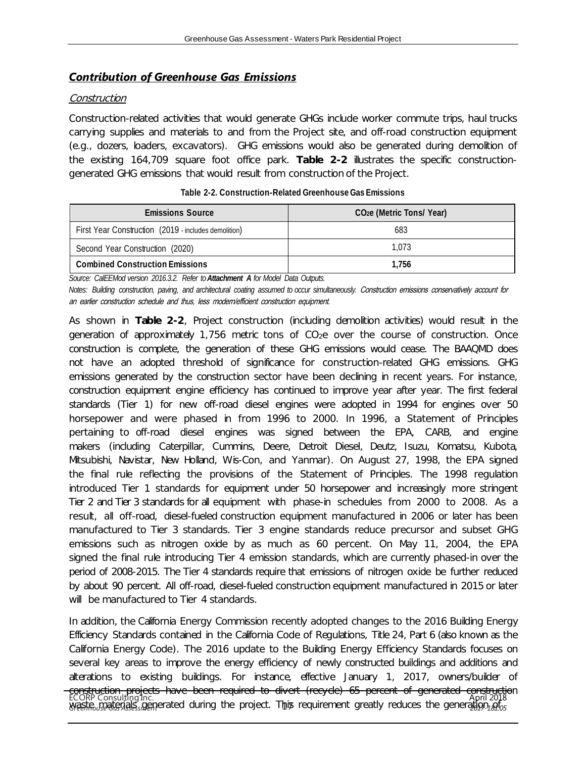## *Contribution of Greenhouse Gas Emissions*

### Construction

Construction-related activities that would generate GHGs include worker commute trips, haul trucks carrying supplies and materials to and from the Project site, and off-road construction equipment (e.g., dozers, loaders, excavators). GHG emissions would also be generated during demolition of the existing 164,709 square foot office park. **Table 2-2** illustrates the specific construction-generated GHG emissions that would result from construction of the Project.

**Table 2-2. Construction-Related Greenhouse Gas Emissions**

| Emissions Source | $CO_2e$ (Metric Tons/ Year) |
|---|---|
| First Year Construction (2019 - includes demolition) | 683 |
| Second Year Construction (2020) | 1,073 |
| **Combined Construction Emissions** | **1,756** |

*Source: CalEEMod version 2016.3.2. Refer to* ***Attachment A*** *for Model Data Outputs.*

*Notes: Building construction, paving, and architectural coating assumed to occur simultaneously. Construction emissions conservatively account for an earlier construction schedule and thus, less modern/efficient construction equipment.*

As shown in **Table 2-2**, Project construction (including demolition activities) would result in the generation of approximately 1,756 metric tons of $CO_2e$ over the course of construction. Once construction is complete, the generation of these GHG emissions would cease. The BAAQMD does not have an adopted threshold of significance for construction-related GHG emissions. GHG emissions generated by the construction sector have been declining in recent years. For instance, construction equipment engine efficiency has continued to improve year after year. The first federal standards (Tier 1) for new off-road diesel engines were adopted in 1994 for engines over 50 horsepower and were phased in from 1996 to 2000. In 1996, a Statement of Principles pertaining to off-road diesel engines was signed between the EPA, CARB, and engine makers (including Caterpillar, Cummins, Deere, Detroit Diesel, Deutz, Isuzu, Komatsu, Kubota, Mitsubishi, Navistar, New Holland, Wis-Con, and Yanmar). On August 27, 1998, the EPA signed the final rule reflecting the provisions of the Statement of Principles. The 1998 regulation introduced Tier 1 standards for equipment under 50 horsepower and increasingly more stringent Tier 2 and Tier 3 standards for all equipment with phase-in schedules from 2000 to 2008. As a result, all off-road, diesel-fueled construction equipment manufactured in 2006 or later has been manufactured to Tier 3 standards. Tier 3 engine standards reduce precursor and subset GHG emissions such as nitrogen oxide by as much as 60 percent. On May 11, 2004, the EPA signed the final rule introducing Tier 4 emission standards, which are currently phased-in over the period of 2008-2015. The Tier 4 standards require that emissions of nitrogen oxide be further reduced by about 90 percent. All off-road, diesel-fueled construction equipment manufactured in 2015 or later will be manufactured to Tier 4 standards.

In addition, the California Energy Commission recently adopted changes to the 2016 Building Energy Efficiency Standards contained in the California Code of Regulations, Title 24, Part 6 (also known as the California Energy Code). The 2016 update to the Building Energy Efficiency Standards focuses on several key areas to improve the energy efficiency of newly constructed buildings and additions and alterations to existing buildings. For instance, effective January 1, 2017, owners/builder of construction projects have been required to divert (recycle) 65 percent of generated construction waste materials generated during the project. This requirement greatly reduces the generation of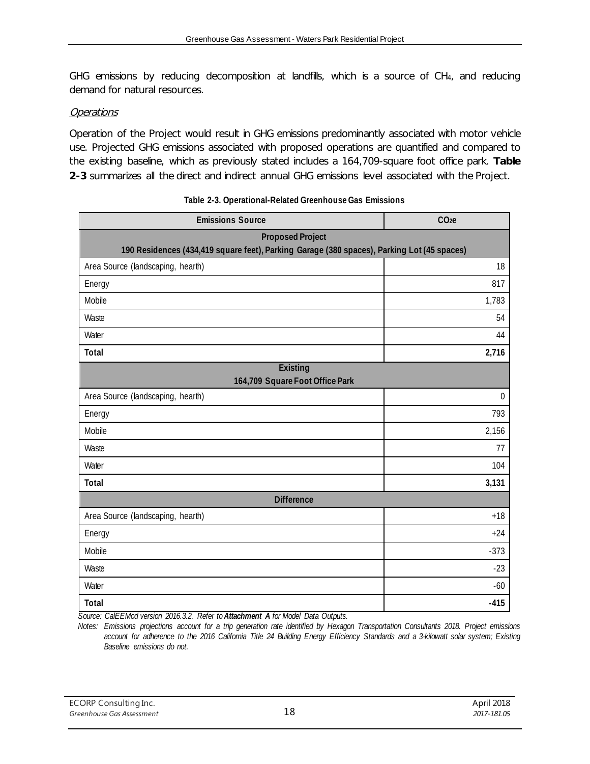GHG emissions by reducing decomposition at landfills, which is a source of $CH_4$, and reducing demand for natural resources.

*Operations*

Operation of the Project would result in GHG emissions predominantly associated with motor vehicle use. Projected GHG emissions associated with proposed operations are quantified and compared to the existing baseline, which as previously stated includes a 164,709-square foot office park. **Table 2-3** summarizes all the direct and indirect annual GHG emissions level associated with the Project.

**Table 2-3. Operational-Related Greenhouse Gas Emissions**

| Emissions Source | $CO_{2}e$ |
|---|---|
| **Proposed Project**<br>**190 Residences (434,419 square feet), Parking Garage (380 spaces), Parking Lot (45 spaces)** | |
| Area Source (landscaping, hearth) | 18 |
| Energy | 817 |
| Mobile | 1,783 |
| Waste | 54 |
| Water | 44 |
| **Total** | **2,716** |
| **Existing**<br>**164,709 Square Foot Office Park** | |
| Area Source (landscaping, hearth) | 0 |
| Energy | 793 |
| Mobile | 2,156 |
| Waste | 77 |
| Water | 104 |
| **Total** | **3,131** |
| **Difference** | |
| Area Source (landscaping, hearth) | +18 |
| Energy | +24 |
| Mobile | -373 |
| Waste | -23 |
| Water | -60 |
| **Total** | **-415** |

*Source: CalEEMod version 2016.3.2. Refer to **Attachment A** for Model Data Outputs.*

*Notes: Emissions projections account for a trip generation rate identified by Hexagon Transportation Consultants 2018. Project emissions account for adherence to the 2016 California Title 24 Building Energy Efficiency Standards and a 3-kilowatt solar system; Existing Baseline emissions do not.*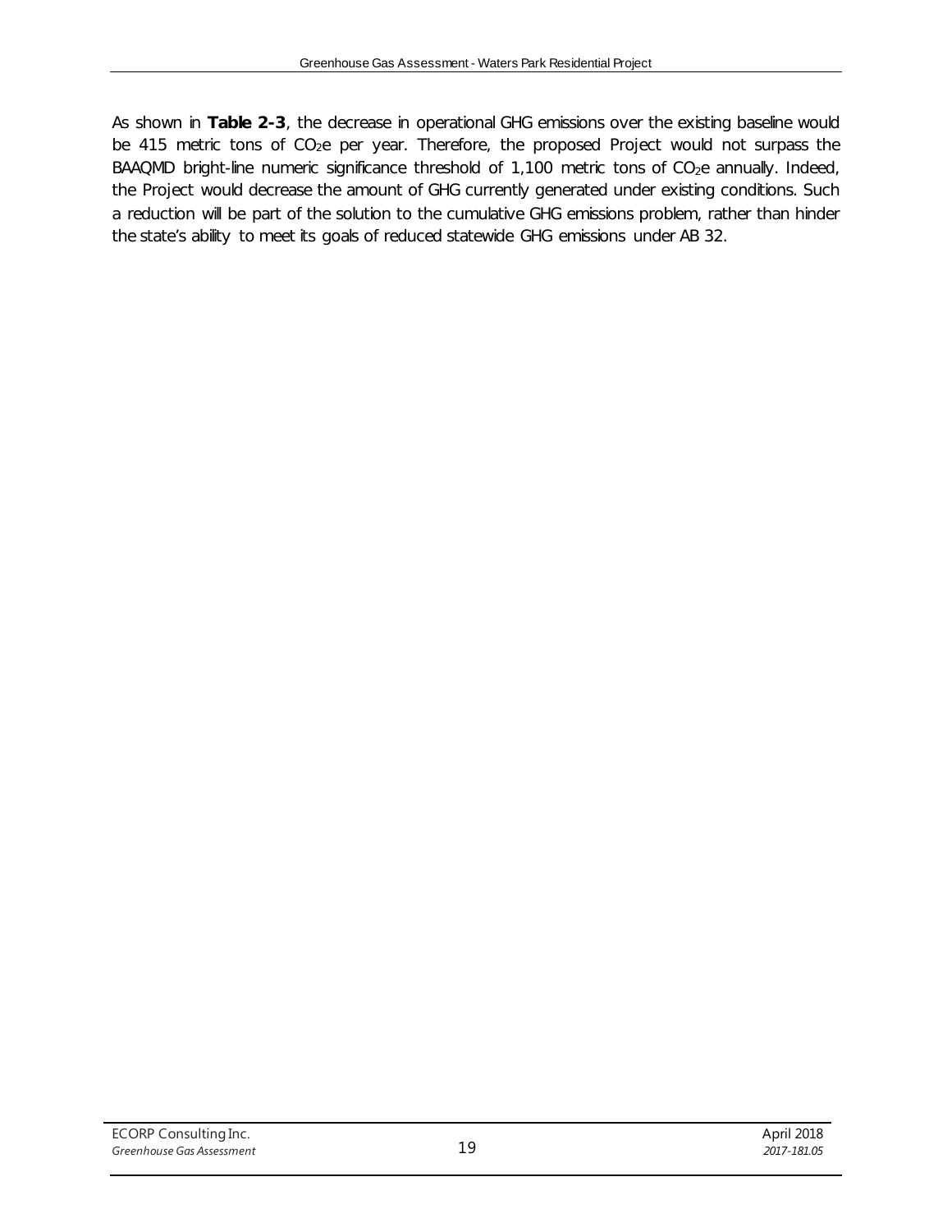As shown in **Table 2-3**, the decrease in operational GHG emissions over the existing baseline would be 415 metric tons of $CO_2e$ per year. Therefore, the proposed Project would not surpass the BAAQMD bright-line numeric significance threshold of 1,100 metric tons of $CO_2e$ annually. Indeed, the Project would decrease the amount of GHG currently generated under existing conditions. Such a reduction will be part of the solution to the cumulative GHG emissions problem, rather than hinder the state's ability to meet its goals of reduced statewide GHG emissions under AB 32.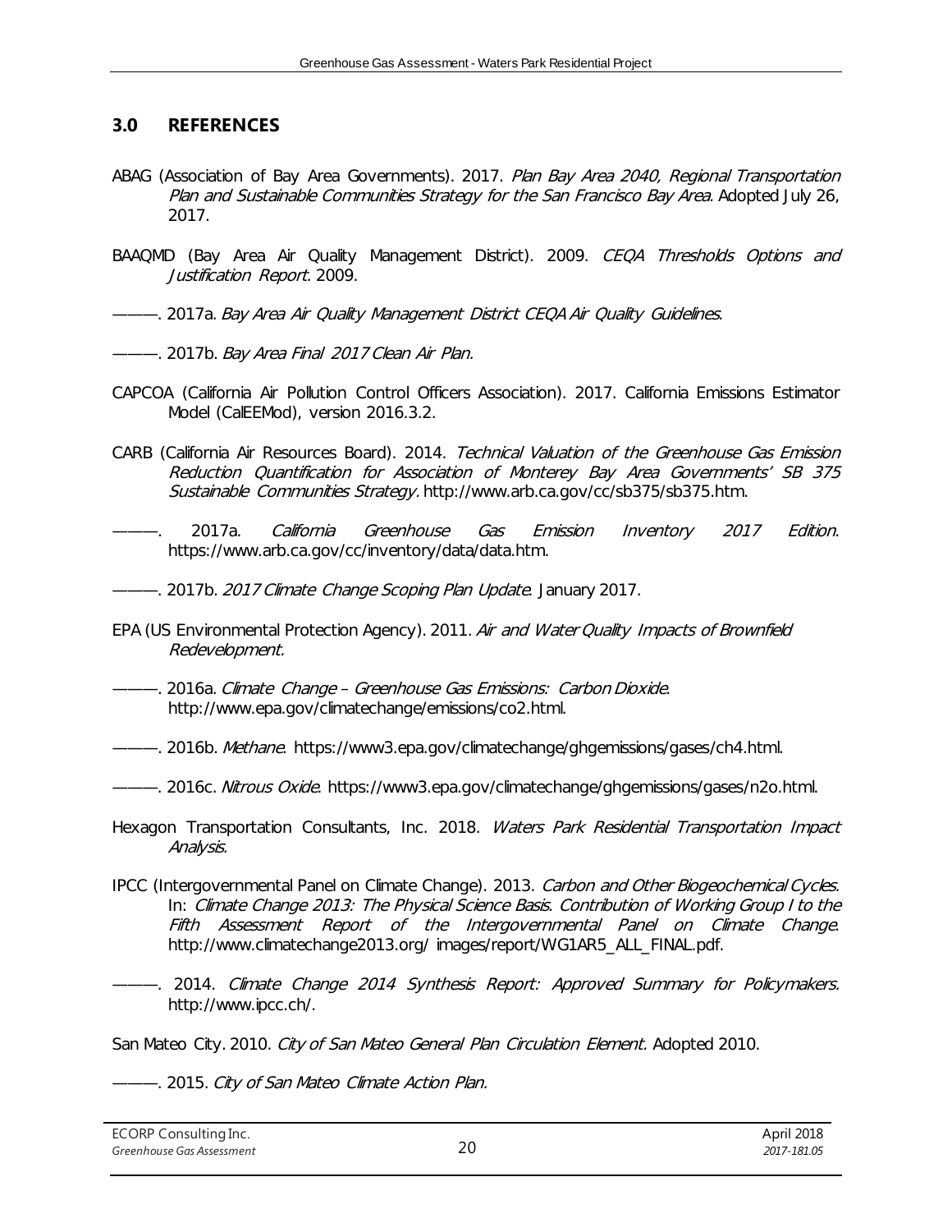## 3.0 REFERENCES

ABAG (Association of Bay Area Governments). 2017. *Plan Bay Area 2040, Regional Transportation Plan and Sustainable Communities Strategy for the San Francisco Bay Area*. Adopted July 26, 2017.

BAAQMD (Bay Area Air Quality Management District). 2009. *CEQA Thresholds Options and Justification Report*. 2009.

———. 2017a. *Bay Area Air Quality Management District CEQA Air Quality Guidelines*.

———. 2017b. *Bay Area Final 2017 Clean Air Plan.*

CAPCOA (California Air Pollution Control Officers Association). 2017. California Emissions Estimator Model (CalEEMod), version 2016.3.2.

CARB (California Air Resources Board). 2014. *Technical Valuation of the Greenhouse Gas Emission Reduction Quantification for Association of Monterey Bay Area Governments' SB 375 Sustainable Communities Strategy*. http://www.arb.ca.gov/cc/sb375/sb375.htm.

———. 2017a. *California Greenhouse Gas Emission Inventory 2017 Edition*. https://www.arb.ca.gov/cc/inventory/data/data.htm.

———. 2017b. *2017 Climate Change Scoping Plan Update*. January 2017.

EPA (US Environmental Protection Agency). 2011. *Air and Water Quality Impacts of Brownfield Redevelopment.*

———. 2016a. *Climate Change – Greenhouse Gas Emissions: Carbon Dioxide*. http://www.epa.gov/climatechange/emissions/co2.html.

———. 2016b. *Methane*. https://www3.epa.gov/climatechange/ghgemissions/gases/ch4.html.

———. 2016c. *Nitrous Oxide*. https://www3.epa.gov/climatechange/ghgemissions/gases/n2o.html.

Hexagon Transportation Consultants, Inc. 2018. *Waters Park Residential Transportation Impact Analysis.*

IPCC (Intergovernmental Panel on Climate Change). 2013. *Carbon and Other Biogeochemical Cycles*. In: *Climate Change 2013: The Physical Science Basis. Contribution of Working Group I to the Fifth Assessment Report of the Intergovernmental Panel on Climate Change*. http://www.climatechange2013.org/ images/report/WG1AR5_ALL_FINAL.pdf.

———. 2014. *Climate Change 2014 Synthesis Report: Approved Summary for Policymakers.* http://www.ipcc.ch/.

San Mateo City. 2010. *City of San Mateo General Plan Circulation Element.* Adopted 2010.

———. 2015. *City of San Mateo Climate Action Plan.*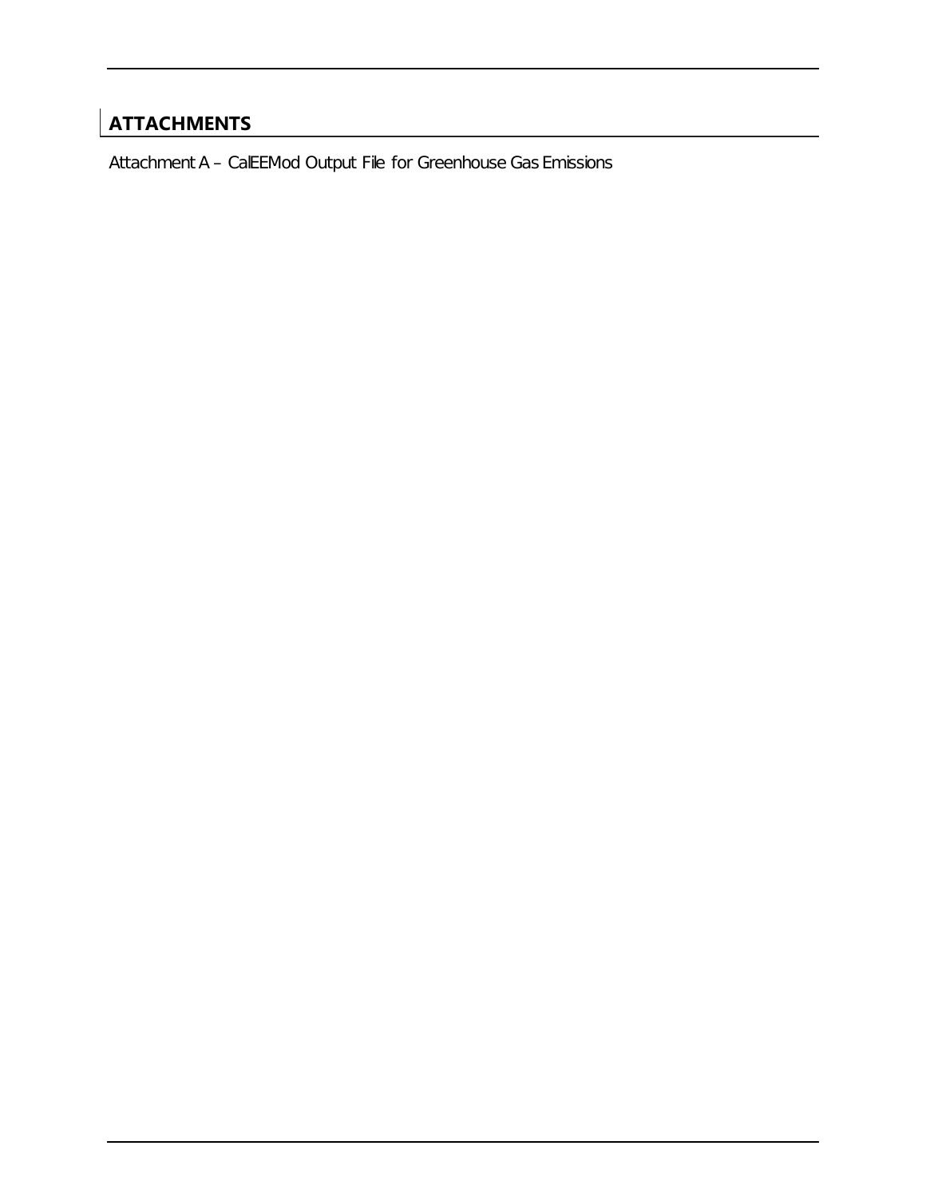## ATTACHMENTS

Attachment A – CalEEMod Output File for Greenhouse Gas Emissions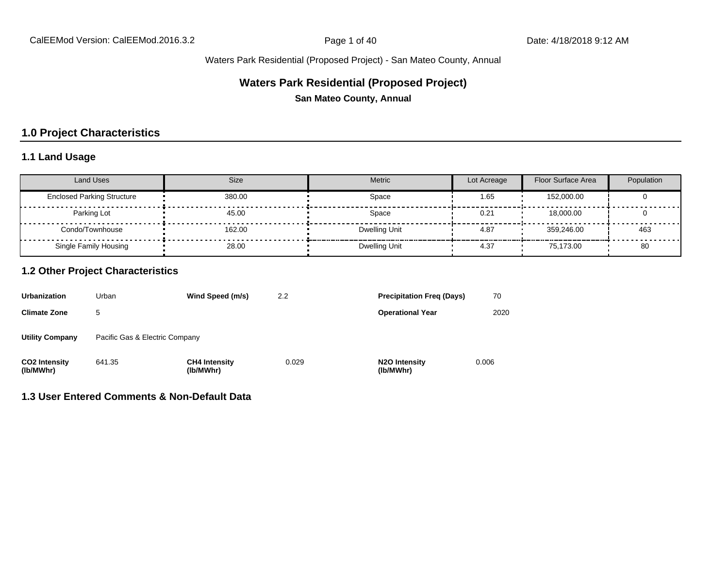Waters Park Residential (Proposed Project) - San Mateo County, Annual

# Waters Park Residential (Proposed Project)

**San Mateo County, Annual**

## 1.0 Project Characteristics

### 1.1 Land Usage

| Land Uses | Size | Metric | Lot Acreage | Floor Surface Area | Population |
|---|---|---|---|---|---|
| Enclosed Parking Structure | 380.00 | Space | 1.65 | 152,000.00 | 0 |
| Parking Lot | 45.00 | Space | 0.21 | 18,000.00 | 0 |
| Condo/Townhouse | 162.00 | Dwelling Unit | 4.87 | 359,246.00 | 463 |
| Single Family Housing | 28.00 | Dwelling Unit | 4.37 | 75,173.00 | 80 |

### 1.2 Other Project Characteristics

| | | | | | |
|---|---|---|---|---|---|
| **Urbanization** | Urban | **Wind Speed (m/s)** | 2.2 | **Precipitation Freq (Days)** | 70 |
| **Climate Zone** | 5 | | | **Operational Year** | 2020 |
| **Utility Company** | Pacific Gas & Electric Company | | | | |
| **CO2 Intensity (lb/MWhr)** | 641.35 | **CH4 Intensity (lb/MWhr)** | 0.029 | **N2O Intensity (lb/MWhr)** | 0.006 |

### 1.3 User Entered Comments & Non-Default Data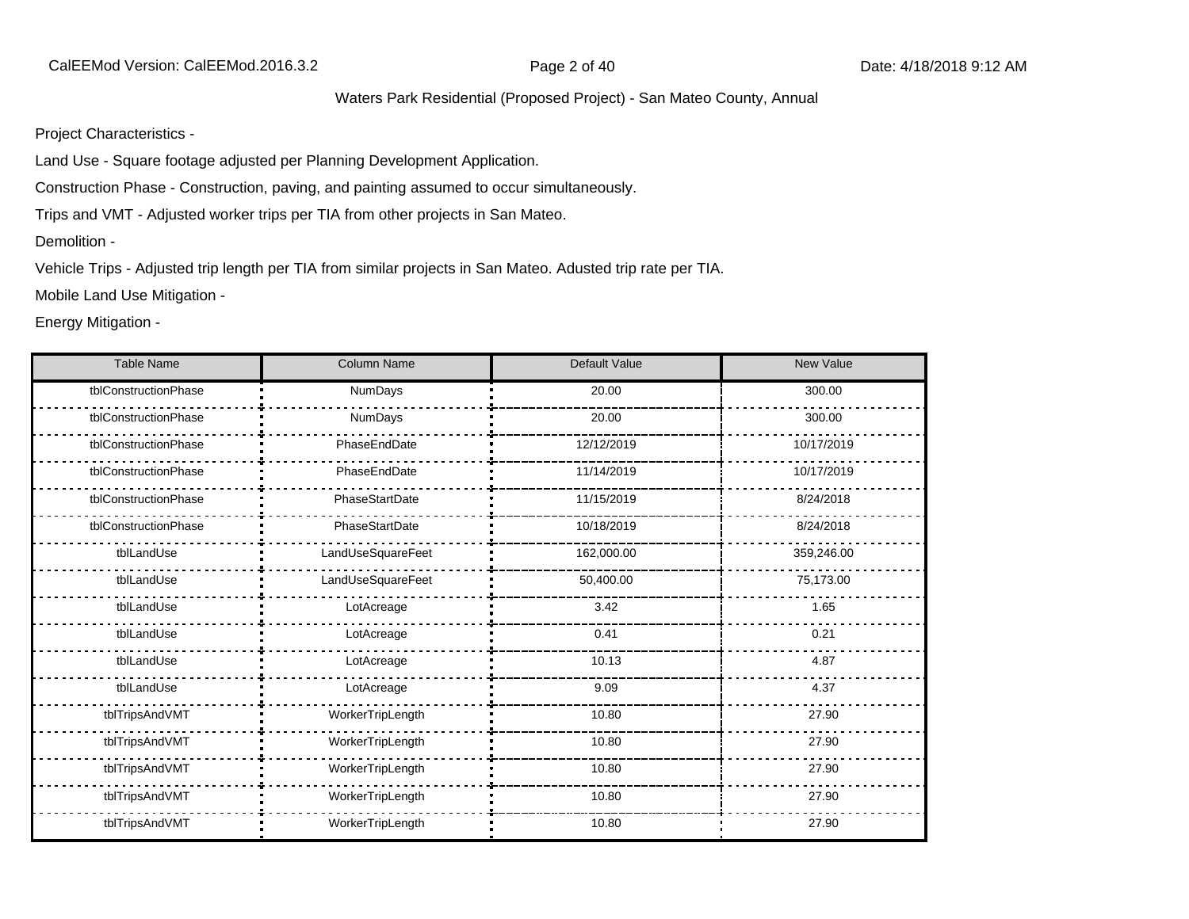Project Characteristics -

Land Use - Square footage adjusted per Planning Development Application.

Construction Phase - Construction, paving, and painting assumed to occur simultaneously.

Trips and VMT - Adjusted worker trips per TIA from other projects in San Mateo.

Demolition -

Vehicle Trips - Adjusted trip length per TIA from similar projects in San Mateo. Adusted trip rate per TIA.

Mobile Land Use Mitigation -

Energy Mitigation -

| Table Name | Column Name | Default Value | New Value |
|---|---|---|---|
| tblConstructionPhase | NumDays | 20.00 | 300.00 |
| tblConstructionPhase | NumDays | 20.00 | 300.00 |
| tblConstructionPhase | PhaseEndDate | 12/12/2019 | 10/17/2019 |
| tblConstructionPhase | PhaseEndDate | 11/14/2019 | 10/17/2019 |
| tblConstructionPhase | PhaseStartDate | 11/15/2019 | 8/24/2018 |
| tblConstructionPhase | PhaseStartDate | 10/18/2019 | 8/24/2018 |
| tblLandUse | LandUseSquareFeet | 162,000.00 | 359,246.00 |
| tblLandUse | LandUseSquareFeet | 50,400.00 | 75,173.00 |
| tblLandUse | LotAcreage | 3.42 | 1.65 |
| tblLandUse | LotAcreage | 0.41 | 0.21 |
| tblLandUse | LotAcreage | 10.13 | 4.87 |
| tblLandUse | LotAcreage | 9.09 | 4.37 |
| tblTripsAndVMT | WorkerTripLength | 10.80 | 27.90 |
| tblTripsAndVMT | WorkerTripLength | 10.80 | 27.90 |
| tblTripsAndVMT | WorkerTripLength | 10.80 | 27.90 |
| tblTripsAndVMT | WorkerTripLength | 10.80 | 27.90 |
| tblTripsAndVMT | WorkerTripLength | 10.80 | 27.90 |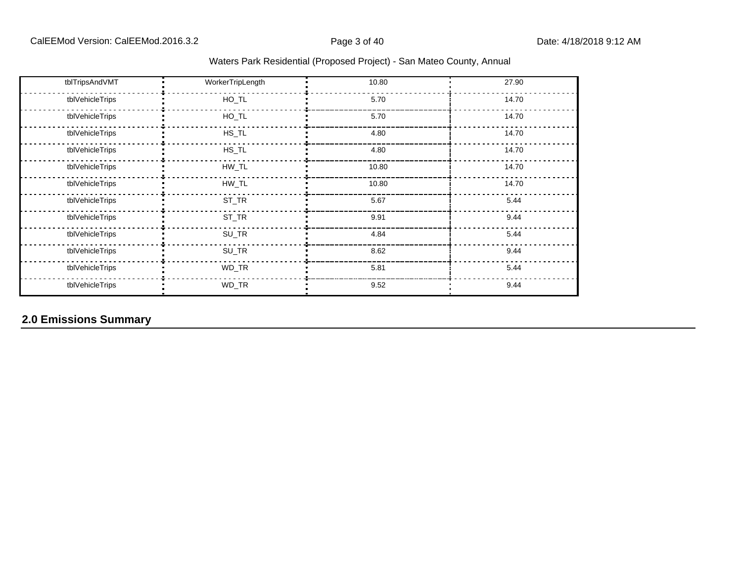| tblTripsAndVMT | WorkerTripLength | 10.80 | 27.90 |
|---|---|---|---|
| tblVehicleTrips | HO_TL | 5.70 | 14.70 |
| tblVehicleTrips | HO_TL | 5.70 | 14.70 |
| tblVehicleTrips | HS_TL | 4.80 | 14.70 |
| tblVehicleTrips | HS_TL | 4.80 | 14.70 |
| tblVehicleTrips | HW_TL | 10.80 | 14.70 |
| tblVehicleTrips | HW_TL | 10.80 | 14.70 |
| tblVehicleTrips | ST_TR | 5.67 | 5.44 |
| tblVehicleTrips | ST_TR | 9.91 | 9.44 |
| tblVehicleTrips | SU_TR | 4.84 | 5.44 |
| tblVehicleTrips | SU_TR | 8.62 | 9.44 |
| tblVehicleTrips | WD_TR | 5.81 | 5.44 |
| tblVehicleTrips | WD_TR | 9.52 | 9.44 |

## 2.0 Emissions Summary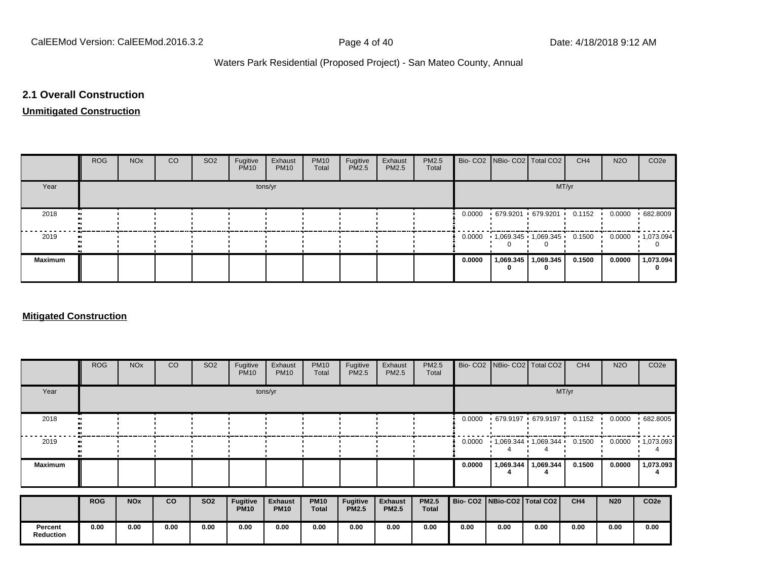## 2.1 Overall Construction

**Unmitigated Construction**

| | ROG | NOx | CO | SO2 | Fugitive PM10 | Exhaust PM10 | PM10 Total | Fugitive PM2.5 | Exhaust PM2.5 | PM2.5 Total | Bio- CO2 | NBio- CO2 | Total CO2 | CH4 | N2O | CO2e |
|---|---|---|---|---|---|---|---|---|---|---|---|---|---|---|---|---|
| Year | tons/yr | | | | | | | | | | MT/yr | | | | | |
| 2018 | | | | | | | | | | | 0.0000 | 679.9201 | 679.9201 | 0.1152 | 0.0000 | 682.8009 |
| 2019 | | | | | | | | | | | 0.0000 | 1,069.3450 | 1,069.3450 | 0.1500 | 0.0000 | 1,073.0940 |
| **Maximum** | | | | | | | | | | | **0.0000** | **1,069.3450** | **1,069.3450** | **0.1500** | **0.0000** | **1,073.0940** |

**Mitigated Construction**

| | ROG | NOx | CO | SO2 | Fugitive PM10 | Exhaust PM10 | PM10 Total | Fugitive PM2.5 | Exhaust PM2.5 | PM2.5 Total | Bio- CO2 | NBio- CO2 | Total CO2 | CH4 | N2O | CO2e |
|---|---|---|---|---|---|---|---|---|---|---|---|---|---|---|---|---|
| Year | tons/yr | | | | | | | | | | MT/yr | | | | | |
| 2018 | | | | | | | | | | | 0.0000 | 679.9197 | 679.9197 | 0.1152 | 0.0000 | 682.8005 |
| 2019 | | | | | | | | | | | 0.0000 | 1,069.3444 | 1,069.3444 | 0.1500 | 0.0000 | 1,073.0934 |
| **Maximum** | | | | | | | | | | | **0.0000** | **1,069.3444** | **1,069.3444** | **0.1500** | **0.0000** | **1,073.0934** |

| | ROG | NOx | CO | SO2 | Fugitive PM10 | Exhaust PM10 | PM10 Total | Fugitive PM2.5 | Exhaust PM2.5 | PM2.5 Total | Bio- CO2 | NBio-CO2 | Total CO2 | CH4 | N20 | CO2e |
|---|---|---|---|---|---|---|---|---|---|---|---|---|---|---|---|---|
| **Percent Reduction** | 0.00 | 0.00 | 0.00 | 0.00 | 0.00 | 0.00 | 0.00 | 0.00 | 0.00 | 0.00 | 0.00 | 0.00 | 0.00 | 0.00 | 0.00 | 0.00 |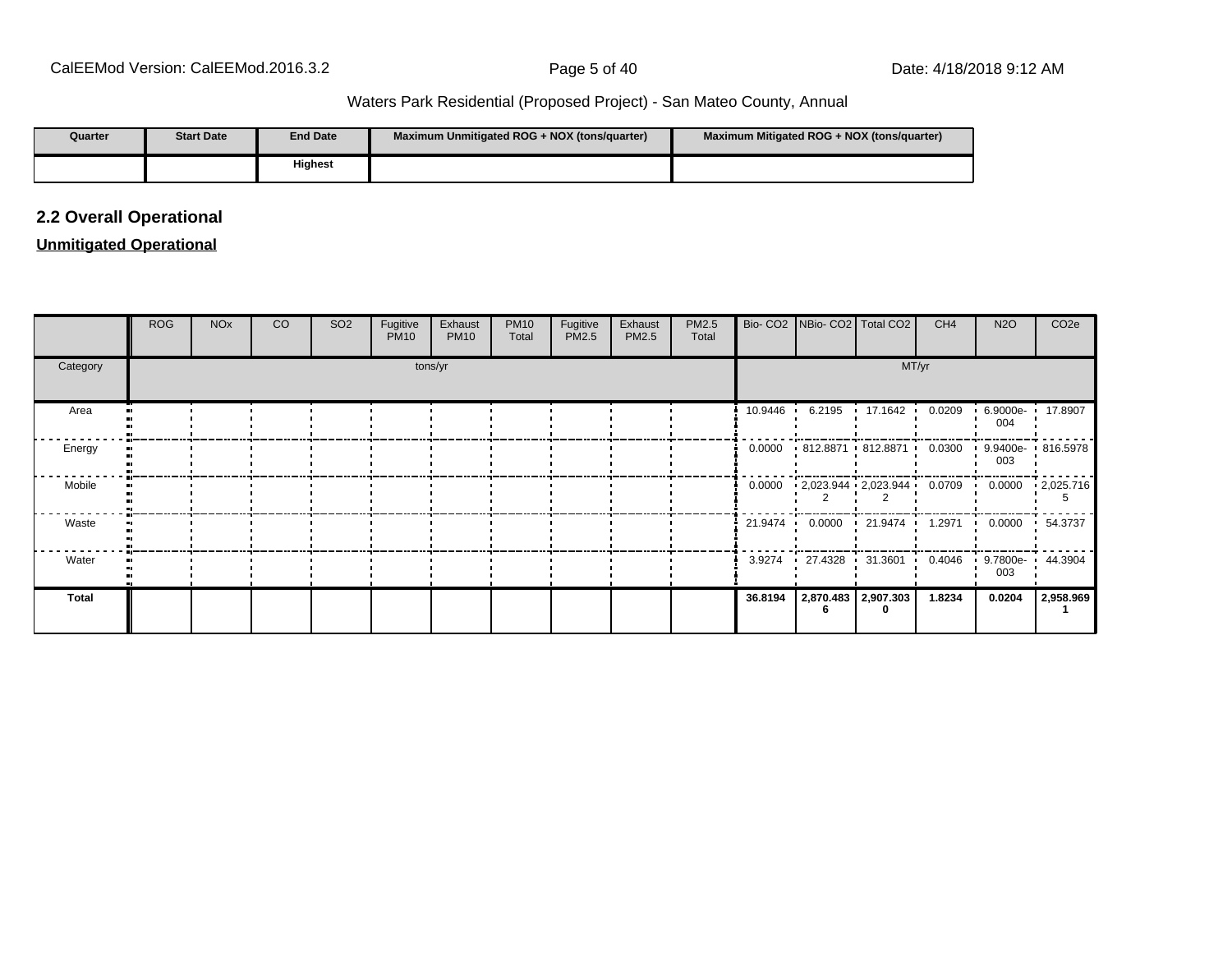Waters Park Residential (Proposed Project) - San Mateo County, Annual

| Quarter | Start Date | End Date | Maximum Unmitigated ROG + NOX (tons/quarter) | Maximum Mitigated ROG + NOX (tons/quarter) |
|---|---|---|---|---|
| | | Highest | | |

## 2.2 Overall Operational

**Unmitigated Operational**

| | ROG | NOx | CO | SO2 | Fugitive PM10 | Exhaust PM10 | PM10 Total | Fugitive PM2.5 | Exhaust PM2.5 | PM2.5 Total | Bio- CO2 | NBio- CO2 | Total CO2 | CH4 | N2O | CO2e |
|---|---|---|---|---|---|---|---|---|---|---|---|---|---|---|---|---|
| Category | tons/yr | | | | | | | | | | MT/yr | | | | | |
| Area | | | | | | | | | | | 10.9446 | 6.2195 | 17.1642 | 0.0209 | 6.9000e-004 | 17.8907 |
| Energy | | | | | | | | | | | 0.0000 | 812.8871 | 812.8871 | 0.0300 | 9.9400e-003 | 816.5978 |
| Mobile | | | | | | | | | | | 0.0000 | 2,023.9442 | 2,023.9442 | 0.0709 | 0.0000 | 2,025.7165 |
| Waste | | | | | | | | | | | 21.9474 | 0.0000 | 21.9474 | 1.2971 | 0.0000 | 54.3737 |
| Water | | | | | | | | | | | 3.9274 | 27.4328 | 31.3601 | 0.4046 | 9.7800e-003 | 44.3904 |
| **Total** | | | | | | | | | | | **36.8194** | **2,870.4836** | **2,907.3030** | **1.8234** | **0.0204** | **2,958.9691** |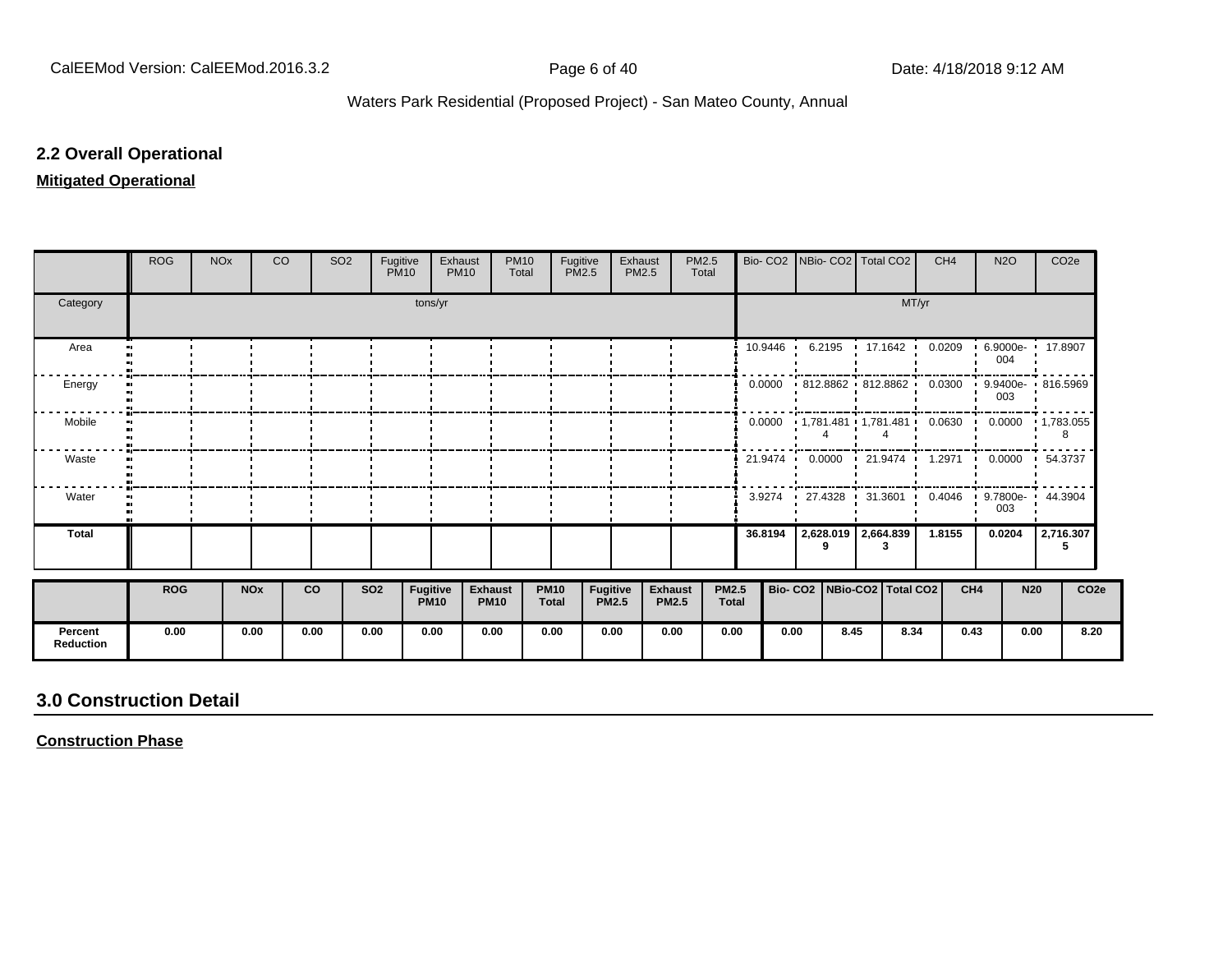## 2.2 Overall Operational

**Mitigated Operational**

| | ROG | NOx | CO | SO2 | Fugitive PM10 | Exhaust PM10 | PM10 Total | Fugitive PM2.5 | Exhaust PM2.5 | PM2.5 Total | Bio- CO2 | NBio- CO2 | Total CO2 | CH4 | N2O | CO2e |
|---|---|---|---|---|---|---|---|---|---|---|---|---|---|---|---|---|
| Category | tons/yr | | | | | | | | | | MT/yr | | | | | |
| Area | | | | | | | | | | | 10.9446 | 6.2195 | 17.1642 | 0.0209 | 6.9000e-004 | 17.8907 |
| Energy | | | | | | | | | | | 0.0000 | 812.8862 | 812.8862 | 0.0300 | 9.9400e-003 | 816.5969 |
| Mobile | | | | | | | | | | | 0.0000 | 1,781.4814 | 1,781.4814 | 0.0630 | 0.0000 | 1,783.0558 |
| Waste | | | | | | | | | | | 21.9474 | 0.0000 | 21.9474 | 1.2971 | 0.0000 | 54.3737 |
| Water | | | | | | | | | | | 3.9274 | 27.4328 | 31.3601 | 0.4046 | 9.7800e-003 | 44.3904 |
| **Total** | | | | | | | | | | | **36.8194** | **2,628.0199** | **2,664.8393** | **1.8155** | **0.0204** | **2,716.3075** |

| | ROG | NOx | CO | SO2 | Fugitive PM10 | Exhaust PM10 | PM10 Total | Fugitive PM2.5 | Exhaust PM2.5 | PM2.5 Total | Bio- CO2 | NBio-CO2 | Total CO2 | CH4 | N20 | CO2e |
|---|---|---|---|---|---|---|---|---|---|---|---|---|---|---|---|---|
| **Percent Reduction** | 0.00 | 0.00 | 0.00 | 0.00 | 0.00 | 0.00 | 0.00 | 0.00 | 0.00 | 0.00 | 0.00 | 8.45 | 8.34 | 0.43 | 0.00 | 8.20 |

# 3.0 Construction Detail

**Construction Phase**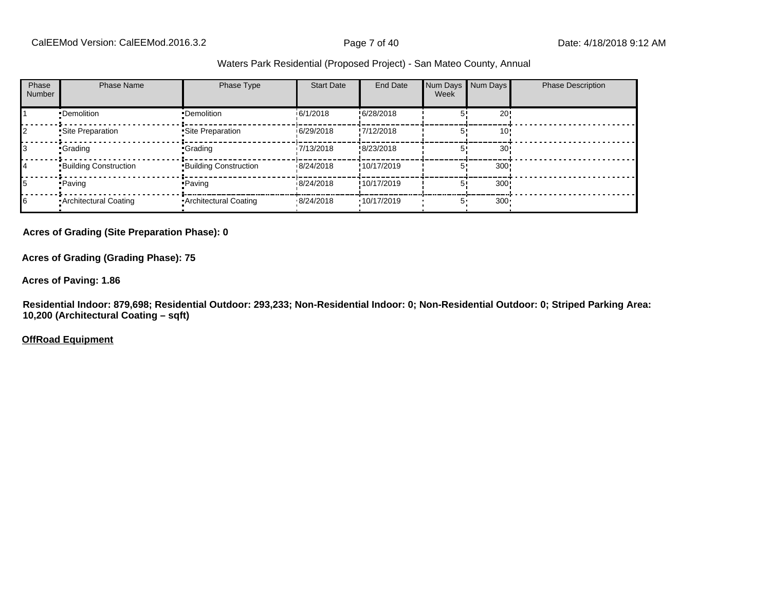Waters Park Residential (Proposed Project) - San Mateo County, Annual

| Phase Number | Phase Name | Phase Type | Start Date | End Date | Num Days Week | Num Days | Phase Description |
|---|---|---|---|---|---|---|---|
| 1 | Demolition | Demolition | 6/1/2018 | 6/28/2018 | 5 | 20 | |
| 2 | Site Preparation | Site Preparation | 6/29/2018 | 7/12/2018 | 5 | 10 | |
| 3 | Grading | Grading | 7/13/2018 | 8/23/2018 | 5 | 30 | |
| 4 | Building Construction | Building Construction | 8/24/2018 | 10/17/2019 | 5 | 300 | |
| 5 | Paving | Paving | 8/24/2018 | 10/17/2019 | 5 | 300 | |
| 6 | Architectural Coating | Architectural Coating | 8/24/2018 | 10/17/2019 | 5 | 300 | |

**Acres of Grading (Site Preparation Phase): 0**

**Acres of Grading (Grading Phase): 75**

**Acres of Paving: 1.86**

**Residential Indoor: 879,698; Residential Outdoor: 293,233; Non-Residential Indoor: 0; Non-Residential Outdoor: 0; Striped Parking Area: 10,200 (Architectural Coating – sqft)**

**OffRoad Equipment**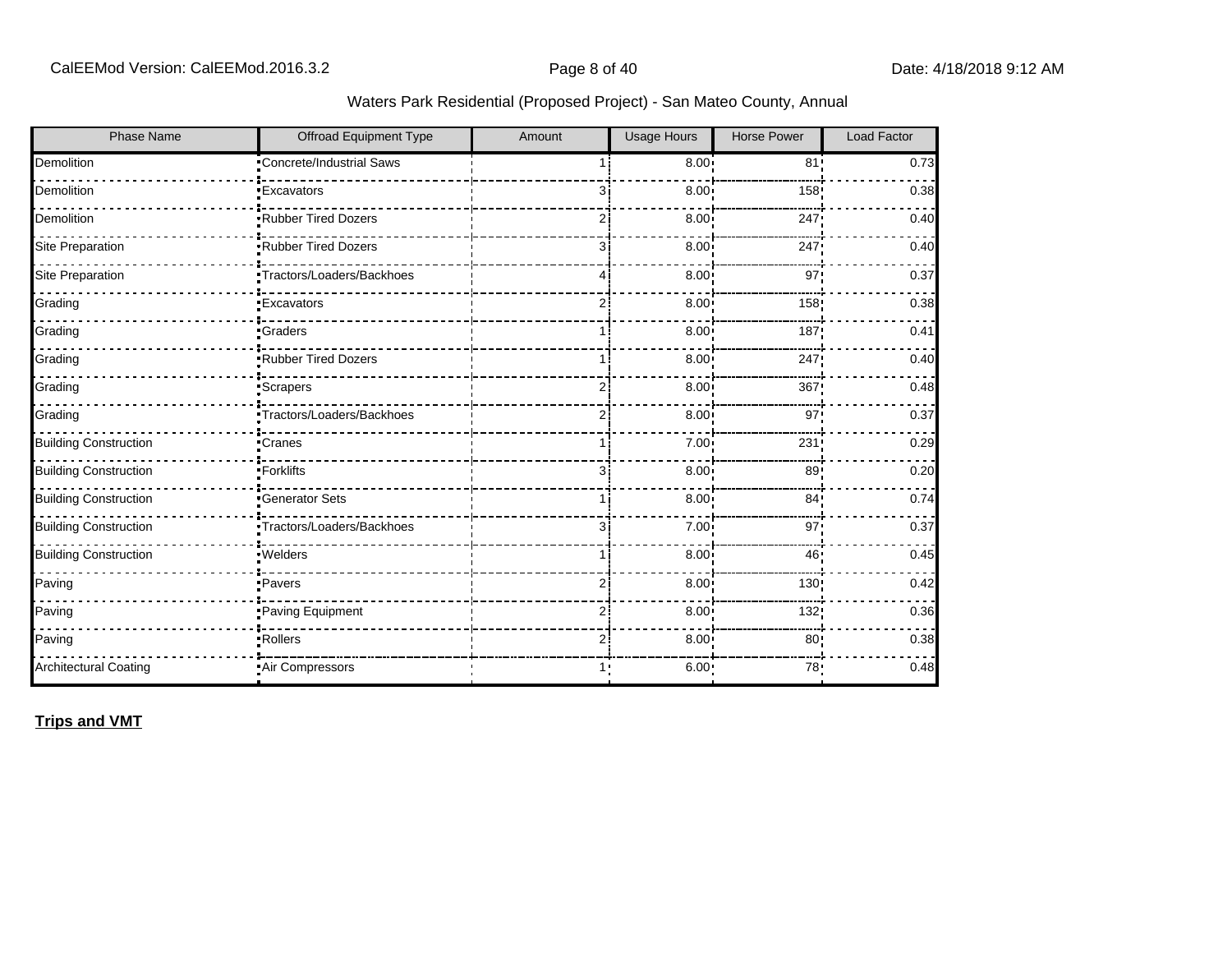| Phase Name | Offroad Equipment Type | Amount | Usage Hours | Horse Power | Load Factor |
|---|---|---|---|---|---|
| Demolition | Concrete/Industrial Saws | 1 | 8.00 | 81 | 0.73 |
| Demolition | Excavators | 3 | 8.00 | 158 | 0.38 |
| Demolition | Rubber Tired Dozers | 2 | 8.00 | 247 | 0.40 |
| Site Preparation | Rubber Tired Dozers | 3 | 8.00 | 247 | 0.40 |
| Site Preparation | Tractors/Loaders/Backhoes | 4 | 8.00 | 97 | 0.37 |
| Grading | Excavators | 2 | 8.00 | 158 | 0.38 |
| Grading | Graders | 1 | 8.00 | 187 | 0.41 |
| Grading | Rubber Tired Dozers | 1 | 8.00 | 247 | 0.40 |
| Grading | Scrapers | 2 | 8.00 | 367 | 0.48 |
| Grading | Tractors/Loaders/Backhoes | 2 | 8.00 | 97 | 0.37 |
| Building Construction | Cranes | 1 | 7.00 | 231 | 0.29 |
| Building Construction | Forklifts | 3 | 8.00 | 89 | 0.20 |
| Building Construction | Generator Sets | 1 | 8.00 | 84 | 0.74 |
| Building Construction | Tractors/Loaders/Backhoes | 3 | 7.00 | 97 | 0.37 |
| Building Construction | Welders | 1 | 8.00 | 46 | 0.45 |
| Paving | Pavers | 2 | 8.00 | 130 | 0.42 |
| Paving | Paving Equipment | 2 | 8.00 | 132 | 0.36 |
| Paving | Rollers | 2 | 8.00 | 80 | 0.38 |
| Architectural Coating | Air Compressors | 1 | 6.00 | 78 | 0.48 |

**Trips and VMT**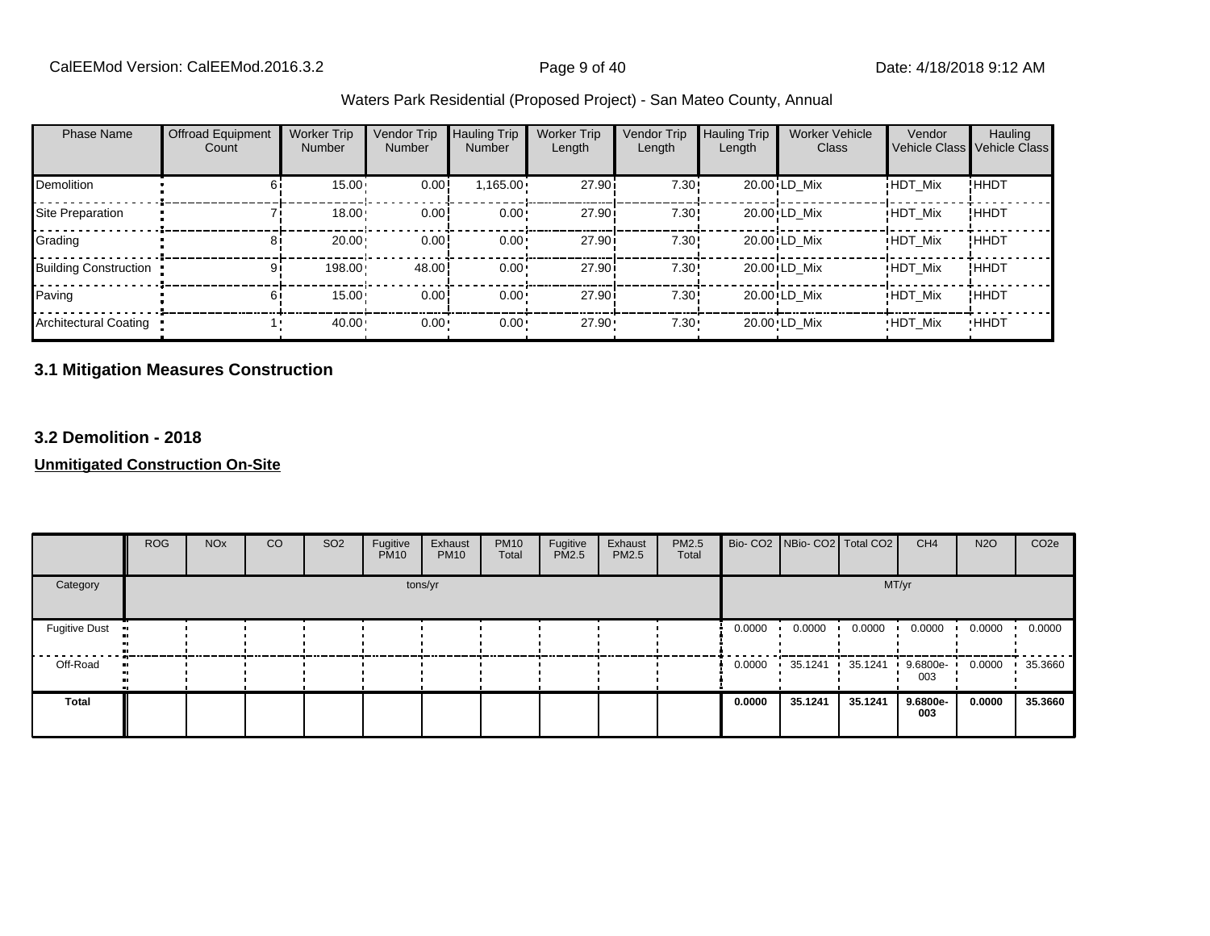Waters Park Residential (Proposed Project) - San Mateo County, Annual

| Phase Name | Offroad Equipment Count | Worker Trip Number | Vendor Trip Number | Hauling Trip Number | Worker Trip Length | Vendor Trip Length | Hauling Trip Length | Worker Vehicle Class | Vendor Vehicle Class | Hauling Vehicle Class |
|---|---|---|---|---|---|---|---|---|---|---|
| Demolition | 6 | 15.00 | 0.00 | 1,165.00 | 27.90 | 7.30 | 20.00 | LD_Mix | HDT_Mix | HHDT |
| Site Preparation | 7 | 18.00 | 0.00 | 0.00 | 27.90 | 7.30 | 20.00 | LD_Mix | HDT_Mix | HHDT |
| Grading | 8 | 20.00 | 0.00 | 0.00 | 27.90 | 7.30 | 20.00 | LD_Mix | HDT_Mix | HHDT |
| Building Construction | 9 | 198.00 | 48.00 | 0.00 | 27.90 | 7.30 | 20.00 | LD_Mix | HDT_Mix | HHDT |
| Paving | 6 | 15.00 | 0.00 | 0.00 | 27.90 | 7.30 | 20.00 | LD_Mix | HDT_Mix | HHDT |
| Architectural Coating | 1 | 40.00 | 0.00 | 0.00 | 27.90 | 7.30 | 20.00 | LD_Mix | HDT_Mix | HHDT |

## 3.1 Mitigation Measures Construction

## 3.2 Demolition - 2018

**Unmitigated Construction On-Site**

| | ROG | NOx | CO | SO2 | Fugitive PM10 | Exhaust PM10 | PM10 Total | Fugitive PM2.5 | Exhaust PM2.5 | PM2.5 Total | Bio- CO2 | NBio- CO2 | Total CO2 | CH4 | N2O | CO2e |
|---|---|---|---|---|---|---|---|---|---|---|---|---|---|---|---|---|
| Category | tons/yr | | | | | | | | | | MT/yr | | | | | |
| Fugitive Dust | | | | | | | | | | | 0.0000 | 0.0000 | 0.0000 | 0.0000 | 0.0000 | 0.0000 |
| Off-Road | | | | | | | | | | | 0.0000 | 35.1241 | 35.1241 | 9.6800e-003 | 0.0000 | 35.3660 |
| **Total** | | | | | | | | | | | **0.0000** | **35.1241** | **35.1241** | **9.6800e-003** | **0.0000** | **35.3660** |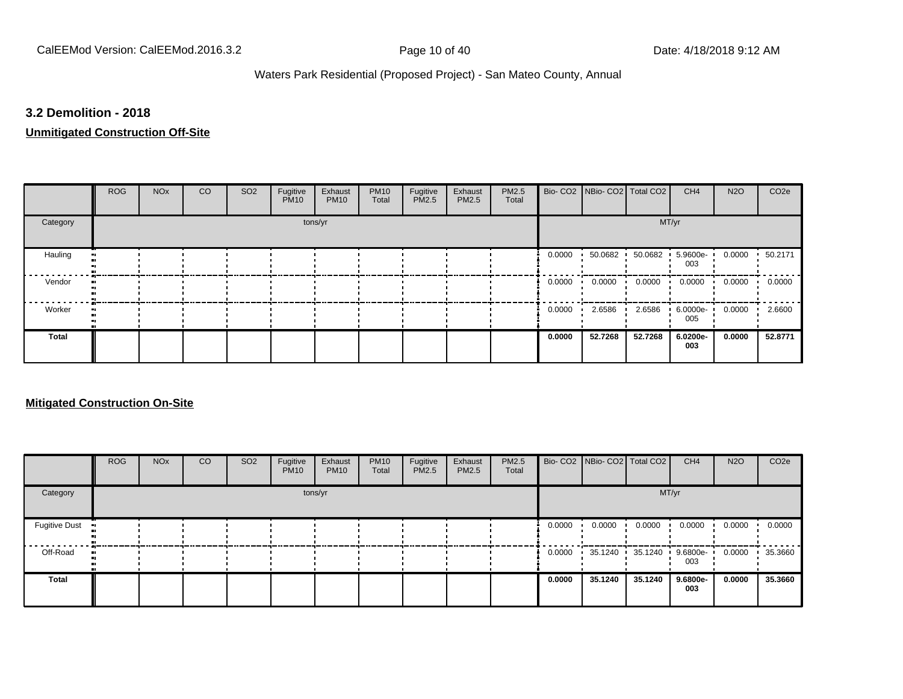### 3.2 Demolition - 2018

**Unmitigated Construction Off-Site**

| | ROG | NOx | CO | SO2 | Fugitive PM10 | Exhaust PM10 | PM10 Total | Fugitive PM2.5 | Exhaust PM2.5 | PM2.5 Total | Bio- CO2 | NBio- CO2 | Total CO2 | CH4 | N2O | CO2e |
|---|---|---|---|---|---|---|---|---|---|---|---|---|---|---|---|---|
| Category | tons/yr | | | | | | | | | | MT/yr | | | | | |
| Hauling | | | | | | | | | | | 0.0000 | 50.0682 | 50.0682 | 5.9600e-003 | 0.0000 | 50.2171 |
| Vendor | | | | | | | | | | | 0.0000 | 0.0000 | 0.0000 | 0.0000 | 0.0000 | 0.0000 |
| Worker | | | | | | | | | | | 0.0000 | 2.6586 | 2.6586 | 6.0000e-005 | 0.0000 | 2.6600 |
| **Total** | | | | | | | | | | | **0.0000** | **52.7268** | **52.7268** | **6.0200e-003** | **0.0000** | **52.8771** |

**Mitigated Construction On-Site**

| | ROG | NOx | CO | SO2 | Fugitive PM10 | Exhaust PM10 | PM10 Total | Fugitive PM2.5 | Exhaust PM2.5 | PM2.5 Total | Bio- CO2 | NBio- CO2 | Total CO2 | CH4 | N2O | CO2e |
|---|---|---|---|---|---|---|---|---|---|---|---|---|---|---|---|---|
| Category | tons/yr | | | | | | | | | | MT/yr | | | | | |
| Fugitive Dust | | | | | | | | | | | 0.0000 | 0.0000 | 0.0000 | 0.0000 | 0.0000 | 0.0000 |
| Off-Road | | | | | | | | | | | 0.0000 | 35.1240 | 35.1240 | 9.6800e-003 | 0.0000 | 35.3660 |
| **Total** | | | | | | | | | | | **0.0000** | **35.1240** | **35.1240** | **9.6800e-003** | **0.0000** | **35.3660** |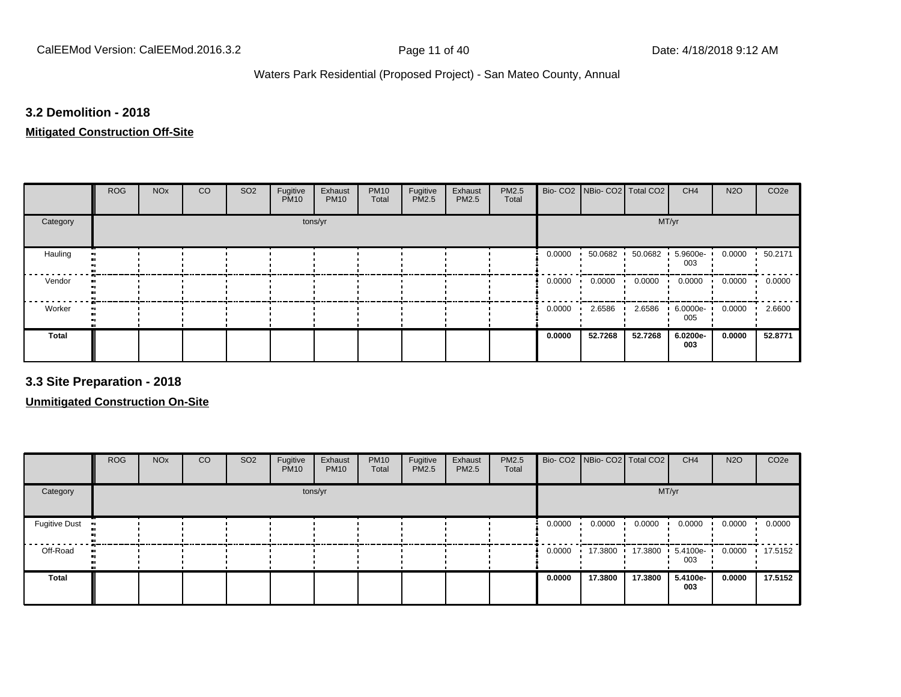### 3.2 Demolition - 2018

**Mitigated Construction Off-Site**

| | ROG | NOx | CO | SO2 | Fugitive PM10 | Exhaust PM10 | PM10 Total | Fugitive PM2.5 | Exhaust PM2.5 | PM2.5 Total | Bio- CO2 | NBio- CO2 | Total CO2 | CH4 | N2O | CO2e |
|---|---|---|---|---|---|---|---|---|---|---|---|---|---|---|---|---|
| Category | | | | | tons/yr | | | | | | | | | MT/yr | | |
| Hauling | | | | | | | | | | | 0.0000 | 50.0682 | 50.0682 | 5.9600e-003 | 0.0000 | 50.2171 |
| Vendor | | | | | | | | | | | 0.0000 | 0.0000 | 0.0000 | 0.0000 | 0.0000 | 0.0000 |
| Worker | | | | | | | | | | | 0.0000 | 2.6586 | 2.6586 | 6.0000e-005 | 0.0000 | 2.6600 |
| **Total** | | | | | | | | | | | **0.0000** | **52.7268** | **52.7268** | **6.0200e-003** | **0.0000** | **52.8771** |

### 3.3 Site Preparation - 2018

**Unmitigated Construction On-Site**

| | ROG | NOx | CO | SO2 | Fugitive PM10 | Exhaust PM10 | PM10 Total | Fugitive PM2.5 | Exhaust PM2.5 | PM2.5 Total | Bio- CO2 | NBio- CO2 | Total CO2 | CH4 | N2O | CO2e |
|---|---|---|---|---|---|---|---|---|---|---|---|---|---|---|---|---|
| Category | | | | | tons/yr | | | | | | | | | MT/yr | | |
| Fugitive Dust | | | | | | | | | | | 0.0000 | 0.0000 | 0.0000 | 0.0000 | 0.0000 | 0.0000 |
| Off-Road | | | | | | | | | | | 0.0000 | 17.3800 | 17.3800 | 5.4100e-003 | 0.0000 | 17.5152 |
| **Total** | | | | | | | | | | | **0.0000** | **17.3800** | **17.3800** | **5.4100e-003** | **0.0000** | **17.5152** |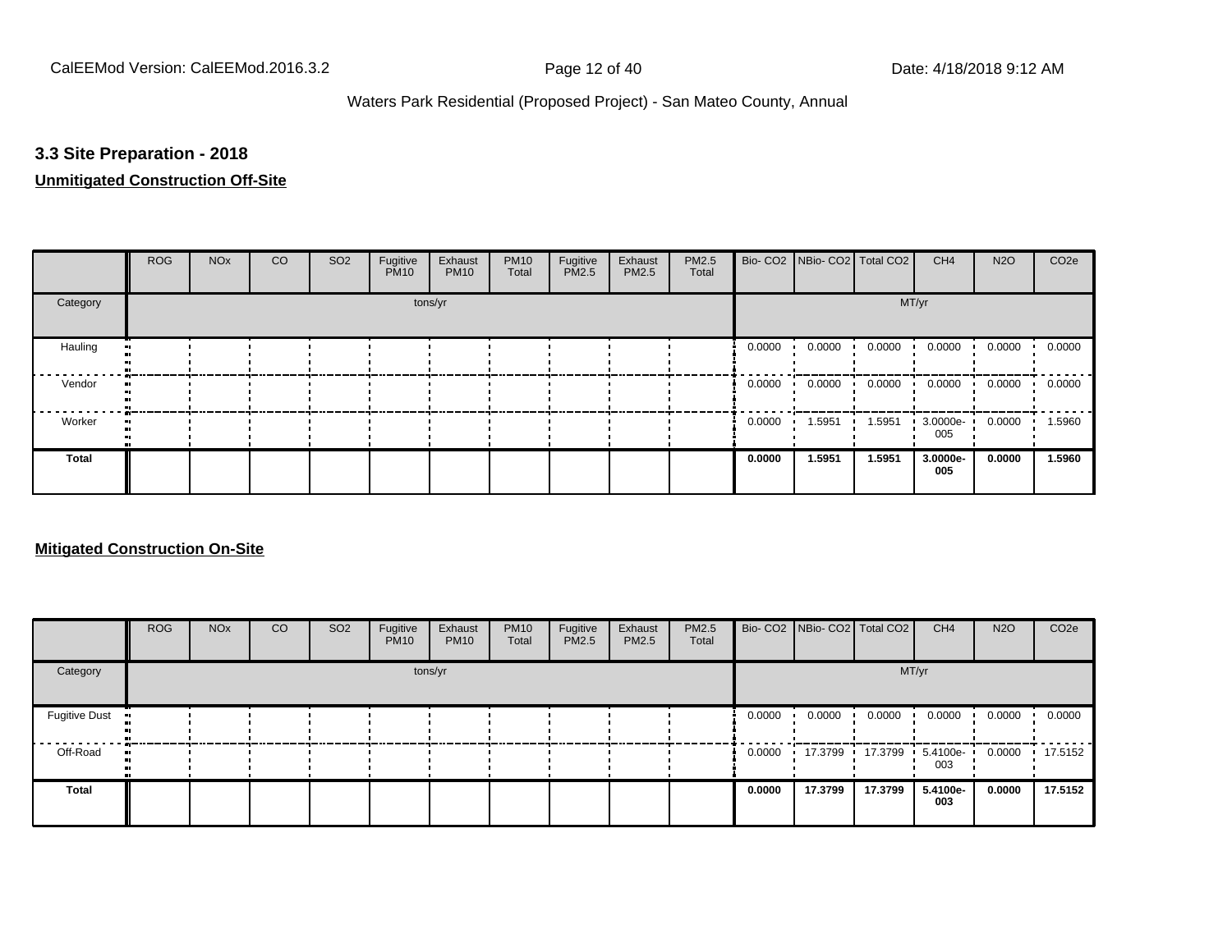### 3.3 Site Preparation - 2018

**Unmitigated Construction Off-Site**

| | ROG | NOx | CO | SO2 | Fugitive PM10 | Exhaust PM10 | PM10 Total | Fugitive PM2.5 | Exhaust PM2.5 | PM2.5 Total | Bio- CO2 | NBio- CO2 | Total CO2 | CH4 | N2O | CO2e |
|---|---|---|---|---|---|---|---|---|---|---|---|---|---|---|---|---|
| Category | | | | | tons/yr | | | | | | | | | MT/yr | | |
| Hauling | | | | | | | | | | | 0.0000 | 0.0000 | 0.0000 | 0.0000 | 0.0000 | 0.0000 |
| Vendor | | | | | | | | | | | 0.0000 | 0.0000 | 0.0000 | 0.0000 | 0.0000 | 0.0000 |
| Worker | | | | | | | | | | | 0.0000 | 1.5951 | 1.5951 | 3.0000e-005 | 0.0000 | 1.5960 |
| **Total** | | | | | | | | | | | **0.0000** | **1.5951** | **1.5951** | **3.0000e-005** | **0.0000** | **1.5960** |

**Mitigated Construction On-Site**

| | ROG | NOx | CO | SO2 | Fugitive PM10 | Exhaust PM10 | PM10 Total | Fugitive PM2.5 | Exhaust PM2.5 | PM2.5 Total | Bio- CO2 | NBio- CO2 | Total CO2 | CH4 | N2O | CO2e |
|---|---|---|---|---|---|---|---|---|---|---|---|---|---|---|---|---|
| Category | | | | | tons/yr | | | | | | | | | MT/yr | | |
| Fugitive Dust | | | | | | | | | | | 0.0000 | 0.0000 | 0.0000 | 0.0000 | 0.0000 | 0.0000 |
| Off-Road | | | | | | | | | | | 0.0000 | 17.3799 | 17.3799 | 5.4100e-003 | 0.0000 | 17.5152 |
| **Total** | | | | | | | | | | | **0.0000** | **17.3799** | **17.3799** | **5.4100e-003** | **0.0000** | **17.5152** |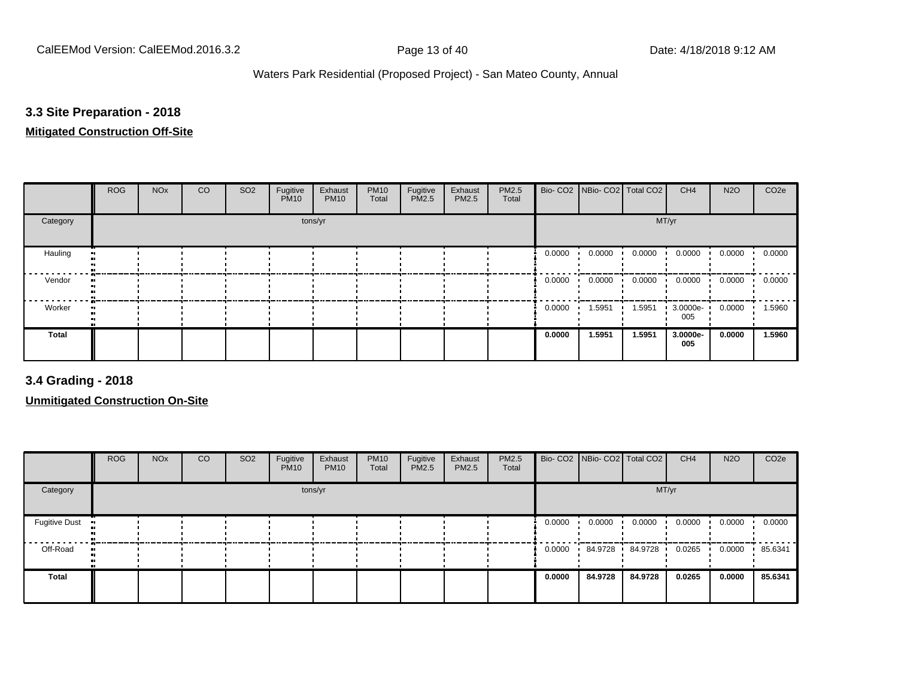### 3.3 Site Preparation - 2018

**Mitigated Construction Off-Site**

| | ROG | NOx | CO | SO2 | Fugitive PM10 | Exhaust PM10 | PM10 Total | Fugitive PM2.5 | Exhaust PM2.5 | PM2.5 Total | Bio- CO2 | NBio- CO2 | Total CO2 | CH4 | N2O | CO2e |
|---|---|---|---|---|---|---|---|---|---|---|---|---|---|---|---|---|
| Category | tons/yr | | | | | | | | | | MT/yr | | | | | |
| Hauling | | | | | | | | | | | 0.0000 | 0.0000 | 0.0000 | 0.0000 | 0.0000 | 0.0000 |
| Vendor | | | | | | | | | | | 0.0000 | 0.0000 | 0.0000 | 0.0000 | 0.0000 | 0.0000 |
| Worker | | | | | | | | | | | 0.0000 | 1.5951 | 1.5951 | 3.0000e-005 | 0.0000 | 1.5960 |
| **Total** | | | | | | | | | | | **0.0000** | **1.5951** | **1.5951** | **3.0000e-005** | **0.0000** | **1.5960** |

### 3.4 Grading - 2018

**Unmitigated Construction On-Site**

| | ROG | NOx | CO | SO2 | Fugitive PM10 | Exhaust PM10 | PM10 Total | Fugitive PM2.5 | Exhaust PM2.5 | PM2.5 Total | Bio- CO2 | NBio- CO2 | Total CO2 | CH4 | N2O | CO2e |
|---|---|---|---|---|---|---|---|---|---|---|---|---|---|---|---|---|
| Category | tons/yr | | | | | | | | | | MT/yr | | | | | |
| Fugitive Dust | | | | | | | | | | | 0.0000 | 0.0000 | 0.0000 | 0.0000 | 0.0000 | 0.0000 |
| Off-Road | | | | | | | | | | | 0.0000 | 84.9728 | 84.9728 | 0.0265 | 0.0000 | 85.6341 |
| **Total** | | | | | | | | | | | **0.0000** | **84.9728** | **84.9728** | **0.0265** | **0.0000** | **85.6341** |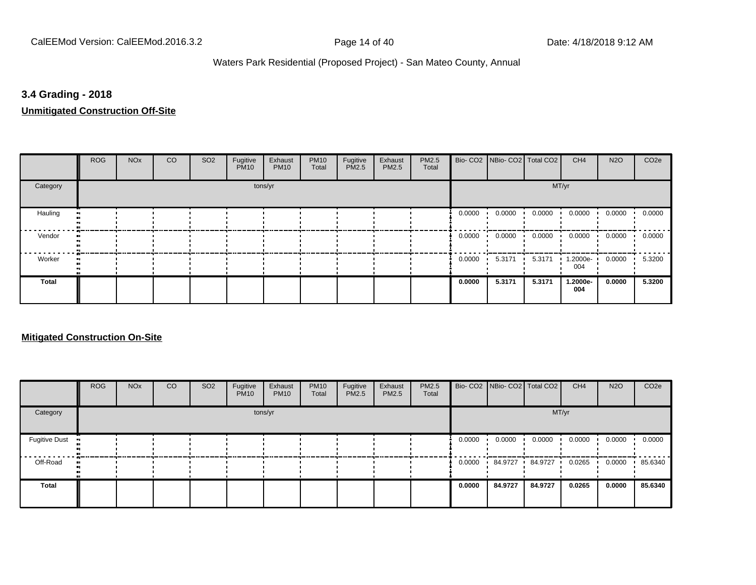## 3.4 Grading - 2018

**Unmitigated Construction Off-Site**

| | ROG | NOx | CO | SO2 | Fugitive PM10 | Exhaust PM10 | PM10 Total | Fugitive PM2.5 | Exhaust PM2.5 | PM2.5 Total | Bio- CO2 | NBio- CO2 | Total CO2 | CH4 | N2O | CO2e |
|---|---|---|---|---|---|---|---|---|---|---|---|---|---|---|---|---|
| Category | tons/yr | | | | | | | | | | MT/yr | | | | | |
| Hauling | | | | | | | | | | | 0.0000 | 0.0000 | 0.0000 | 0.0000 | 0.0000 | 0.0000 |
| Vendor | | | | | | | | | | | 0.0000 | 0.0000 | 0.0000 | 0.0000 | 0.0000 | 0.0000 |
| Worker | | | | | | | | | | | 0.0000 | 5.3171 | 5.3171 | 1.2000e-004 | 0.0000 | 5.3200 |
| **Total** | | | | | | | | | | | **0.0000** | **5.3171** | **5.3171** | **1.2000e-004** | **0.0000** | **5.3200** |

**Mitigated Construction On-Site**

| | ROG | NOx | CO | SO2 | Fugitive PM10 | Exhaust PM10 | PM10 Total | Fugitive PM2.5 | Exhaust PM2.5 | PM2.5 Total | Bio- CO2 | NBio- CO2 | Total CO2 | CH4 | N2O | CO2e |
|---|---|---|---|---|---|---|---|---|---|---|---|---|---|---|---|---|
| Category | tons/yr | | | | | | | | | | MT/yr | | | | | |
| Fugitive Dust | | | | | | | | | | | 0.0000 | 0.0000 | 0.0000 | 0.0000 | 0.0000 | 0.0000 |
| Off-Road | | | | | | | | | | | 0.0000 | 84.9727 | 84.9727 | 0.0265 | 0.0000 | 85.6340 |
| **Total** | | | | | | | | | | | **0.0000** | **84.9727** | **84.9727** | **0.0265** | **0.0000** | **85.6340** |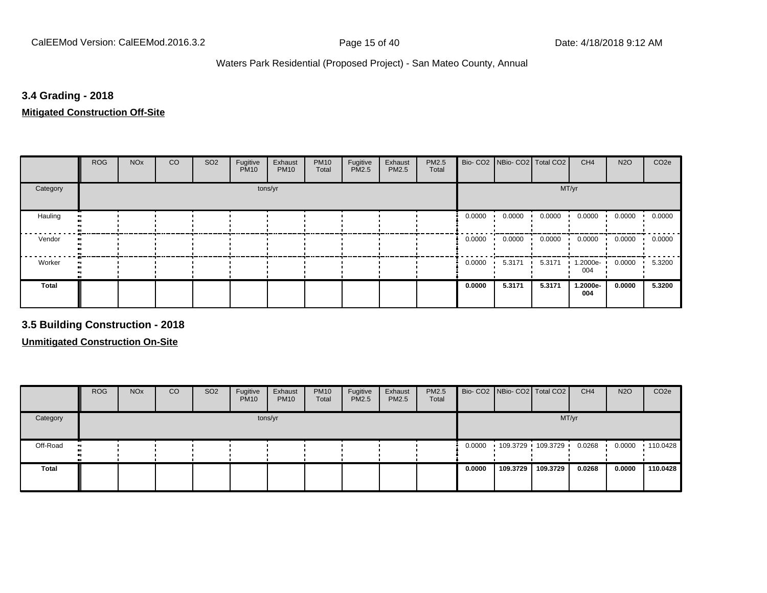### 3.4 Grading - 2018

**Mitigated Construction Off-Site**

| | ROG | NOx | CO | SO2 | Fugitive PM10 | Exhaust PM10 | PM10 Total | Fugitive PM2.5 | Exhaust PM2.5 | PM2.5 Total | Bio- CO2 | NBio- CO2 | Total CO2 | CH4 | N2O | CO2e |
|---|---|---|---|---|---|---|---|---|---|---|---|---|---|---|---|---|
| Category | tons/yr | | | | | | | | | | MT/yr | | | | | |
| Hauling | | | | | | | | | | | 0.0000 | 0.0000 | 0.0000 | 0.0000 | 0.0000 | 0.0000 |
| Vendor | | | | | | | | | | | 0.0000 | 0.0000 | 0.0000 | 0.0000 | 0.0000 | 0.0000 |
| Worker | | | | | | | | | | | 0.0000 | 5.3171 | 5.3171 | 1.2000e-004 | 0.0000 | 5.3200 |
| **Total** | | | | | | | | | | | **0.0000** | **5.3171** | **5.3171** | **1.2000e-004** | **0.0000** | **5.3200** |

### 3.5 Building Construction - 2018

**Unmitigated Construction On-Site**

| | ROG | NOx | CO | SO2 | Fugitive PM10 | Exhaust PM10 | PM10 Total | Fugitive PM2.5 | Exhaust PM2.5 | PM2.5 Total | Bio- CO2 | NBio- CO2 | Total CO2 | CH4 | N2O | CO2e |
|---|---|---|---|---|---|---|---|---|---|---|---|---|---|---|---|---|
| Category | tons/yr | | | | | | | | | | MT/yr | | | | | |
| Off-Road | | | | | | | | | | | 0.0000 | 109.3729 | 109.3729 | 0.0268 | 0.0000 | 110.0428 |
| **Total** | | | | | | | | | | | **0.0000** | **109.3729** | **109.3729** | **0.0268** | **0.0000** | **110.0428** |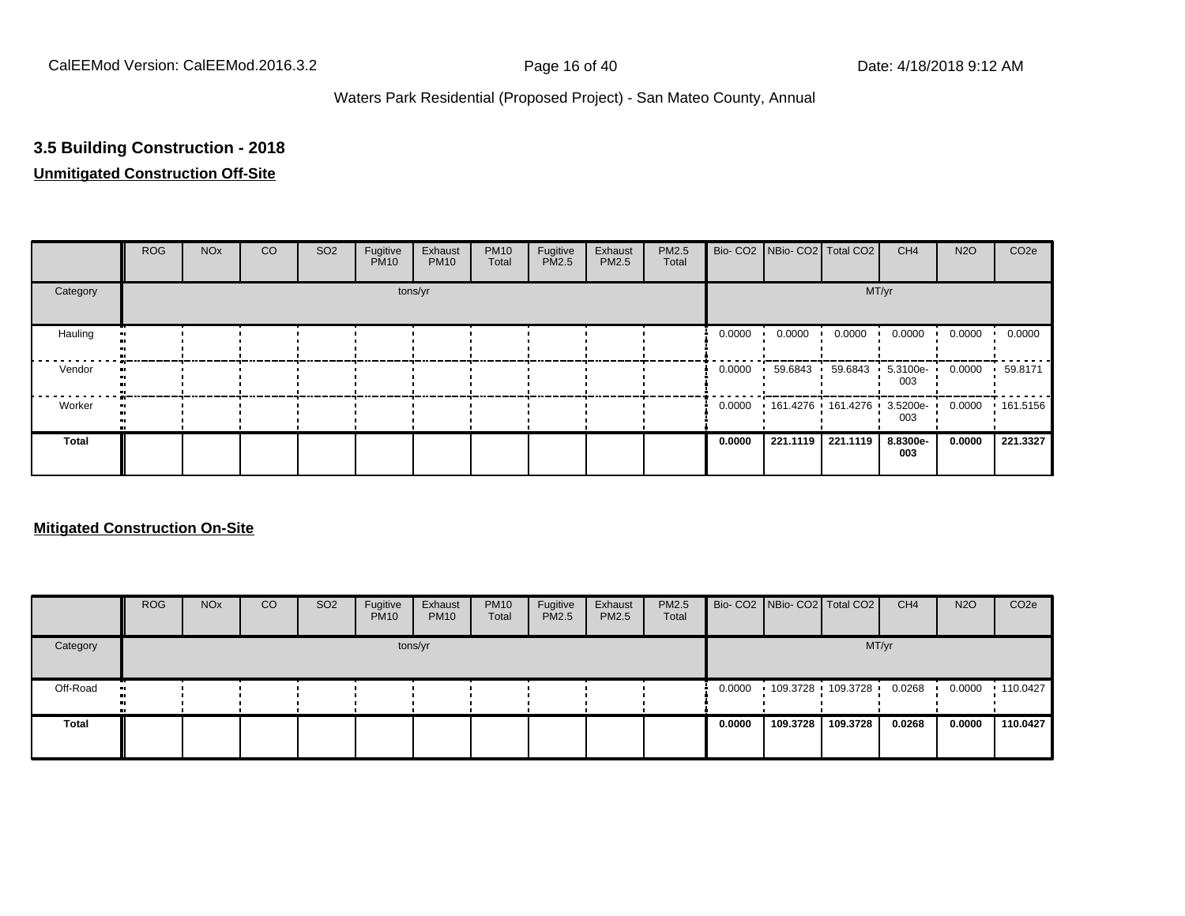### 3.5 Building Construction - 2018

**Unmitigated Construction Off-Site**

| | ROG | NOx | CO | SO2 | Fugitive PM10 | Exhaust PM10 | PM10 Total | Fugitive PM2.5 | Exhaust PM2.5 | PM2.5 Total | Bio- CO2 | NBio- CO2 | Total CO2 | CH4 | N2O | CO2e |
|---|---|---|---|---|---|---|---|---|---|---|---|---|---|---|---|---|
| Category | tons/yr | | | | | | | | | | MT/yr | | | | | |
| Hauling | | | | | | | | | | | 0.0000 | 0.0000 | 0.0000 | 0.0000 | 0.0000 | 0.0000 |
| Vendor | | | | | | | | | | | 0.0000 | 59.6843 | 59.6843 | 5.3100e-003 | 0.0000 | 59.8171 |
| Worker | | | | | | | | | | | 0.0000 | 161.4276 | 161.4276 | 3.5200e-003 | 0.0000 | 161.5156 |
| **Total** | | | | | | | | | | | **0.0000** | **221.1119** | **221.1119** | **8.8300e-003** | **0.0000** | **221.3327** |

**Mitigated Construction On-Site**

| | ROG | NOx | CO | SO2 | Fugitive PM10 | Exhaust PM10 | PM10 Total | Fugitive PM2.5 | Exhaust PM2.5 | PM2.5 Total | Bio- CO2 | NBio- CO2 | Total CO2 | CH4 | N2O | CO2e |
|---|---|---|---|---|---|---|---|---|---|---|---|---|---|---|---|---|
| Category | tons/yr | | | | | | | | | | MT/yr | | | | | |
| Off-Road | | | | | | | | | | | 0.0000 | 109.3728 | 109.3728 | 0.0268 | 0.0000 | 110.0427 |
| **Total** | | | | | | | | | | | **0.0000** | **109.3728** | **109.3728** | **0.0268** | **0.0000** | **110.0427** |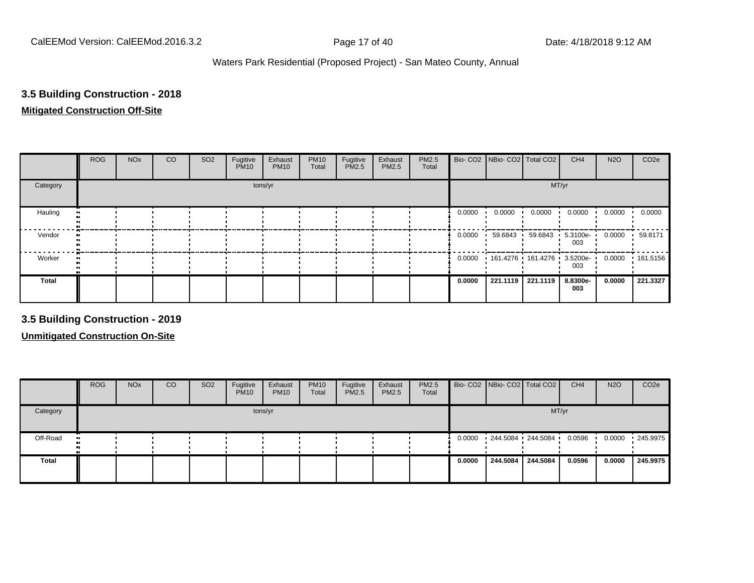### 3.5 Building Construction - 2018

**Mitigated Construction Off-Site**

| | ROG | NOx | CO | SO2 | Fugitive PM10 | Exhaust PM10 | PM10 Total | Fugitive PM2.5 | Exhaust PM2.5 | PM2.5 Total | Bio- CO2 | NBio- CO2 | Total CO2 | CH4 | N2O | CO2e |
|---|---|---|---|---|---|---|---|---|---|---|---|---|---|---|---|---|
| Category | tons/yr | | | | | | | | | | MT/yr | | | | | |
| Hauling | | | | | | | | | | | 0.0000 | 0.0000 | 0.0000 | 0.0000 | 0.0000 | 0.0000 |
| Vendor | | | | | | | | | | | 0.0000 | 59.6843 | 59.6843 | 5.3100e-003 | 0.0000 | 59.8171 |
| Worker | | | | | | | | | | | 0.0000 | 161.4276 | 161.4276 | 3.5200e-003 | 0.0000 | 161.5156 |
| **Total** | | | | | | | | | | | **0.0000** | **221.1119** | **221.1119** | **8.8300e-003** | **0.0000** | **221.3327** |

### 3.5 Building Construction - 2019

**Unmitigated Construction On-Site**

| | ROG | NOx | CO | SO2 | Fugitive PM10 | Exhaust PM10 | PM10 Total | Fugitive PM2.5 | Exhaust PM2.5 | PM2.5 Total | Bio- CO2 | NBio- CO2 | Total CO2 | CH4 | N2O | CO2e |
|---|---|---|---|---|---|---|---|---|---|---|---|---|---|---|---|---|
| Category | tons/yr | | | | | | | | | | MT/yr | | | | | |
| Off-Road | | | | | | | | | | | 0.0000 | 244.5084 | 244.5084 | 0.0596 | 0.0000 | 245.9975 |
| **Total** | | | | | | | | | | | **0.0000** | **244.5084** | **244.5084** | **0.0596** | **0.0000** | **245.9975** |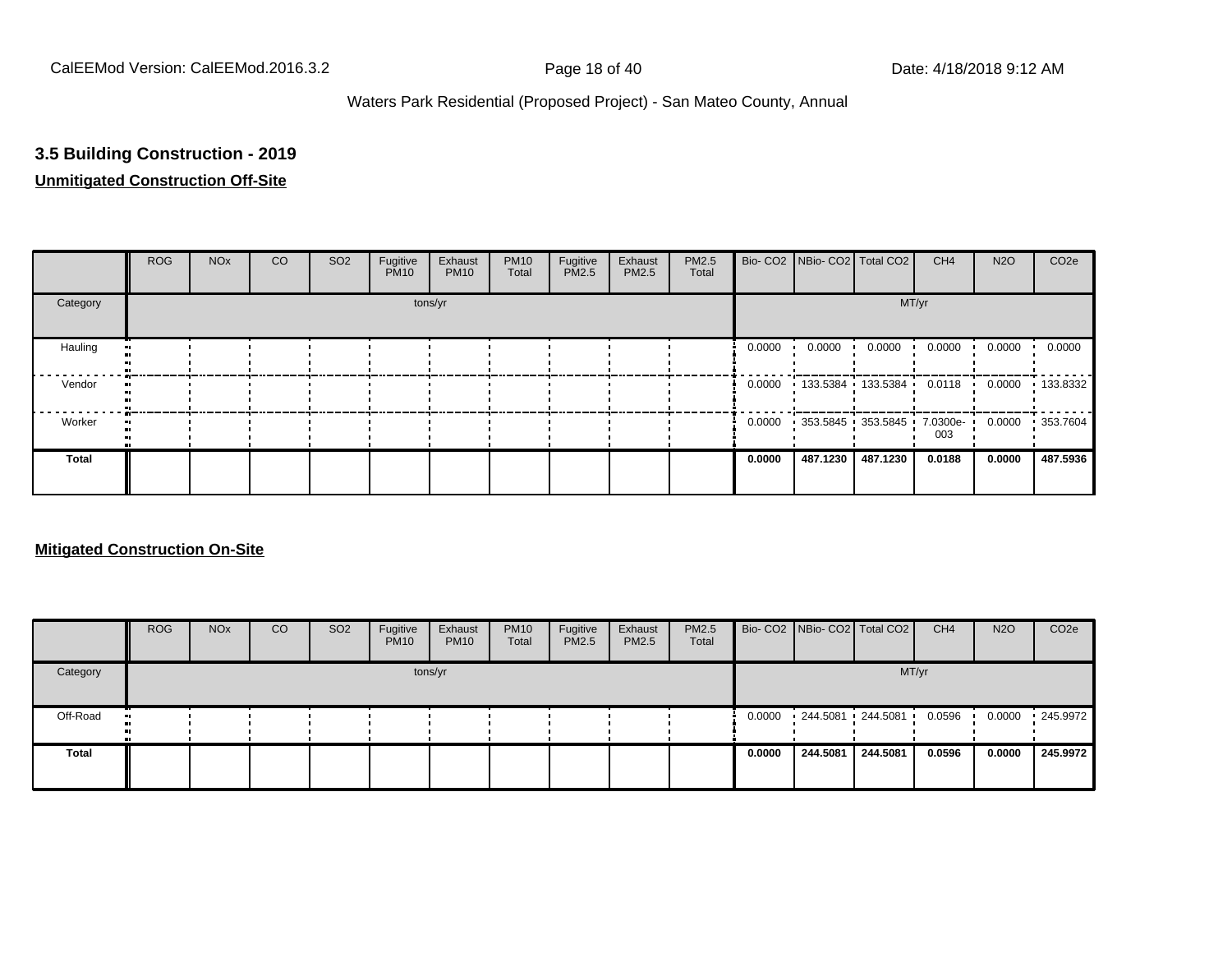### 3.5 Building Construction - 2019

**Unmitigated Construction Off-Site**

| | ROG | NOx | CO | SO2 | Fugitive PM10 | Exhaust PM10 | PM10 Total | Fugitive PM2.5 | Exhaust PM2.5 | PM2.5 Total | Bio- CO2 | NBio- CO2 | Total CO2 | CH4 | N2O | CO2e |
|---|---|---|---|---|---|---|---|---|---|---|---|---|---|---|---|---|
| Category | tons/yr | | | | | | | | | | MT/yr | | | | | |
| Hauling | | | | | | | | | | | 0.0000 | 0.0000 | 0.0000 | 0.0000 | 0.0000 | 0.0000 |
| Vendor | | | | | | | | | | | 0.0000 | 133.5384 | 133.5384 | 0.0118 | 0.0000 | 133.8332 |
| Worker | | | | | | | | | | | 0.0000 | 353.5845 | 353.5845 | 7.0300e-003 | 0.0000 | 353.7604 |
| **Total** | | | | | | | | | | | **0.0000** | **487.1230** | **487.1230** | **0.0188** | **0.0000** | **487.5936** |

**Mitigated Construction On-Site**

| | ROG | NOx | CO | SO2 | Fugitive PM10 | Exhaust PM10 | PM10 Total | Fugitive PM2.5 | Exhaust PM2.5 | PM2.5 Total | Bio- CO2 | NBio- CO2 | Total CO2 | CH4 | N2O | CO2e |
|---|---|---|---|---|---|---|---|---|---|---|---|---|---|---|---|---|
| Category | tons/yr | | | | | | | | | | MT/yr | | | | | |
| Off-Road | | | | | | | | | | | 0.0000 | 244.5081 | 244.5081 | 0.0596 | 0.0000 | 245.9972 |
| **Total** | | | | | | | | | | | **0.0000** | **244.5081** | **244.5081** | **0.0596** | **0.0000** | **245.9972** |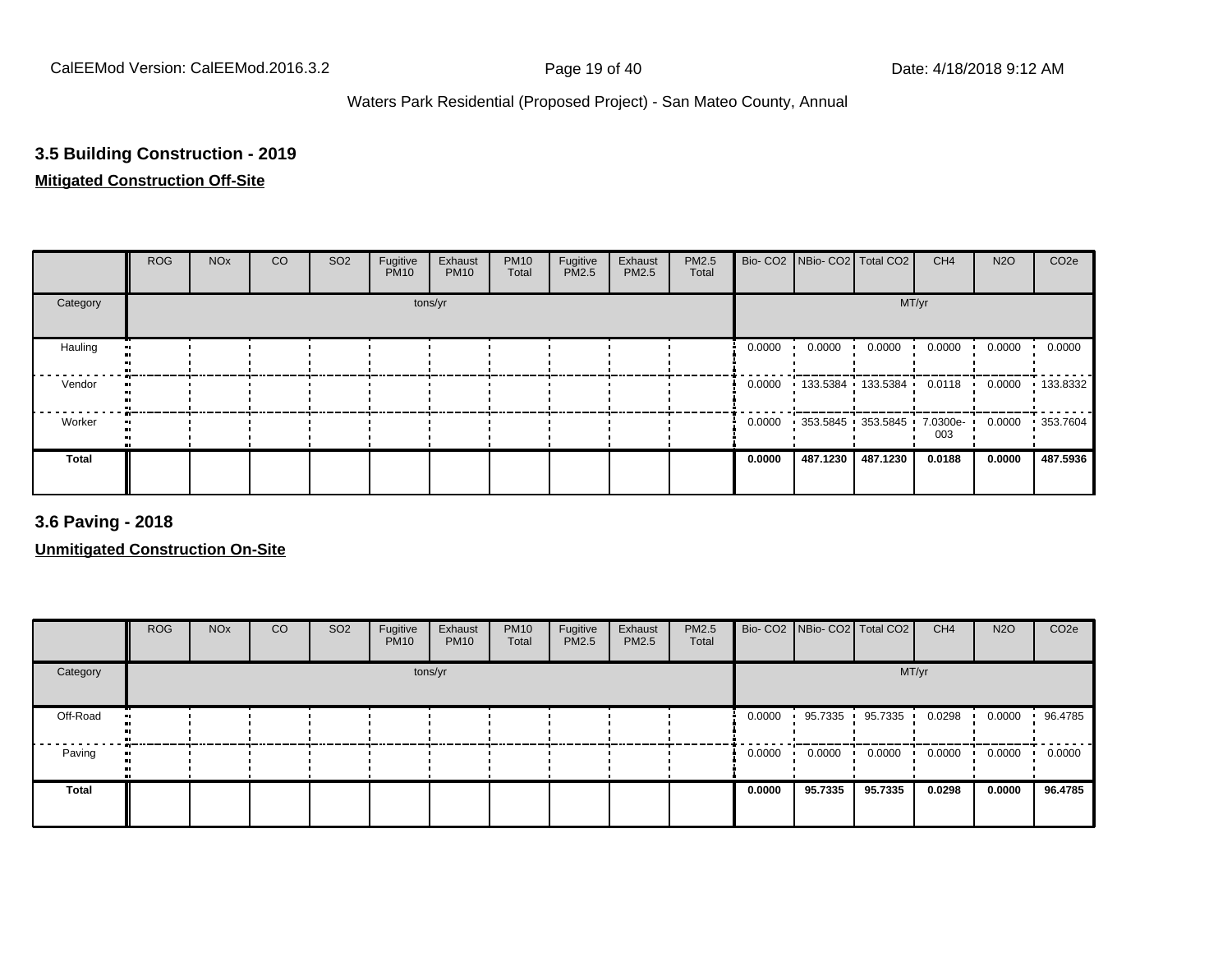### 3.5 Building Construction - 2019

**Mitigated Construction Off-Site**

| | ROG | NOx | CO | SO2 | Fugitive PM10 | Exhaust PM10 | PM10 Total | Fugitive PM2.5 | Exhaust PM2.5 | PM2.5 Total | Bio- CO2 | NBio- CO2 | Total CO2 | CH4 | N2O | CO2e |
|---|---|---|---|---|---|---|---|---|---|---|---|---|---|---|---|---|
| Category | tons/yr | | | | | | | | | | MT/yr | | | | | |
| Hauling | | | | | | | | | | | 0.0000 | 0.0000 | 0.0000 | 0.0000 | 0.0000 | 0.0000 |
| Vendor | | | | | | | | | | | 0.0000 | 133.5384 | 133.5384 | 0.0118 | 0.0000 | 133.8332 |
| Worker | | | | | | | | | | | 0.0000 | 353.5845 | 353.5845 | 7.0300e-003 | 0.0000 | 353.7604 |
| **Total** | | | | | | | | | | | **0.0000** | **487.1230** | **487.1230** | **0.0188** | **0.0000** | **487.5936** |

### 3.6 Paving - 2018

**Unmitigated Construction On-Site**

| | ROG | NOx | CO | SO2 | Fugitive PM10 | Exhaust PM10 | PM10 Total | Fugitive PM2.5 | Exhaust PM2.5 | PM2.5 Total | Bio- CO2 | NBio- CO2 | Total CO2 | CH4 | N2O | CO2e |
|---|---|---|---|---|---|---|---|---|---|---|---|---|---|---|---|---|
| Category | tons/yr | | | | | | | | | | MT/yr | | | | | |
| Off-Road | | | | | | | | | | | 0.0000 | 95.7335 | 95.7335 | 0.0298 | 0.0000 | 96.4785 |
| Paving | | | | | | | | | | | 0.0000 | 0.0000 | 0.0000 | 0.0000 | 0.0000 | 0.0000 |
| **Total** | | | | | | | | | | | **0.0000** | **95.7335** | **95.7335** | **0.0298** | **0.0000** | **96.4785** |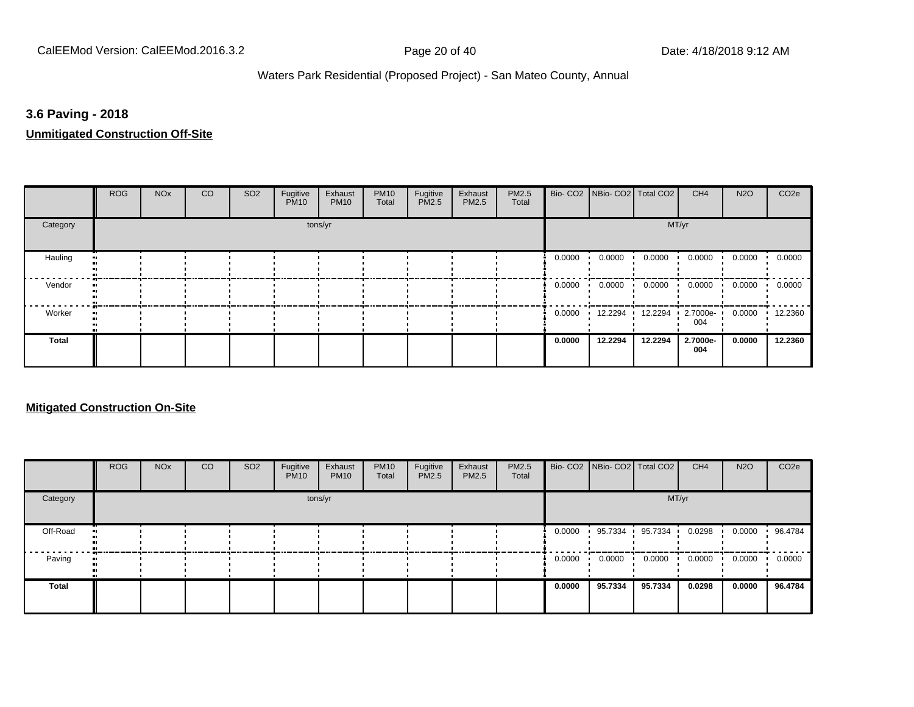### 3.6 Paving - 2018

**Unmitigated Construction Off-Site**

| | ROG | NOx | CO | SO2 | Fugitive PM10 | Exhaust PM10 | PM10 Total | Fugitive PM2.5 | Exhaust PM2.5 | PM2.5 Total | Bio- CO2 | NBio- CO2 | Total CO2 | CH4 | N2O | CO2e |
|---|---|---|---|---|---|---|---|---|---|---|---|---|---|---|---|---|
| Category | | | | | | tons/yr | | | | | | | | MT/yr | | |
| Hauling | | | | | | | | | | | 0.0000 | 0.0000 | 0.0000 | 0.0000 | 0.0000 | 0.0000 |
| Vendor | | | | | | | | | | | 0.0000 | 0.0000 | 0.0000 | 0.0000 | 0.0000 | 0.0000 |
| Worker | | | | | | | | | | | 0.0000 | 12.2294 | 12.2294 | 2.7000e-004 | 0.0000 | 12.2360 |
| **Total** | | | | | | | | | | | **0.0000** | **12.2294** | **12.2294** | **2.7000e-004** | **0.0000** | **12.2360** |

**Mitigated Construction On-Site**

| | ROG | NOx | CO | SO2 | Fugitive PM10 | Exhaust PM10 | PM10 Total | Fugitive PM2.5 | Exhaust PM2.5 | PM2.5 Total | Bio- CO2 | NBio- CO2 | Total CO2 | CH4 | N2O | CO2e |
|---|---|---|---|---|---|---|---|---|---|---|---|---|---|---|---|---|
| Category | | | | | | tons/yr | | | | | | | | MT/yr | | |
| Off-Road | | | | | | | | | | | 0.0000 | 95.7334 | 95.7334 | 0.0298 | 0.0000 | 96.4784 |
| Paving | | | | | | | | | | | 0.0000 | 0.0000 | 0.0000 | 0.0000 | 0.0000 | 0.0000 |
| **Total** | | | | | | | | | | | **0.0000** | **95.7334** | **95.7334** | **0.0298** | **0.0000** | **96.4784** |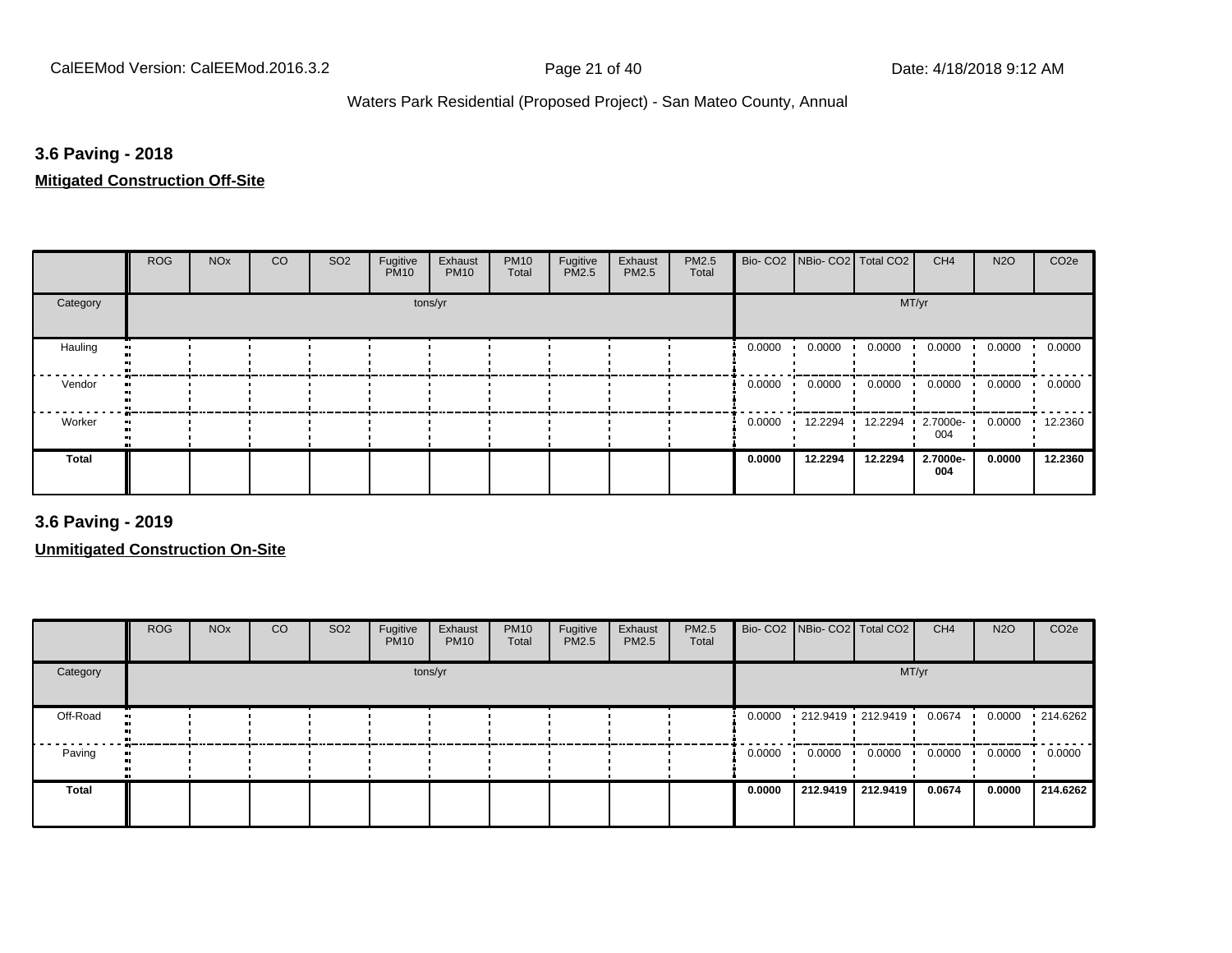### 3.6 Paving - 2018

**Mitigated Construction Off-Site**

| | ROG | NOx | CO | SO2 | Fugitive PM10 | Exhaust PM10 | PM10 Total | Fugitive PM2.5 | Exhaust PM2.5 | PM2.5 Total | Bio- CO2 | NBio- CO2 | Total CO2 | CH4 | N2O | CO2e |
|---|---|---|---|---|---|---|---|---|---|---|---|---|---|---|---|---|
| Category | | | | | tons/yr | | | | | | | | MT/yr | | | |
| Hauling | | | | | | | | | | | 0.0000 | 0.0000 | 0.0000 | 0.0000 | 0.0000 | 0.0000 |
| Vendor | | | | | | | | | | | 0.0000 | 0.0000 | 0.0000 | 0.0000 | 0.0000 | 0.0000 |
| Worker | | | | | | | | | | | 0.0000 | 12.2294 | 12.2294 | 2.7000e-004 | 0.0000 | 12.2360 |
| **Total** | | | | | | | | | | | **0.0000** | **12.2294** | **12.2294** | **2.7000e-004** | **0.0000** | **12.2360** |

### 3.6 Paving - 2019

**Unmitigated Construction On-Site**

| | ROG | NOx | CO | SO2 | Fugitive PM10 | Exhaust PM10 | PM10 Total | Fugitive PM2.5 | Exhaust PM2.5 | PM2.5 Total | Bio- CO2 | NBio- CO2 | Total CO2 | CH4 | N2O | CO2e |
|---|---|---|---|---|---|---|---|---|---|---|---|---|---|---|---|---|
| Category | | | | | tons/yr | | | | | | | | MT/yr | | | |
| Off-Road | | | | | | | | | | | 0.0000 | 212.9419 | 212.9419 | 0.0674 | 0.0000 | 214.6262 |
| Paving | | | | | | | | | | | 0.0000 | 0.0000 | 0.0000 | 0.0000 | 0.0000 | 0.0000 |
| **Total** | | | | | | | | | | | **0.0000** | **212.9419** | **212.9419** | **0.0674** | **0.0000** | **214.6262** |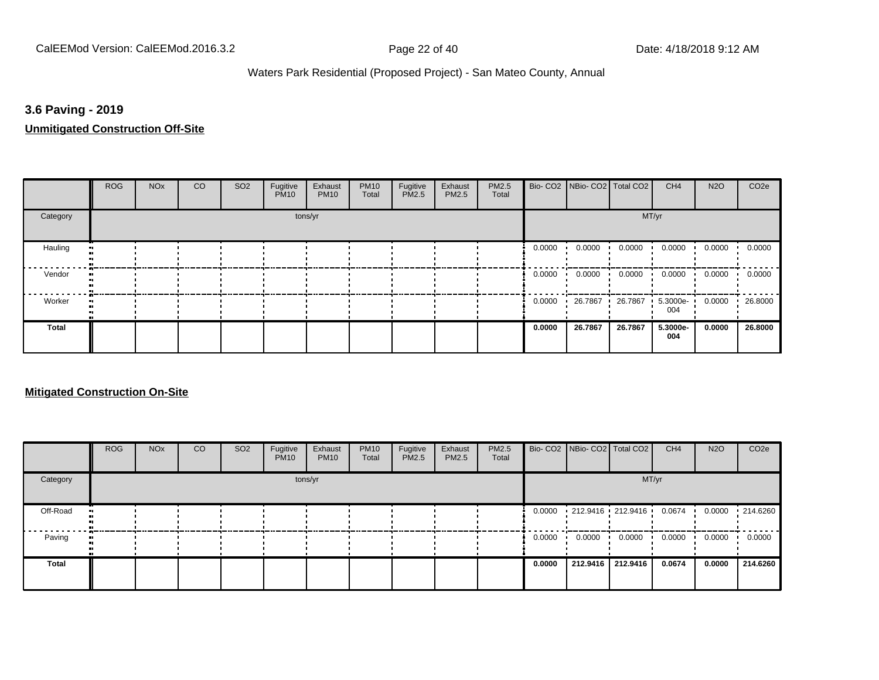## 3.6 Paving - 2019

**Unmitigated Construction Off-Site**

| | ROG | NOx | CO | SO2 | Fugitive PM10 | Exhaust PM10 | PM10 Total | Fugitive PM2.5 | Exhaust PM2.5 | PM2.5 Total | Bio- CO2 | NBio- CO2 | Total CO2 | CH4 | N2O | CO2e |
|---|---|---|---|---|---|---|---|---|---|---|---|---|---|---|---|---|
| Category | tons/yr | | | | | | | | | | MT/yr | | | | | |
| Hauling | | | | | | | | | | | 0.0000 | 0.0000 | 0.0000 | 0.0000 | 0.0000 | 0.0000 |
| Vendor | | | | | | | | | | | 0.0000 | 0.0000 | 0.0000 | 0.0000 | 0.0000 | 0.0000 |
| Worker | | | | | | | | | | | 0.0000 | 26.7867 | 26.7867 | 5.3000e-004 | 0.0000 | 26.8000 |
| **Total** | | | | | | | | | | | **0.0000** | **26.7867** | **26.7867** | **5.3000e-004** | **0.0000** | **26.8000** |

**Mitigated Construction On-Site**

| | ROG | NOx | CO | SO2 | Fugitive PM10 | Exhaust PM10 | PM10 Total | Fugitive PM2.5 | Exhaust PM2.5 | PM2.5 Total | Bio- CO2 | NBio- CO2 | Total CO2 | CH4 | N2O | CO2e |
|---|---|---|---|---|---|---|---|---|---|---|---|---|---|---|---|---|
| Category | tons/yr | | | | | | | | | | MT/yr | | | | | |
| Off-Road | | | | | | | | | | | 0.0000 | 212.9416 | 212.9416 | 0.0674 | 0.0000 | 214.6260 |
| Paving | | | | | | | | | | | 0.0000 | 0.0000 | 0.0000 | 0.0000 | 0.0000 | 0.0000 |
| **Total** | | | | | | | | | | | **0.0000** | **212.9416** | **212.9416** | **0.0674** | **0.0000** | **214.6260** |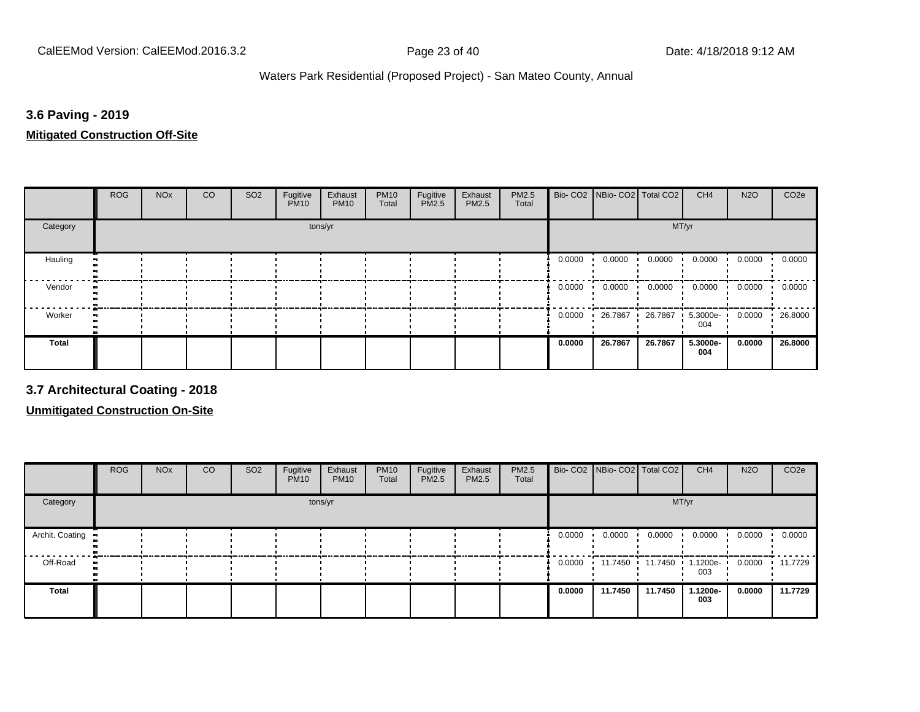## 3.6 Paving - 2019

**Mitigated Construction Off-Site**

| | ROG | NOx | CO | SO2 | Fugitive PM10 | Exhaust PM10 | PM10 Total | Fugitive PM2.5 | Exhaust PM2.5 | PM2.5 Total | Bio- CO2 | NBio- CO2 | Total CO2 | CH4 | N2O | CO2e |
|---|---|---|---|---|---|---|---|---|---|---|---|---|---|---|---|---|
| Category | tons/yr | | | | | | | | | | MT/yr | | | | | |
| Hauling | | | | | | | | | | | 0.0000 | 0.0000 | 0.0000 | 0.0000 | 0.0000 | 0.0000 |
| Vendor | | | | | | | | | | | 0.0000 | 0.0000 | 0.0000 | 0.0000 | 0.0000 | 0.0000 |
| Worker | | | | | | | | | | | 0.0000 | 26.7867 | 26.7867 | 5.3000e-004 | 0.0000 | 26.8000 |
| **Total** | | | | | | | | | | | **0.0000** | **26.7867** | **26.7867** | **5.3000e-004** | **0.0000** | **26.8000** |

## 3.7 Architectural Coating - 2018

**Unmitigated Construction On-Site**

| | ROG | NOx | CO | SO2 | Fugitive PM10 | Exhaust PM10 | PM10 Total | Fugitive PM2.5 | Exhaust PM2.5 | PM2.5 Total | Bio- CO2 | NBio- CO2 | Total CO2 | CH4 | N2O | CO2e |
|---|---|---|---|---|---|---|---|---|---|---|---|---|---|---|---|---|
| Category | tons/yr | | | | | | | | | | MT/yr | | | | | |
| Archit. Coating | | | | | | | | | | | 0.0000 | 0.0000 | 0.0000 | 0.0000 | 0.0000 | 0.0000 |
| Off-Road | | | | | | | | | | | 0.0000 | 11.7450 | 11.7450 | 1.1200e-003 | 0.0000 | 11.7729 |
| **Total** | | | | | | | | | | | **0.0000** | **11.7450** | **11.7450** | **1.1200e-003** | **0.0000** | **11.7729** |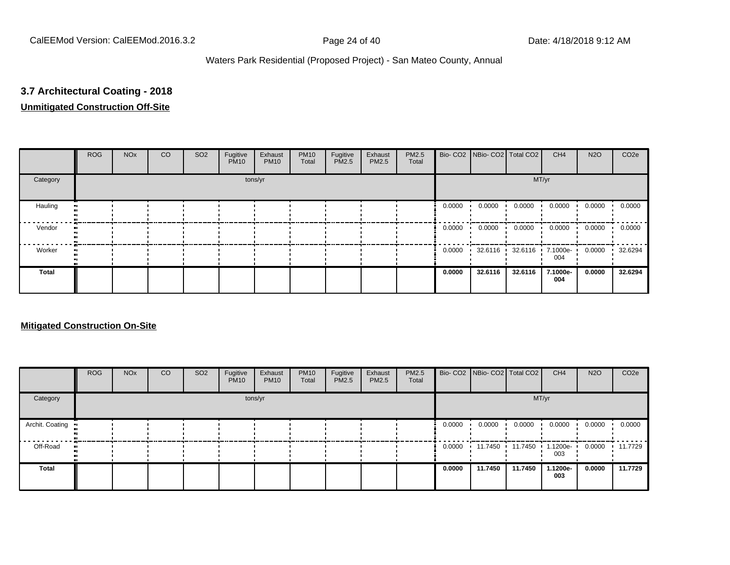Waters Park Residential (Proposed Project) - San Mateo County, Annual

## 3.7 Architectural Coating - 2018

**Unmitigated Construction Off-Site**

| | ROG | NOx | CO | SO2 | Fugitive PM10 | Exhaust PM10 | PM10 Total | Fugitive PM2.5 | Exhaust PM2.5 | PM2.5 Total | Bio- CO2 | NBio- CO2 | Total CO2 | CH4 | N2O | CO2e |
|---|---|---|---|---|---|---|---|---|---|---|---|---|---|---|---|---|
| Category | tons/yr | | | | | | | | | | MT/yr | | | | | |
| Hauling | | | | | | | | | | | 0.0000 | 0.0000 | 0.0000 | 0.0000 | 0.0000 | 0.0000 |
| Vendor | | | | | | | | | | | 0.0000 | 0.0000 | 0.0000 | 0.0000 | 0.0000 | 0.0000 |
| Worker | | | | | | | | | | | 0.0000 | 32.6116 | 32.6116 | 7.1000e-004 | 0.0000 | 32.6294 |
| **Total** | | | | | | | | | | | **0.0000** | **32.6116** | **32.6116** | **7.1000e-004** | **0.0000** | **32.6294** |

**Mitigated Construction On-Site**

| | ROG | NOx | CO | SO2 | Fugitive PM10 | Exhaust PM10 | PM10 Total | Fugitive PM2.5 | Exhaust PM2.5 | PM2.5 Total | Bio- CO2 | NBio- CO2 | Total CO2 | CH4 | N2O | CO2e |
|---|---|---|---|---|---|---|---|---|---|---|---|---|---|---|---|---|
| Category | tons/yr | | | | | | | | | | MT/yr | | | | | |
| Archit. Coating | | | | | | | | | | | 0.0000 | 0.0000 | 0.0000 | 0.0000 | 0.0000 | 0.0000 |
| Off-Road | | | | | | | | | | | 0.0000 | 11.7450 | 11.7450 | 1.1200e-003 | 0.0000 | 11.7729 |
| **Total** | | | | | | | | | | | **0.0000** | **11.7450** | **11.7450** | **1.1200e-003** | **0.0000** | **11.7729** |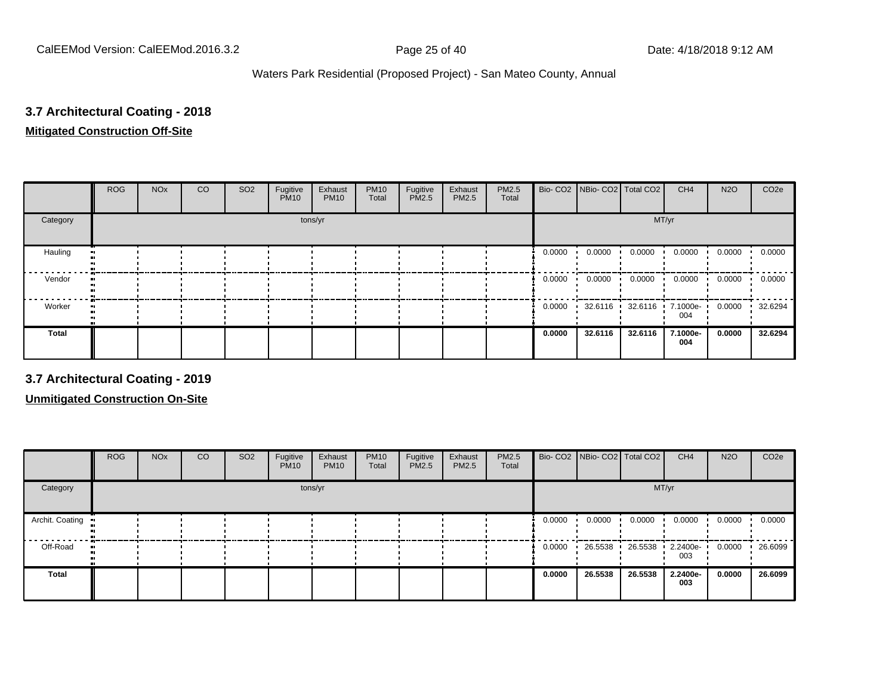### 3.7 Architectural Coating - 2018

**Mitigated Construction Off-Site**

| | ROG | NOx | CO | SO2 | Fugitive PM10 | Exhaust PM10 | PM10 Total | Fugitive PM2.5 | Exhaust PM2.5 | PM2.5 Total | Bio- CO2 | NBio- CO2 | Total CO2 | CH4 | N2O | CO2e |
|---|---|---|---|---|---|---|---|---|---|---|---|---|---|---|---|---|
| Category | tons/yr | | | | | | | | | | MT/yr | | | | | |
| Hauling | | | | | | | | | | | 0.0000 | 0.0000 | 0.0000 | 0.0000 | 0.0000 | 0.0000 |
| Vendor | | | | | | | | | | | 0.0000 | 0.0000 | 0.0000 | 0.0000 | 0.0000 | 0.0000 |
| Worker | | | | | | | | | | | 0.0000 | 32.6116 | 32.6116 | 7.1000e-004 | 0.0000 | 32.6294 |
| **Total** | | | | | | | | | | | **0.0000** | **32.6116** | **32.6116** | **7.1000e-004** | **0.0000** | **32.6294** |

### 3.7 Architectural Coating - 2019

**Unmitigated Construction On-Site**

| | ROG | NOx | CO | SO2 | Fugitive PM10 | Exhaust PM10 | PM10 Total | Fugitive PM2.5 | Exhaust PM2.5 | PM2.5 Total | Bio- CO2 | NBio- CO2 | Total CO2 | CH4 | N2O | CO2e |
|---|---|---|---|---|---|---|---|---|---|---|---|---|---|---|---|---|
| Category | tons/yr | | | | | | | | | | MT/yr | | | | | |
| Archit. Coating | | | | | | | | | | | 0.0000 | 0.0000 | 0.0000 | 0.0000 | 0.0000 | 0.0000 |
| Off-Road | | | | | | | | | | | 0.0000 | 26.5538 | 26.5538 | 2.2400e-003 | 0.0000 | 26.6099 |
| **Total** | | | | | | | | | | | **0.0000** | **26.5538** | **26.5538** | **2.2400e-003** | **0.0000** | **26.6099** |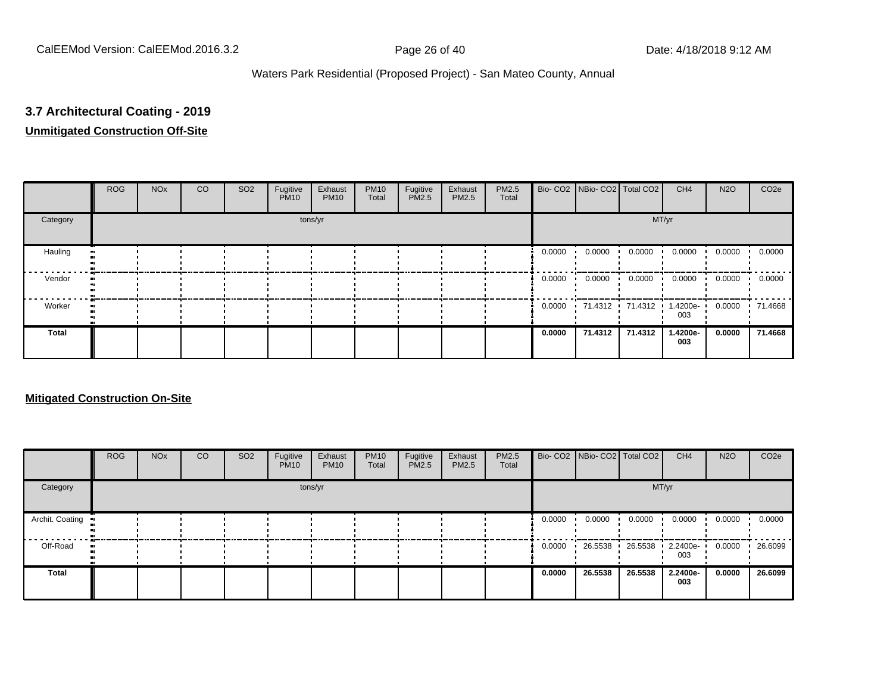### 3.7 Architectural Coating - 2019

**Unmitigated Construction Off-Site**

| | ROG | NOx | CO | SO2 | Fugitive PM10 | Exhaust PM10 | PM10 Total | Fugitive PM2.5 | Exhaust PM2.5 | PM2.5 Total | Bio- CO2 | NBio- CO2 | Total CO2 | CH4 | N2O | CO2e |
|---|---|---|---|---|---|---|---|---|---|---|---|---|---|---|---|---|
| Category | tons/yr | | | | | | | | | | MT/yr | | | | | |
| Hauling | | | | | | | | | | | 0.0000 | 0.0000 | 0.0000 | 0.0000 | 0.0000 | 0.0000 |
| Vendor | | | | | | | | | | | 0.0000 | 0.0000 | 0.0000 | 0.0000 | 0.0000 | 0.0000 |
| Worker | | | | | | | | | | | 0.0000 | 71.4312 | 71.4312 | 1.4200e-003 | 0.0000 | 71.4668 |
| **Total** | | | | | | | | | | | **0.0000** | **71.4312** | **71.4312** | **1.4200e-003** | **0.0000** | **71.4668** |

**Mitigated Construction On-Site**

| | ROG | NOx | CO | SO2 | Fugitive PM10 | Exhaust PM10 | PM10 Total | Fugitive PM2.5 | Exhaust PM2.5 | PM2.5 Total | Bio- CO2 | NBio- CO2 | Total CO2 | CH4 | N2O | CO2e |
|---|---|---|---|---|---|---|---|---|---|---|---|---|---|---|---|---|
| Category | tons/yr | | | | | | | | | | MT/yr | | | | | |
| Archit. Coating | | | | | | | | | | | 0.0000 | 0.0000 | 0.0000 | 0.0000 | 0.0000 | 0.0000 |
| Off-Road | | | | | | | | | | | 0.0000 | 26.5538 | 26.5538 | 2.2400e-003 | 0.0000 | 26.6099 |
| **Total** | | | | | | | | | | | **0.0000** | **26.5538** | **26.5538** | **2.2400e-003** | **0.0000** | **26.6099** |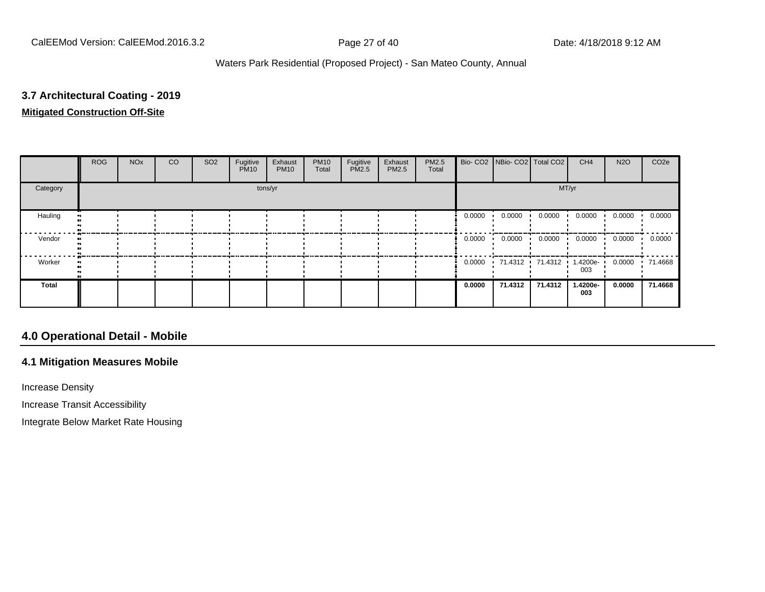### 3.7 Architectural Coating - 2019

**Mitigated Construction Off-Site**

| | ROG | NOx | CO | SO2 | Fugitive PM10 | Exhaust PM10 | PM10 Total | Fugitive PM2.5 | Exhaust PM2.5 | PM2.5 Total | Bio- CO2 | NBio- CO2 | Total CO2 | CH4 | N2O | CO2e |
|---|---|---|---|---|---|---|---|---|---|---|---|---|---|---|---|---|
| Category | | | | | tons/yr | | | | | | | | | MT/yr | | |
| Hauling | | | | | | | | | | | 0.0000 | 0.0000 | 0.0000 | 0.0000 | 0.0000 | 0.0000 |
| Vendor | | | | | | | | | | | 0.0000 | 0.0000 | 0.0000 | 0.0000 | 0.0000 | 0.0000 |
| Worker | | | | | | | | | | | 0.0000 | 71.4312 | 71.4312 | 1.4200e-003 | 0.0000 | 71.4668 |
| **Total** | | | | | | | | | | | **0.0000** | **71.4312** | **71.4312** | **1.4200e-003** | **0.0000** | **71.4668** |

## 4.0 Operational Detail - Mobile

### 4.1 Mitigation Measures Mobile

Increase Density

Increase Transit Accessibility

Integrate Below Market Rate Housing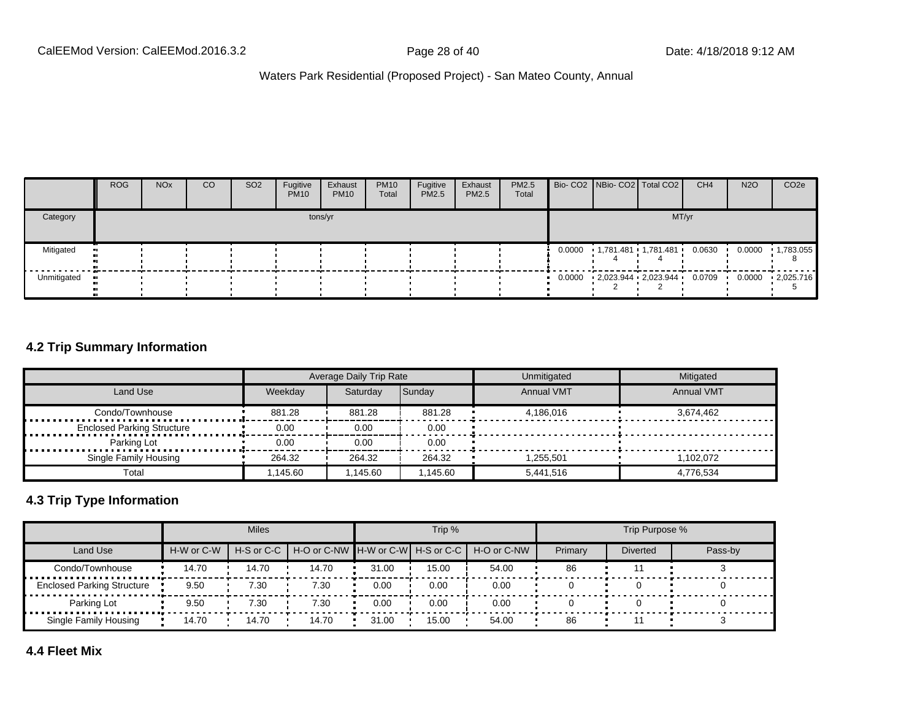| | ROG | NOx | CO | SO2 | Fugitive PM10 | Exhaust PM10 | PM10 Total | Fugitive PM2.5 | Exhaust PM2.5 | PM2.5 Total | Bio- CO2 | NBio- CO2 | Total CO2 | CH4 | N2O | CO2e |
|---|---|---|---|---|---|---|---|---|---|---|---|---|---|---|---|---|
| Category | tons/yr | | | | | | | | | | MT/yr | | | | | |
| Mitigated | | | | | | | | | | | 0.0000 | 1,781.4814 | 1,781.4814 | 0.0630 | 0.0000 | 1,783.0558 |
| Unmitigated | | | | | | | | | | | 0.0000 | 2,023.9442 | 2,023.9442 | 0.0709 | 0.0000 | 2,025.7165 |

## 4.2 Trip Summary Information

| | Average Daily Trip Rate | | | Unmitigated | Mitigated |
|---|---|---|---|---|---|
| Land Use | Weekday | Saturday | Sunday | Annual VMT | Annual VMT |
| Condo/Townhouse | 881.28 | 881.28 | 881.28 | 4,186,016 | 3,674,462 |
| Enclosed Parking Structure | 0.00 | 0.00 | 0.00 | | |
| Parking Lot | 0.00 | 0.00 | 0.00 | | |
| Single Family Housing | 264.32 | 264.32 | 264.32 | 1,255,501 | 1,102,072 |
| Total | 1,145.60 | 1,145.60 | 1,145.60 | 5,441,516 | 4,776,534 |

## 4.3 Trip Type Information

| | Miles | | | Trip % | | | Trip Purpose % | | |
|---|---|---|---|---|---|---|---|---|---|
| Land Use | H-W or C-W | H-S or C-C | H-O or C-NW | H-W or C-W | H-S or C-C | H-O or C-NW | Primary | Diverted | Pass-by |
| Condo/Townhouse | 14.70 | 14.70 | 14.70 | 31.00 | 15.00 | 54.00 | 86 | 11 | 3 |
| Enclosed Parking Structure | 9.50 | 7.30 | 7.30 | 0.00 | 0.00 | 0.00 | 0 | 0 | 0 |
| Parking Lot | 9.50 | 7.30 | 7.30 | 0.00 | 0.00 | 0.00 | 0 | 0 | 0 |
| Single Family Housing | 14.70 | 14.70 | 14.70 | 31.00 | 15.00 | 54.00 | 86 | 11 | 3 |

## 4.4 Fleet Mix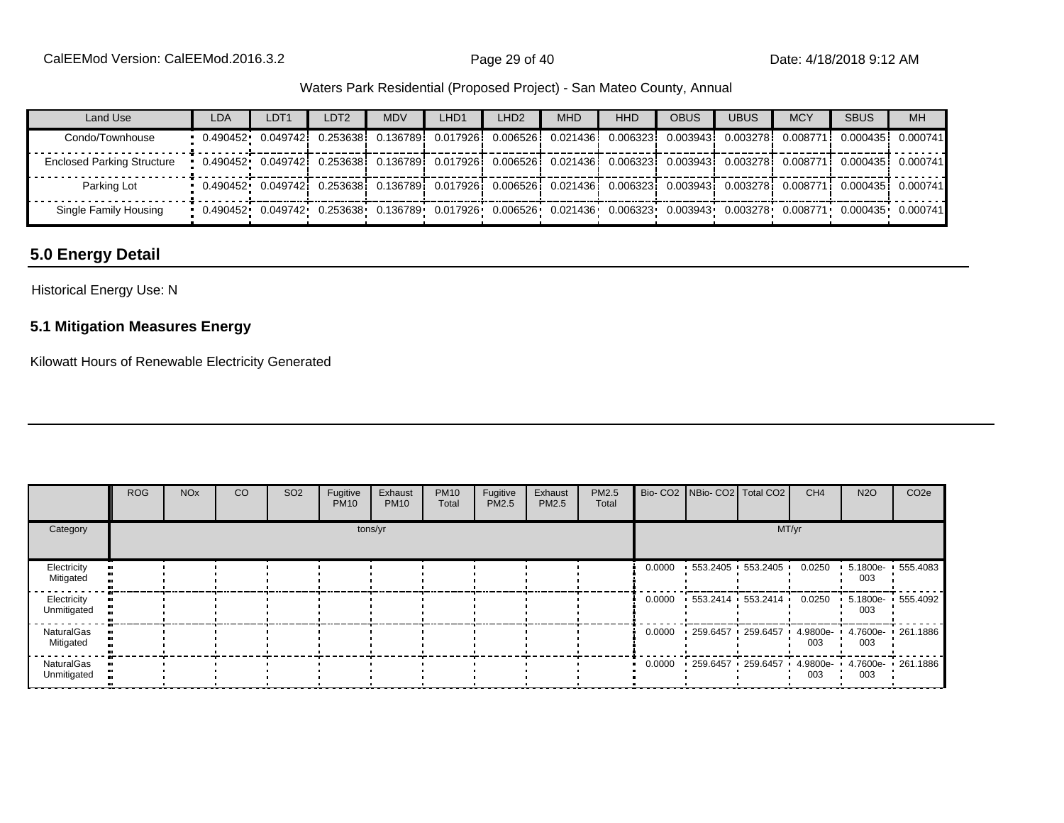Waters Park Residential (Proposed Project) - San Mateo County, Annual

| Land Use | LDA | LDT1 | LDT2 | MDV | LHD1 | LHD2 | MHD | HHD | OBUS | UBUS | MCY | SBUS | MH |
|---|---|---|---|---|---|---|---|---|---|---|---|---|---|
| Condo/Townhouse | 0.490452 | 0.049742 | 0.253638 | 0.136789 | 0.017926 | 0.006526 | 0.021436 | 0.006323 | 0.003943 | 0.003278 | 0.008771 | 0.000435 | 0.000741 |
| Enclosed Parking Structure | 0.490452 | 0.049742 | 0.253638 | 0.136789 | 0.017926 | 0.006526 | 0.021436 | 0.006323 | 0.003943 | 0.003278 | 0.008771 | 0.000435 | 0.000741 |
| Parking Lot | 0.490452 | 0.049742 | 0.253638 | 0.136789 | 0.017926 | 0.006526 | 0.021436 | 0.006323 | 0.003943 | 0.003278 | 0.008771 | 0.000435 | 0.000741 |
| Single Family Housing | 0.490452 | 0.049742 | 0.253638 | 0.136789 | 0.017926 | 0.006526 | 0.021436 | 0.006323 | 0.003943 | 0.003278 | 0.008771 | 0.000435 | 0.000741 |

## 5.0 Energy Detail

Historical Energy Use: N

### 5.1 Mitigation Measures Energy

Kilowatt Hours of Renewable Electricity Generated

| | ROG | NOx | CO | SO2 | Fugitive PM10 | Exhaust PM10 | PM10 Total | Fugitive PM2.5 | Exhaust PM2.5 | PM2.5 Total | Bio- CO2 | NBio- CO2 | Total CO2 | CH4 | N2O | CO2e |
|---|---|---|---|---|---|---|---|---|---|---|---|---|---|---|---|---|
| Category | tons/yr | | | | | | | | | | MT/yr | | | | | |
| Electricity Mitigated | | | | | | | | | | | 0.0000 | 553.2405 | 553.2405 | 0.0250 | 5.1800e-003 | 555.4083 |
| Electricity Unmitigated | | | | | | | | | | | 0.0000 | 553.2414 | 553.2414 | 0.0250 | 5.1800e-003 | 555.4092 |
| NaturalGas Mitigated | | | | | | | | | | | 0.0000 | 259.6457 | 259.6457 | 4.9800e-003 | 4.7600e-003 | 261.1886 |
| NaturalGas Unmitigated | | | | | | | | | | | 0.0000 | 259.6457 | 259.6457 | 4.9800e-003 | 4.7600e-003 | 261.1886 |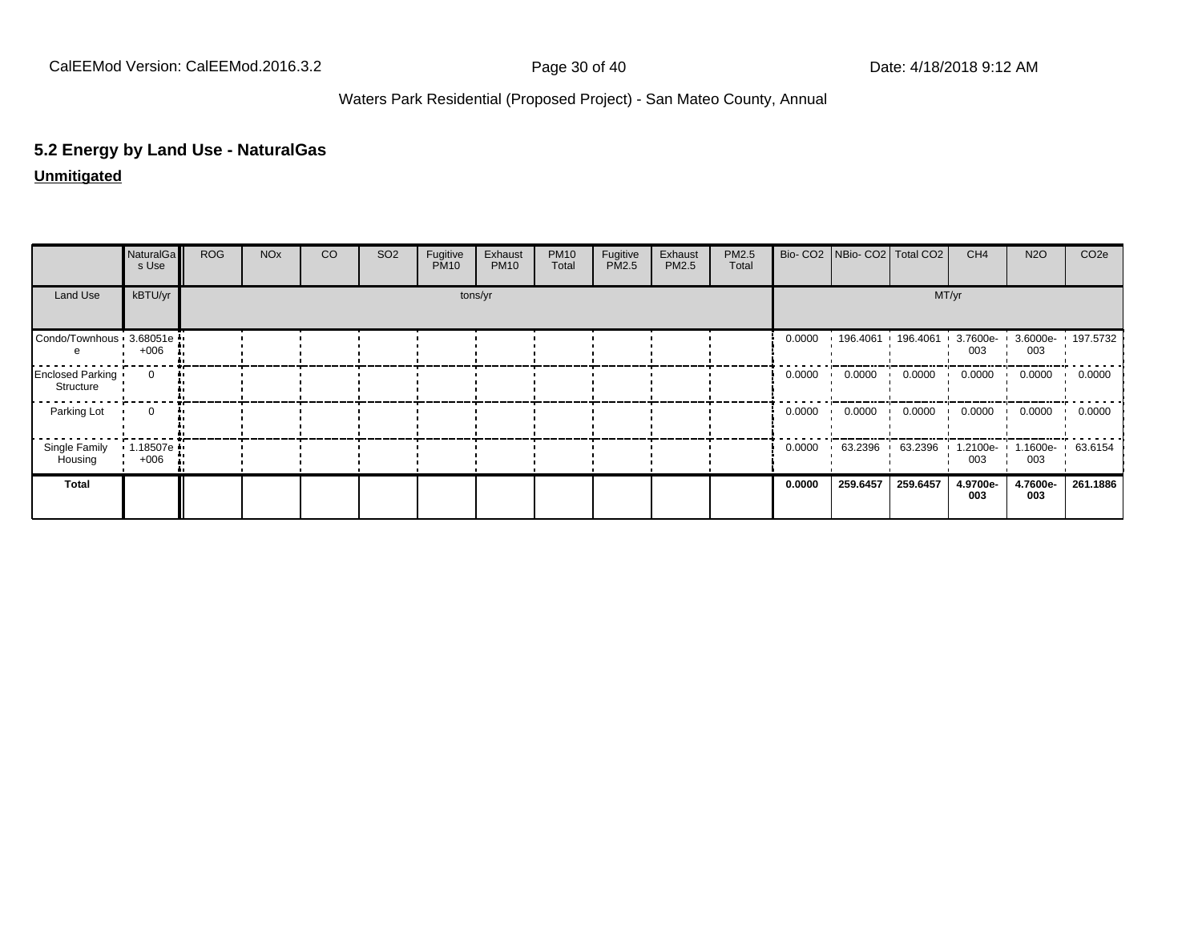## 5.2 Energy by Land Use - NaturalGas

**Unmitigated**

| | NaturalGas Use | ROG | NOx | CO | SO2 | Fugitive PM10 | Exhaust PM10 | PM10 Total | Fugitive PM2.5 | Exhaust PM2.5 | PM2.5 Total | Bio- CO2 | NBio- CO2 | Total CO2 | CH4 | N2O | CO2e |
|---|---|---|---|---|---|---|---|---|---|---|---|---|---|---|---|---|---|
| Land Use | kBTU/yr | tons/yr | | | | | | | | | | MT/yr | | | | | |
| Condo/Townhouse | 3.68051e+006 | | | | | | | | | | | 0.0000 | 196.4061 | 196.4061 | 3.7600e-003 | 3.6000e-003 | 197.5732 |
| Enclosed Parking Structure | 0 | | | | | | | | | | | 0.0000 | 0.0000 | 0.0000 | 0.0000 | 0.0000 | 0.0000 |
| Parking Lot | 0 | | | | | | | | | | | 0.0000 | 0.0000 | 0.0000 | 0.0000 | 0.0000 | 0.0000 |
| Single Family Housing | 1.18507e+006 | | | | | | | | | | | 0.0000 | 63.2396 | 63.2396 | 1.2100e-003 | 1.1600e-003 | 63.6154 |
| **Total** | | | | | | | | | | | | **0.0000** | **259.6457** | **259.6457** | **4.9700e-003** | **4.7600e-003** | **261.1886** |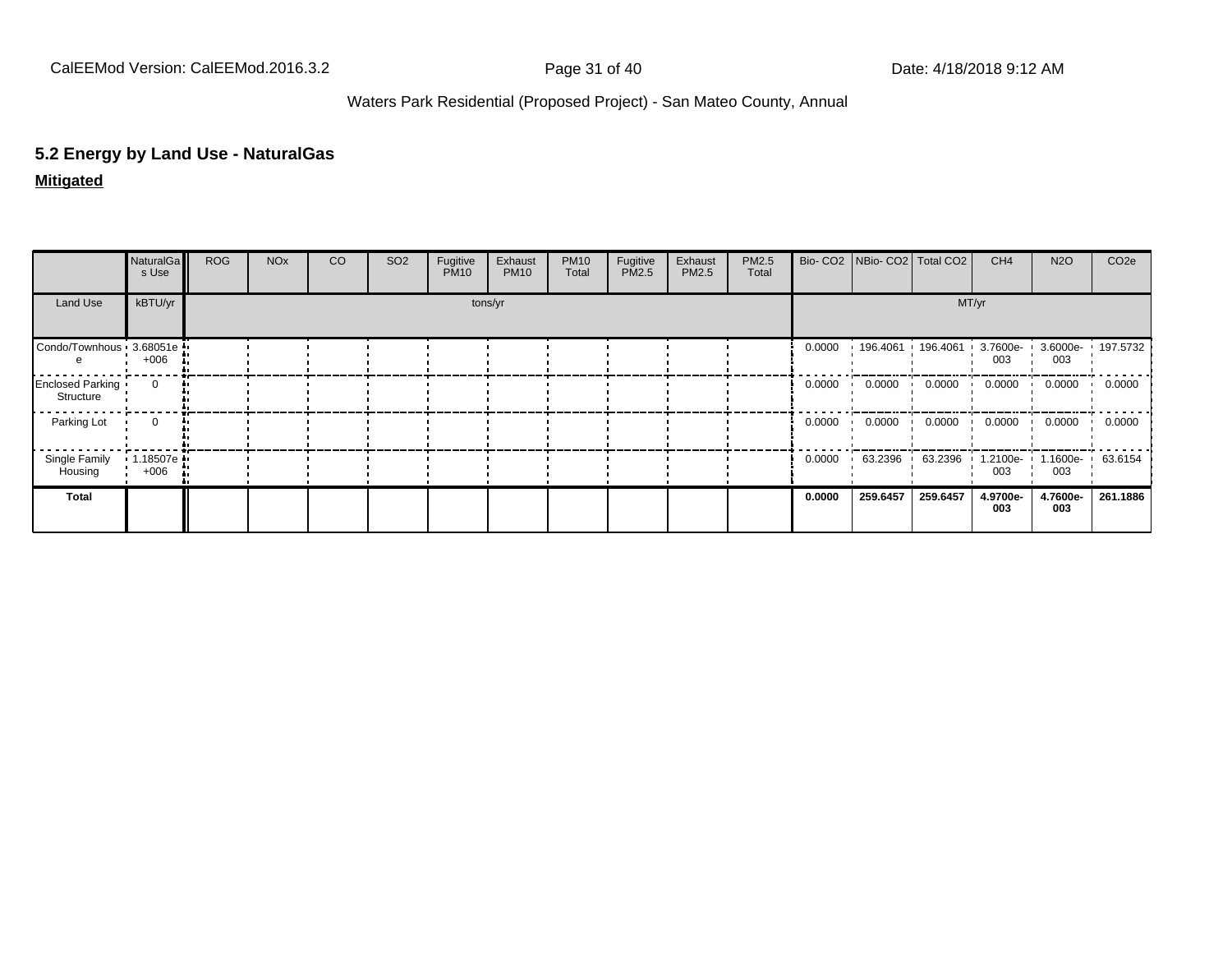## 5.2 Energy by Land Use - NaturalGas

**Mitigated**

| | NaturalGas Use | ROG | NOx | CO | SO2 | Fugitive PM10 | Exhaust PM10 | PM10 Total | Fugitive PM2.5 | Exhaust PM2.5 | PM2.5 Total | Bio- CO2 | NBio- CO2 | Total CO2 | CH4 | N2O | CO2e |
|---|---|---|---|---|---|---|---|---|---|---|---|---|---|---|---|---|---|
| Land Use | kBTU/yr | tons/yr | | | | | | | | | | MT/yr | | | | | |
| Condo/Townhouse | 3.68051e+006 | | | | | | | | | | | 0.0000 | 196.4061 | 196.4061 | 3.7600e-003 | 3.6000e-003 | 197.5732 |
| Enclosed Parking Structure | 0 | | | | | | | | | | | 0.0000 | 0.0000 | 0.0000 | 0.0000 | 0.0000 | 0.0000 |
| Parking Lot | 0 | | | | | | | | | | | 0.0000 | 0.0000 | 0.0000 | 0.0000 | 0.0000 | 0.0000 |
| Single Family Housing | 1.18507e+006 | | | | | | | | | | | 0.0000 | 63.2396 | 63.2396 | 1.2100e-003 | 1.1600e-003 | 63.6154 |
| **Total** | | | | | | | | | | | | **0.0000** | **259.6457** | **259.6457** | **4.9700e-003** | **4.7600e-003** | **261.1886** |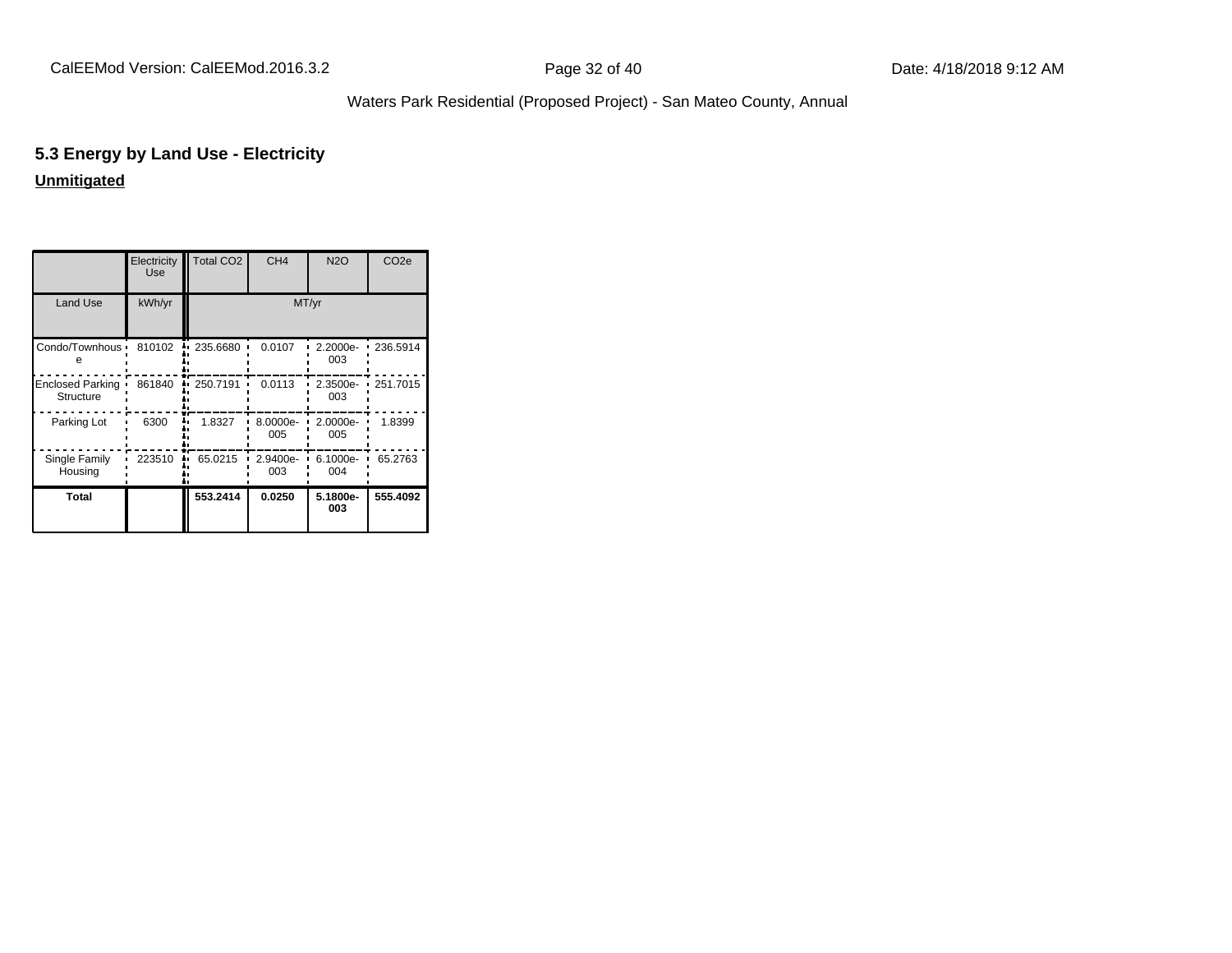## 5.3 Energy by Land Use - Electricity

**Unmitigated**

| | Electricity Use | Total CO2 | CH4 | N2O | CO2e |
|---|---|---|---|---|---|
| Land Use | kWh/yr | MT/yr | | | |
| Condo/Townhouse | 810102 | 235.6680 | 0.0107 | 2.2000e-003 | 236.5914 |
| Enclosed Parking Structure | 861840 | 250.7191 | 0.0113 | 2.3500e-003 | 251.7015 |
| Parking Lot | 6300 | 1.8327 | 8.0000e-005 | 2.0000e-005 | 1.8399 |
| Single Family Housing | 223510 | 65.0215 | 2.9400e-003 | 6.1000e-004 | 65.2763 |
| **Total** | | **553.2414** | **0.0250** | **5.1800e-003** | **555.4092** |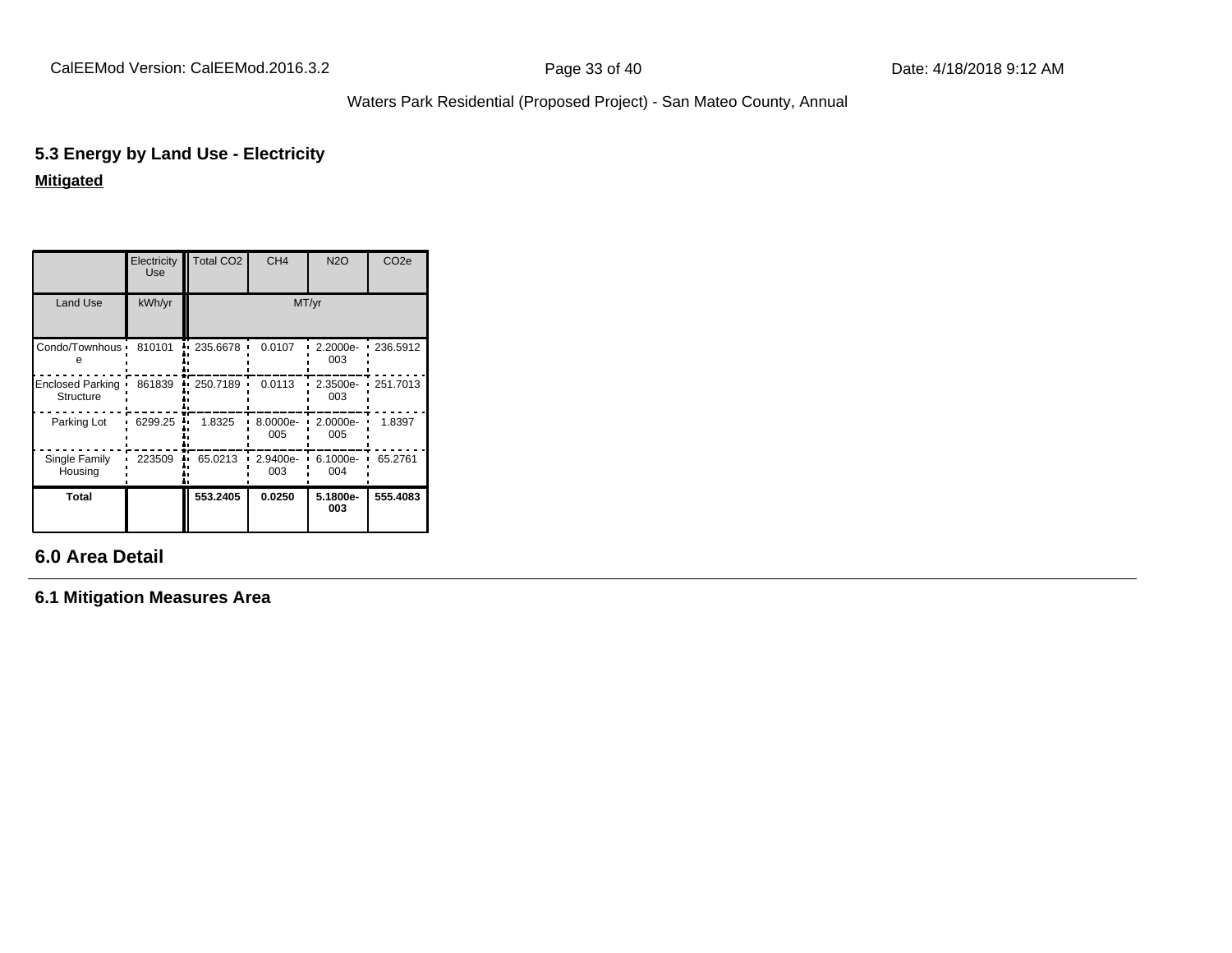## 5.3 Energy by Land Use - Electricity

**Mitigated**

| | Electricity Use | Total CO2 | CH4 | N2O | CO2e |
|---|---|---|---|---|---|
| Land Use | kWh/yr | MT/yr | | | |
| Condo/Townhouse | 810101 | 235.6678 | 0.0107 | 2.2000e-003 | 236.5912 |
| Enclosed Parking Structure | 861839 | 250.7189 | 0.0113 | 2.3500e-003 | 251.7013 |
| Parking Lot | 6299.25 | 1.8325 | 8.0000e-005 | 2.0000e-005 | 1.8397 |
| Single Family Housing | 223509 | 65.0213 | 2.9400e-003 | 6.1000e-004 | 65.2761 |
| **Total** | | **553.2405** | **0.0250** | **5.1800e-003** | **555.4083** |

## 6.0 Area Detail

### 6.1 Mitigation Measures Area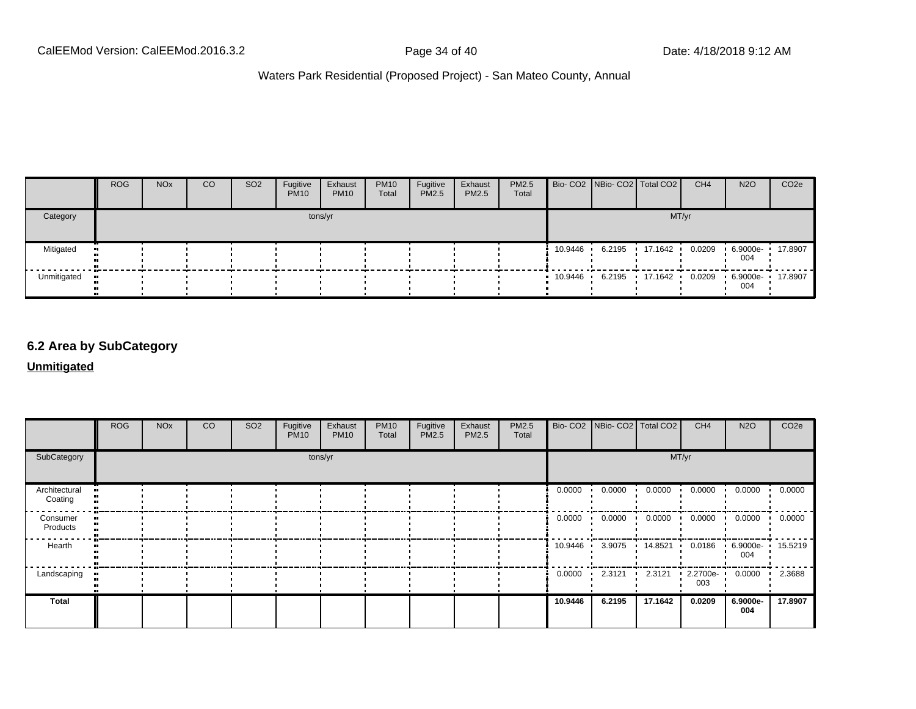| | ROG | NOx | CO | SO2 | Fugitive PM10 | Exhaust PM10 | PM10 Total | Fugitive PM2.5 | Exhaust PM2.5 | PM2.5 Total | Bio- CO2 | NBio- CO2 | Total CO2 | CH4 | N2O | CO2e |
|---|---|---|---|---|---|---|---|---|---|---|---|---|---|---|---|---|
| Category | tons/yr | | | | | | | | | | MT/yr | | | | | |
| Mitigated | | | | | | | | | | | 10.9446 | 6.2195 | 17.1642 | 0.0209 | 6.9000e-004 | 17.8907 |
| Unmitigated | | | | | | | | | | | 10.9446 | 6.2195 | 17.1642 | 0.0209 | 6.9000e-004 | 17.8907 |

## 6.2 Area by SubCategory

**Unmitigated**

| | ROG | NOx | CO | SO2 | Fugitive PM10 | Exhaust PM10 | PM10 Total | Fugitive PM2.5 | Exhaust PM2.5 | PM2.5 Total | Bio- CO2 | NBio- CO2 | Total CO2 | CH4 | N2O | CO2e |
|---|---|---|---|---|---|---|---|---|---|---|---|---|---|---|---|---|
| SubCategory | tons/yr | | | | | | | | | | MT/yr | | | | | |
| Architectural Coating | | | | | | | | | | | 0.0000 | 0.0000 | 0.0000 | 0.0000 | 0.0000 | 0.0000 |
| Consumer Products | | | | | | | | | | | 0.0000 | 0.0000 | 0.0000 | 0.0000 | 0.0000 | 0.0000 |
| Hearth | | | | | | | | | | | 10.9446 | 3.9075 | 14.8521 | 0.0186 | 6.9000e-004 | 15.5219 |
| Landscaping | | | | | | | | | | | 0.0000 | 2.3121 | 2.3121 | 2.2700e-003 | 0.0000 | 2.3688 |
| **Total** | | | | | | | | | | | **10.9446** | **6.2195** | **17.1642** | **0.0209** | **6.9000e-004** | **17.8907** |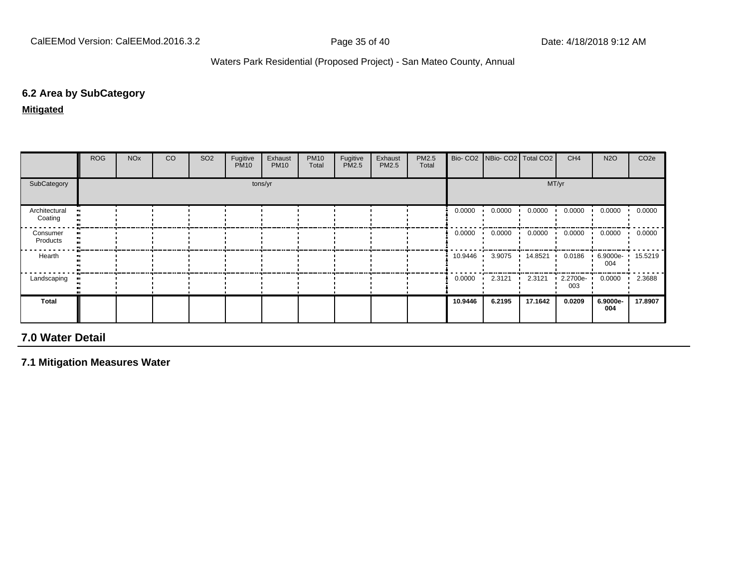### 6.2 Area by SubCategory

**Mitigated**

| | ROG | NOx | CO | SO2 | Fugitive PM10 | Exhaust PM10 | PM10 Total | Fugitive PM2.5 | Exhaust PM2.5 | PM2.5 Total | Bio- CO2 | NBio- CO2 | Total CO2 | CH4 | N2O | CO2e |
|---|---|---|---|---|---|---|---|---|---|---|---|---|---|---|---|---|
| SubCategory | tons/yr | | | | | | | | | | MT/yr | | | | | |
| Architectural Coating | | | | | | | | | | | 0.0000 | 0.0000 | 0.0000 | 0.0000 | 0.0000 | 0.0000 |
| Consumer Products | | | | | | | | | | | 0.0000 | 0.0000 | 0.0000 | 0.0000 | 0.0000 | 0.0000 |
| Hearth | | | | | | | | | | | 10.9446 | 3.9075 | 14.8521 | 0.0186 | 6.9000e-004 | 15.5219 |
| Landscaping | | | | | | | | | | | 0.0000 | 2.3121 | 2.3121 | 2.2700e-003 | 0.0000 | 2.3688 |
| **Total** | | | | | | | | | | | **10.9446** | **6.2195** | **17.1642** | **0.0209** | **6.9000e-004** | **17.8907** |

## 7.0 Water Detail

### 7.1 Mitigation Measures Water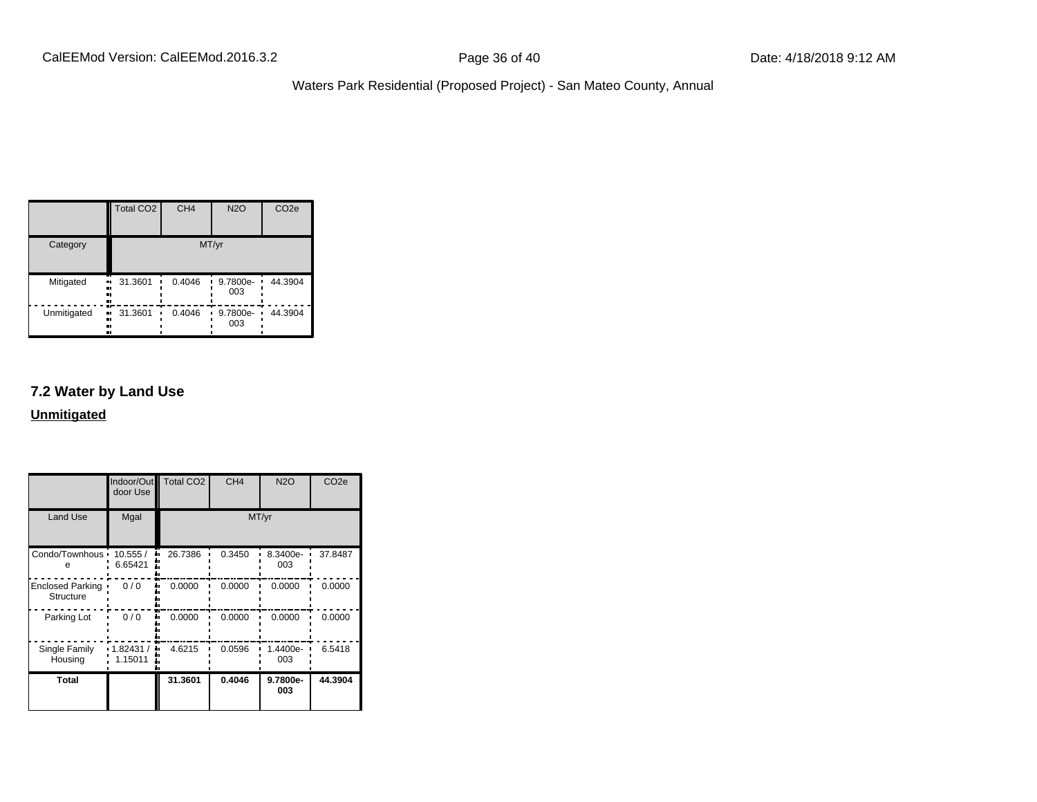| | Total CO2 | CH4 | N2O | CO2e |
|---|---|---|---|---|
| Category | MT/yr | | | |
| Mitigated | 31.3601 | 0.4046 | 9.7800e-003 | 44.3904 |
| Unmitigated | 31.3601 | 0.4046 | 9.7800e-003 | 44.3904 |

## 7.2 Water by Land Use

**Unmitigated**

| | Indoor/Outdoor Use | Total CO2 | CH4 | N2O | CO2e |
|---|---|---|---|---|---|
| Land Use | Mgal | MT/yr | | | |
| Condo/Townhouse | 10.555 / 6.65421 | 26.7386 | 0.3450 | 8.3400e-003 | 37.8487 |
| Enclosed Parking Structure | 0 / 0 | 0.0000 | 0.0000 | 0.0000 | 0.0000 |
| Parking Lot | 0 / 0 | 0.0000 | 0.0000 | 0.0000 | 0.0000 |
| Single Family Housing | 1.82431 / 1.15011 | 4.6215 | 0.0596 | 1.4400e-003 | 6.5418 |
| **Total** | | **31.3601** | **0.4046** | **9.7800e-003** | **44.3904** |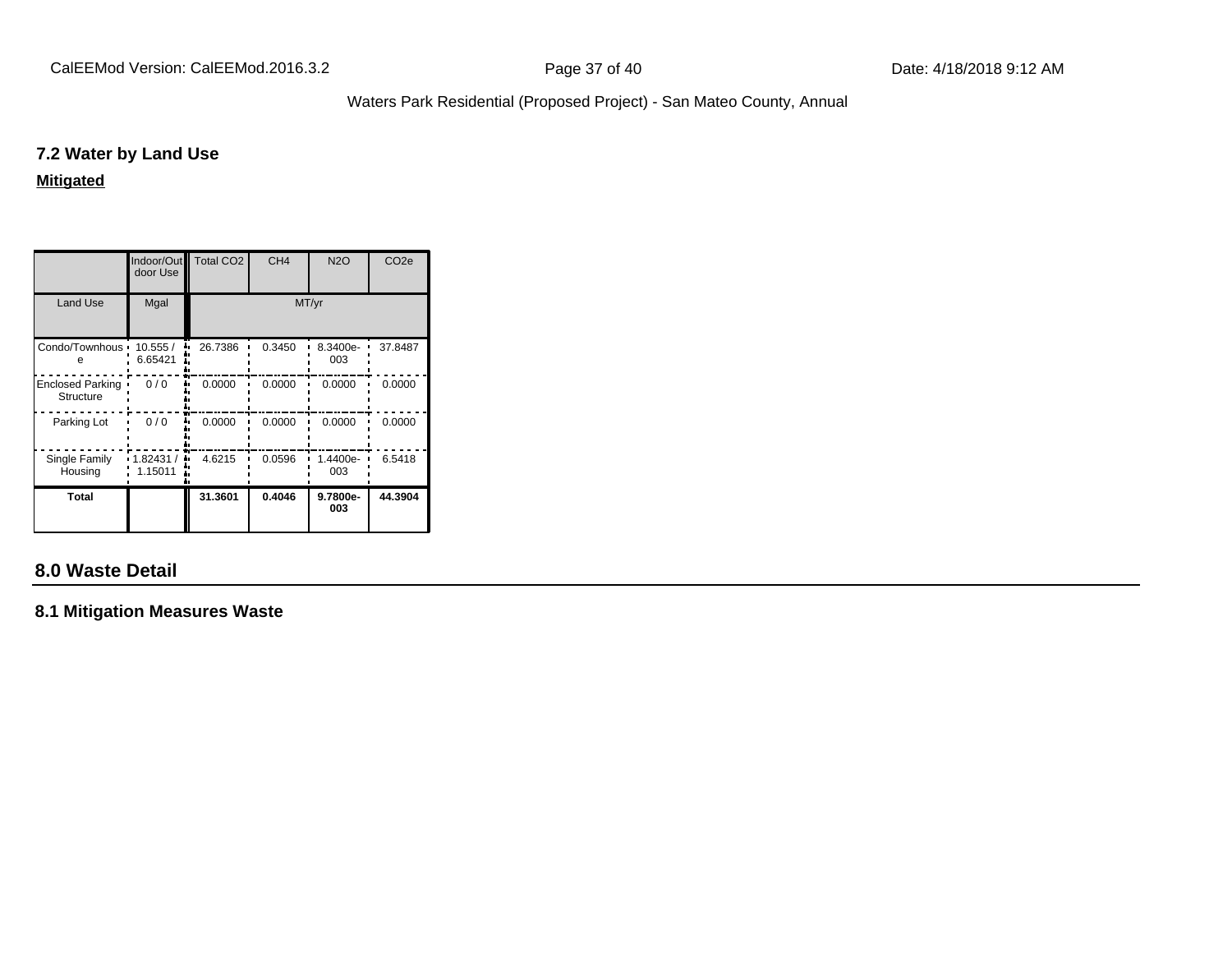## 7.2 Water by Land Use

**Mitigated**

| | Indoor/Outdoor Use | Total CO2 | CH4 | N2O | CO2e |
|---|---|---|---|---|---|
| Land Use | Mgal | MT/yr | | | |
| Condo/Townhouse | 10.555 / 6.65421 | 26.7386 | 0.3450 | 8.3400e-003 | 37.8487 |
| Enclosed Parking Structure | 0 / 0 | 0.0000 | 0.0000 | 0.0000 | 0.0000 |
| Parking Lot | 0 / 0 | 0.0000 | 0.0000 | 0.0000 | 0.0000 |
| Single Family Housing | 1.82431 / 1.15011 | 4.6215 | 0.0596 | 1.4400e-003 | 6.5418 |
| **Total** | | **31.3601** | **0.4046** | **9.7800e-003** | **44.3904** |

## 8.0 Waste Detail

### 8.1 Mitigation Measures Waste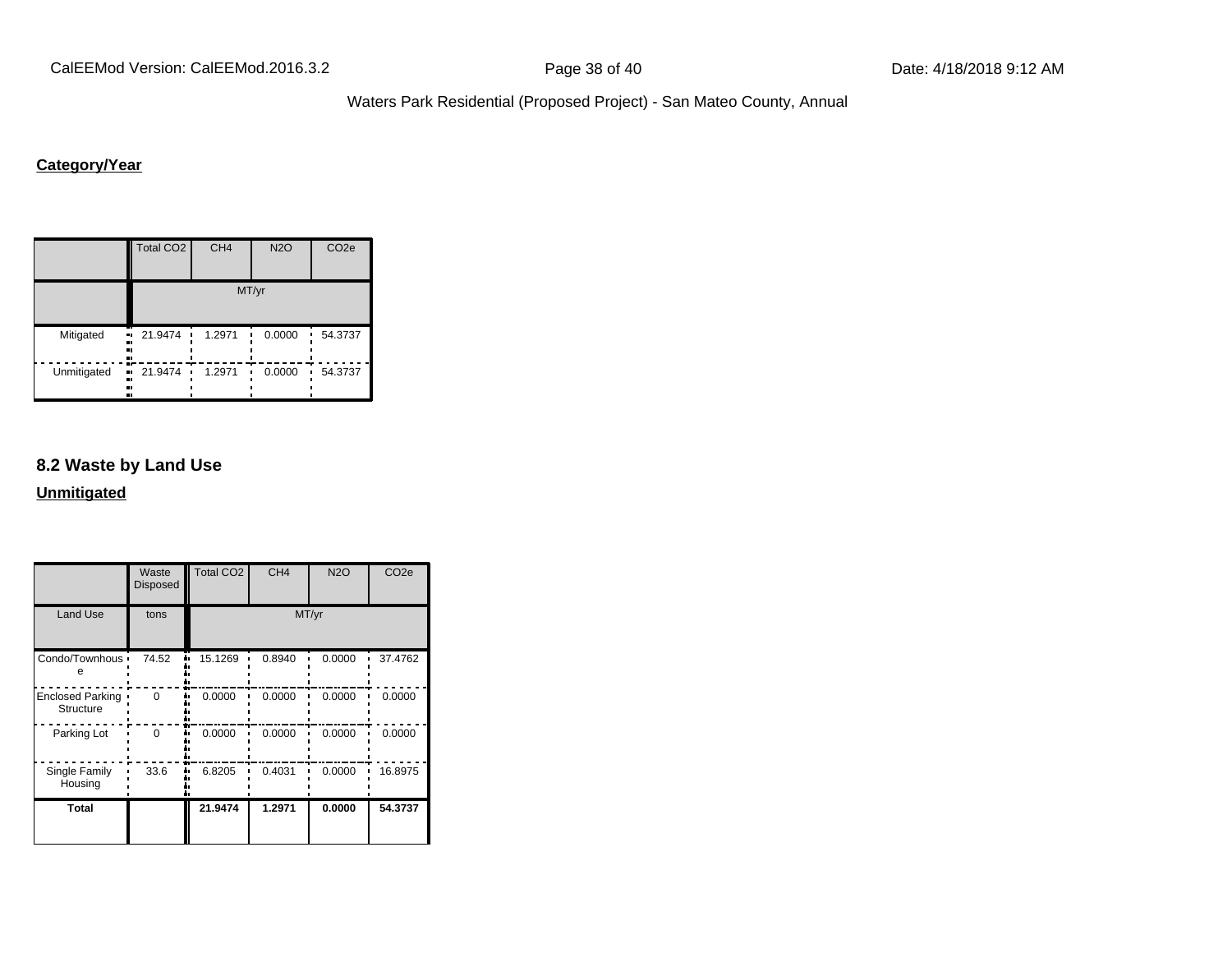**Category/Year**

| | Total $CO_2$ | $CH_4$ | $N_2O$ | $CO_2e$ |
|---|---|---|---|---|
| | MT/yr | | | |
| Mitigated | 21.9474 | 1.2971 | 0.0000 | 54.3737 |
| Unmitigated | 21.9474 | 1.2971 | 0.0000 | 54.3737 |

## 8.2 Waste by Land Use

**Unmitigated**

| | Waste Disposed | Total $CO_2$ | $CH_4$ | $N_2O$ | $CO_2e$ |
|---|---|---|---|---|---|
| Land Use | tons | MT/yr | | | |
| Condo/Townhouse | 74.52 | 15.1269 | 0.8940 | 0.0000 | 37.4762 |
| Enclosed Parking Structure | 0 | 0.0000 | 0.0000 | 0.0000 | 0.0000 |
| Parking Lot | 0 | 0.0000 | 0.0000 | 0.0000 | 0.0000 |
| Single Family Housing | 33.6 | 6.8205 | 0.4031 | 0.0000 | 16.8975 |
| **Total** | | **21.9474** | **1.2971** | **0.0000** | **54.3737** |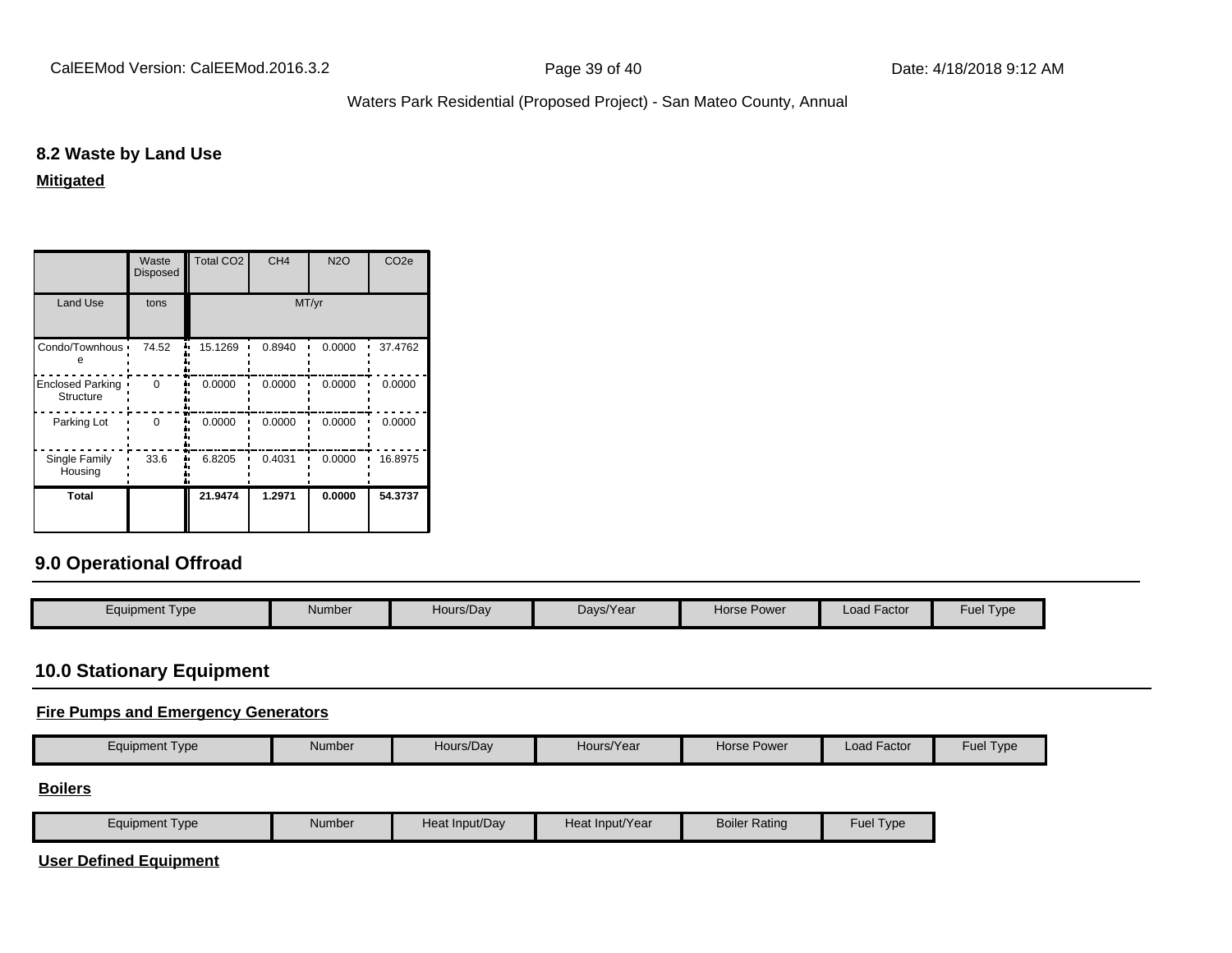## 8.2 Waste by Land Use

**Mitigated**

| | Waste Disposed | Total CO2 | CH4 | N2O | CO2e |
|---|---|---|---|---|---|
| Land Use | tons | MT/yr | | | |
| Condo/Townhouse | 74.52 | 15.1269 | 0.8940 | 0.0000 | 37.4762 |
| Enclosed Parking Structure | 0 | 0.0000 | 0.0000 | 0.0000 | 0.0000 |
| Parking Lot | 0 | 0.0000 | 0.0000 | 0.0000 | 0.0000 |
| Single Family Housing | 33.6 | 6.8205 | 0.4031 | 0.0000 | 16.8975 |
| **Total** | | **21.9474** | **1.2971** | **0.0000** | **54.3737** |

## 9.0 Operational Offroad

| Equipment Type | Number | Hours/Day | Days/Year | Horse Power | Load Factor | Fuel Type |
|---|---|---|---|---|---|---|

## 10.0 Stationary Equipment

**Fire Pumps and Emergency Generators**

| Equipment Type | Number | Hours/Day | Hours/Year | Horse Power | Load Factor | Fuel Type |
|---|---|---|---|---|---|---|

**Boilers**

| Equipment Type | Number | Heat Input/Day | Heat Input/Year | Boiler Rating | Fuel Type |
|---|---|---|---|---|---|

**User Defined Equipment**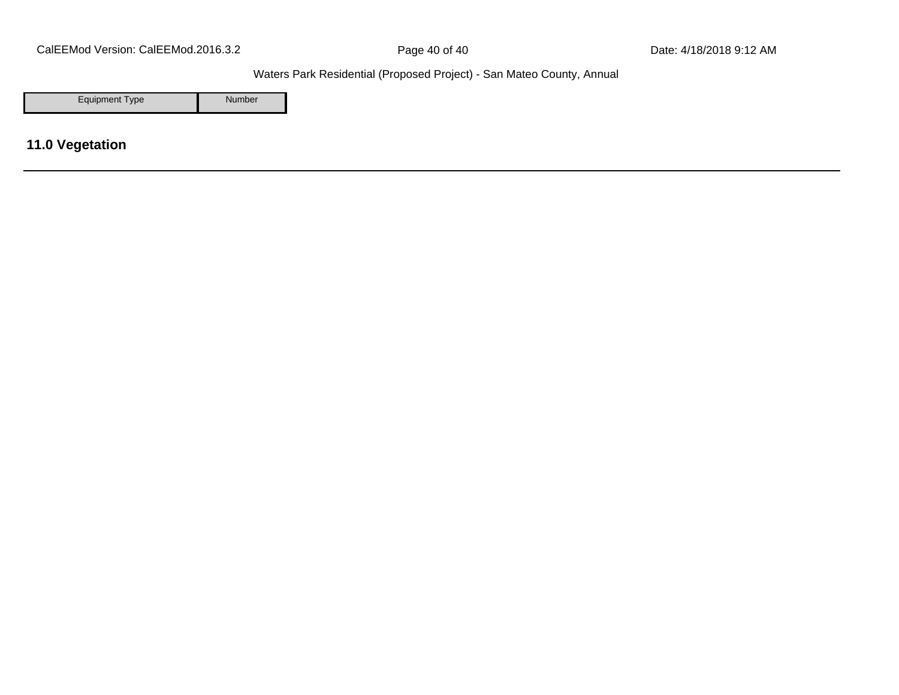| Equipment Type | Number |
|---|---|

## 11.0 Vegetation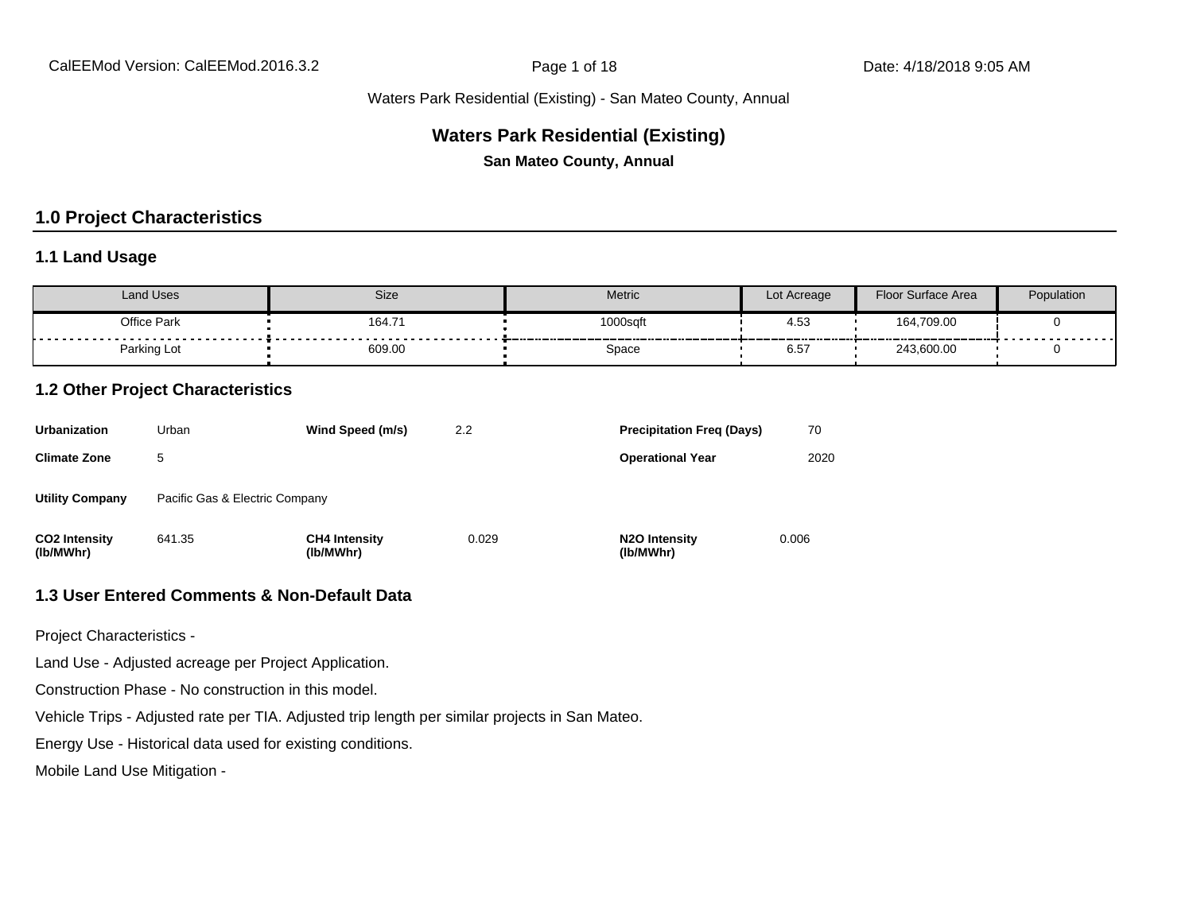Waters Park Residential (Existing) - San Mateo County, Annual

# Waters Park Residential (Existing)

**San Mateo County, Annual**

## 1.0 Project Characteristics

### 1.1 Land Usage

| Land Uses | Size | Metric | Lot Acreage | Floor Surface Area | Population |
|---|---|---|---|---|---|
| Office Park | 164.71 | 1000sqft | 4.53 | 164,709.00 | 0 |
| Parking Lot | 609.00 | Space | 6.57 | 243,600.00 | 0 |

### 1.2 Other Project Characteristics

| | | | | | |
|---|---|---|---|---|---|
| **Urbanization** | Urban | **Wind Speed (m/s)** | 2.2 | **Precipitation Freq (Days)** | 70 |
| **Climate Zone** | 5 | | | **Operational Year** | 2020 |
| **Utility Company** | Pacific Gas & Electric Company | | | | |
| **CO2 Intensity (lb/MWhr)** | 641.35 | **CH4 Intensity (lb/MWhr)** | 0.029 | **N2O Intensity (lb/MWhr)** | 0.006 |

### 1.3 User Entered Comments & Non-Default Data

Project Characteristics -

Land Use - Adjusted acreage per Project Application.

Construction Phase - No construction in this model.

Vehicle Trips - Adjusted rate per TIA. Adjusted trip length per similar projects in San Mateo.

Energy Use - Historical data used for existing conditions.

Mobile Land Use Mitigation -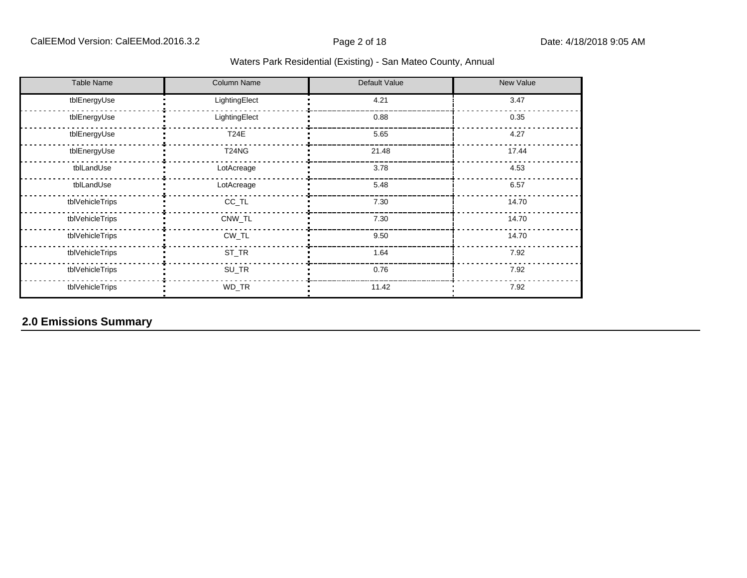| Table Name | Column Name | Default Value | New Value |
|---|---|---|---|
| tblEnergyUse | LightingElect | 4.21 | 3.47 |
| tblEnergyUse | LightingElect | 0.88 | 0.35 |
| tblEnergyUse | T24E | 5.65 | 4.27 |
| tblEnergyUse | T24NG | 21.48 | 17.44 |
| tblLandUse | LotAcreage | 3.78 | 4.53 |
| tblLandUse | LotAcreage | 5.48 | 6.57 |
| tblVehicleTrips | CC_TL | 7.30 | 14.70 |
| tblVehicleTrips | CNW_TL | 7.30 | 14.70 |
| tblVehicleTrips | CW_TL | 9.50 | 14.70 |
| tblVehicleTrips | ST_TR | 1.64 | 7.92 |
| tblVehicleTrips | SU_TR | 0.76 | 7.92 |
| tblVehicleTrips | WD_TR | 11.42 | 7.92 |

## 2.0 Emissions Summary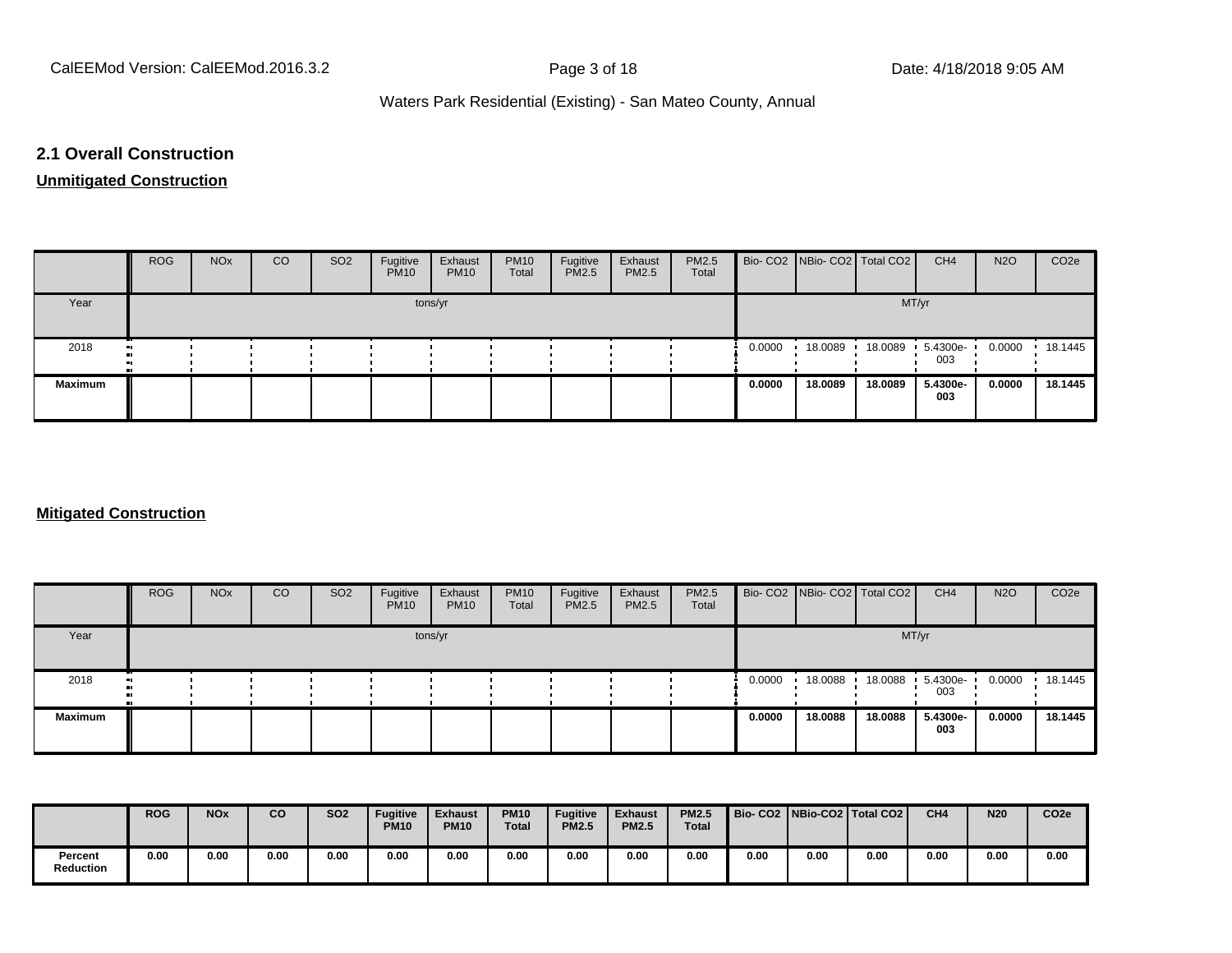## 2.1 Overall Construction

**Unmitigated Construction**

| | ROG | NOx | CO | SO2 | Fugitive PM10 | Exhaust PM10 | PM10 Total | Fugitive PM2.5 | Exhaust PM2.5 | PM2.5 Total | Bio- CO2 | NBio- CO2 | Total CO2 | CH4 | N2O | CO2e |
|---|---|---|---|---|---|---|---|---|---|---|---|---|---|---|---|---|
| Year | tons/yr | | | | | | | | | | MT/yr | | | | | |
| 2018 | | | | | | | | | | | 0.0000 | 18.0089 | 18.0089 | 5.4300e-003 | 0.0000 | 18.1445 |
| **Maximum** | | | | | | | | | | | **0.0000** | **18.0089** | **18.0089** | **5.4300e-003** | **0.0000** | **18.1445** |

**Mitigated Construction**

| | ROG | NOx | CO | SO2 | Fugitive PM10 | Exhaust PM10 | PM10 Total | Fugitive PM2.5 | Exhaust PM2.5 | PM2.5 Total | Bio- CO2 | NBio- CO2 | Total CO2 | CH4 | N2O | CO2e |
|---|---|---|---|---|---|---|---|---|---|---|---|---|---|---|---|---|
| Year | tons/yr | | | | | | | | | | MT/yr | | | | | |
| 2018 | | | | | | | | | | | 0.0000 | 18.0088 | 18.0088 | 5.4300e-003 | 0.0000 | 18.1445 |
| **Maximum** | | | | | | | | | | | **0.0000** | **18.0088** | **18.0088** | **5.4300e-003** | **0.0000** | **18.1445** |

| | ROG | NOx | CO | SO2 | Fugitive PM10 | Exhaust PM10 | PM10 Total | Fugitive PM2.5 | Exhaust PM2.5 | PM2.5 Total | Bio- CO2 | NBio-CO2 | Total CO2 | CH4 | N20 | CO2e |
|---|---|---|---|---|---|---|---|---|---|---|---|---|---|---|---|---|
| **Percent Reduction** | **0.00** | **0.00** | **0.00** | **0.00** | **0.00** | **0.00** | **0.00** | **0.00** | **0.00** | **0.00** | **0.00** | **0.00** | **0.00** | **0.00** | **0.00** | **0.00** |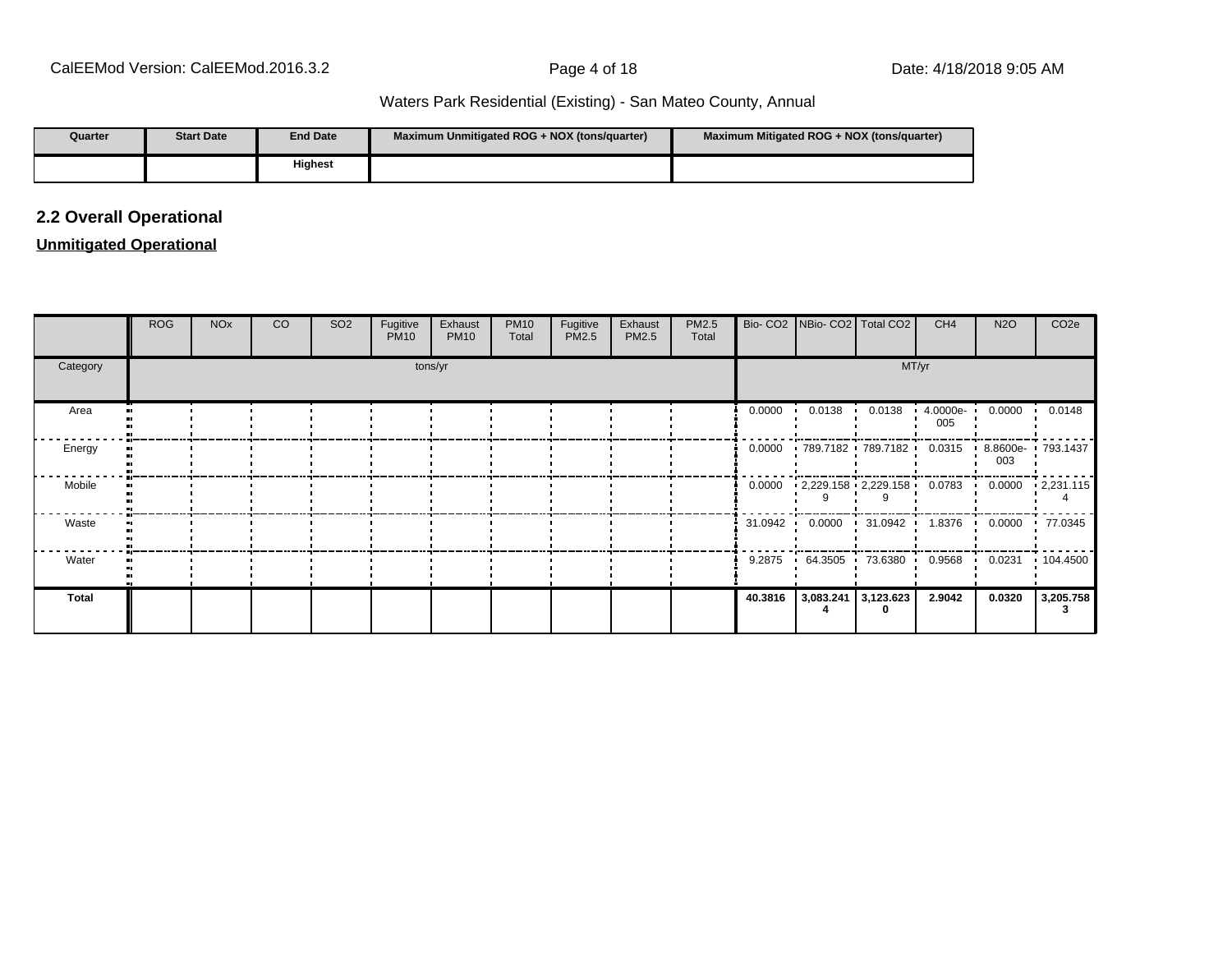Waters Park Residential (Existing) - San Mateo County, Annual

| Quarter | Start Date | End Date | Maximum Unmitigated ROG + NOX (tons/quarter) | Maximum Mitigated ROG + NOX (tons/quarter) |
|---|---|---|---|---|
| | | Highest | | |

## 2.2 Overall Operational

**Unmitigated Operational**

| | ROG | NOx | CO | SO2 | Fugitive PM10 | Exhaust PM10 | PM10 Total | Fugitive PM2.5 | Exhaust PM2.5 | PM2.5 Total | Bio- CO2 | NBio- CO2 | Total CO2 | CH4 | N2O | CO2e |
|---|---|---|---|---|---|---|---|---|---|---|---|---|---|---|---|---|
| Category | tons/yr | | | | | | | | | | MT/yr | | | | | |
| Area | | | | | | | | | | | 0.0000 | 0.0138 | 0.0138 | 4.0000e-005 | 0.0000 | 0.0148 |
| Energy | | | | | | | | | | | 0.0000 | 789.7182 | 789.7182 | 0.0315 | 8.8600e-003 | 793.1437 |
| Mobile | | | | | | | | | | | 0.0000 | 2,229.1589 | 2,229.1589 | 0.0783 | 0.0000 | 2,231.1154 |
| Waste | | | | | | | | | | | 31.0942 | 0.0000 | 31.0942 | 1.8376 | 0.0000 | 77.0345 |
| Water | | | | | | | | | | | 9.2875 | 64.3505 | 73.6380 | 0.9568 | 0.0231 | 104.4500 |
| **Total** | | | | | | | | | | | **40.3816** | **3,083.2414** | **3,123.6230** | **2.9042** | **0.0320** | **3,205.7583** |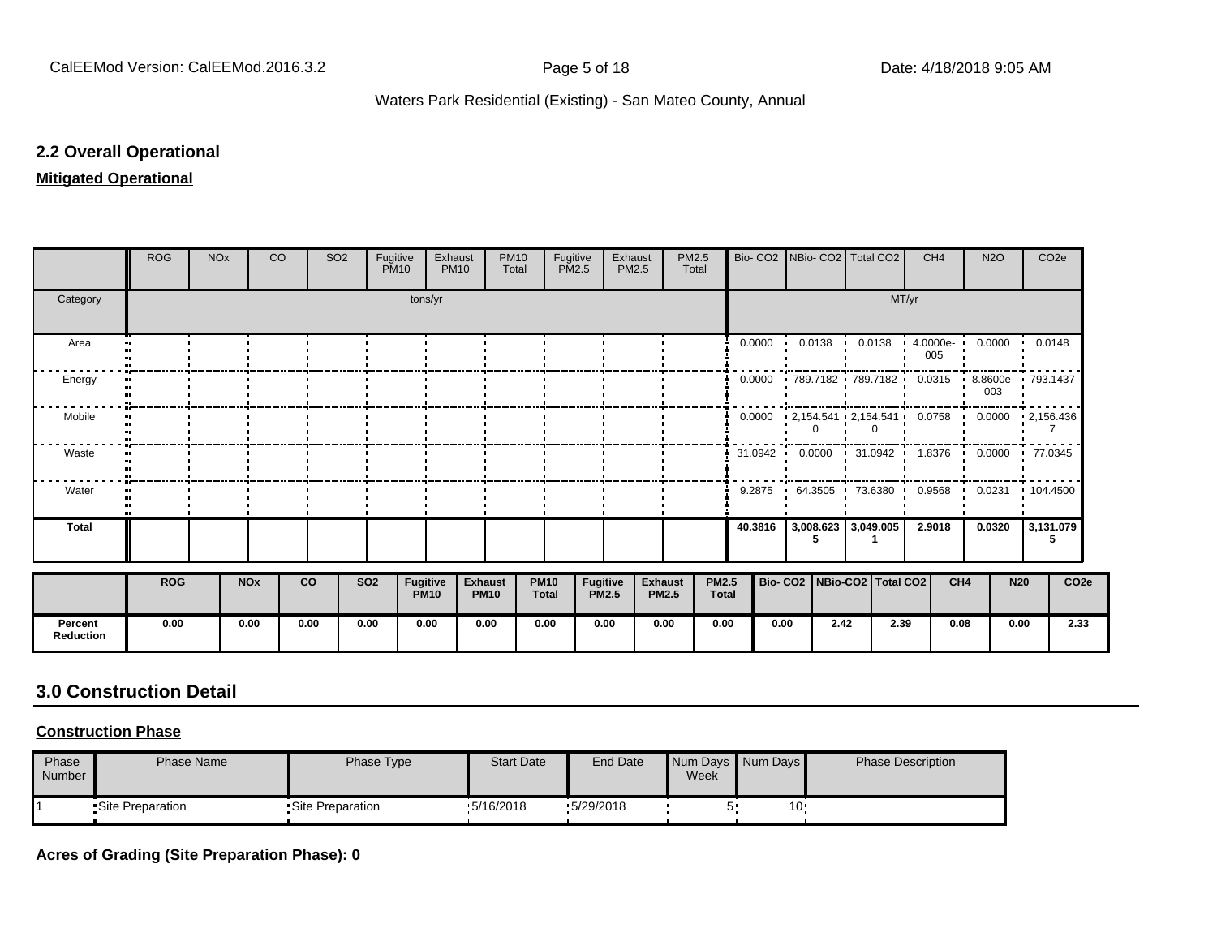## 2.2 Overall Operational

**Mitigated Operational**

| | ROG | NOx | CO | SO2 | Fugitive PM10 | Exhaust PM10 | PM10 Total | Fugitive PM2.5 | Exhaust PM2.5 | PM2.5 Total | Bio- CO2 | NBio- CO2 | Total CO2 | CH4 | N2O | CO2e |
|---|---|---|---|---|---|---|---|---|---|---|---|---|---|---|---|---|
| Category | tons/yr | | | | | | | | | | MT/yr | | | | | |
| Area | | | | | | | | | | | 0.0000 | 0.0138 | 0.0138 | 4.0000e-005 | 0.0000 | 0.0148 |
| Energy | | | | | | | | | | | 0.0000 | 789.7182 | 789.7182 | 0.0315 | 8.8600e-003 | 793.1437 |
| Mobile | | | | | | | | | | | 0.0000 | 2,154.5410 | 2,154.5410 | 0.0758 | 0.0000 | 2,156.4367 |
| Waste | | | | | | | | | | | 31.0942 | 0.0000 | 31.0942 | 1.8376 | 0.0000 | 77.0345 |
| Water | | | | | | | | | | | 9.2875 | 64.3505 | 73.6380 | 0.9568 | 0.0231 | 104.4500 |
| **Total** | | | | | | | | | | | **40.3816** | **3,008.6235** | **3,049.0051** | **2.9018** | **0.0320** | **3,131.0795** |

| | ROG | NOx | CO | SO2 | Fugitive PM10 | Exhaust PM10 | PM10 Total | Fugitive PM2.5 | Exhaust PM2.5 | PM2.5 Total | Bio- CO2 | NBio-CO2 | Total CO2 | CH4 | N20 | CO2e |
|---|---|---|---|---|---|---|---|---|---|---|---|---|---|---|---|---|
| **Percent Reduction** | 0.00 | 0.00 | 0.00 | 0.00 | 0.00 | 0.00 | 0.00 | 0.00 | 0.00 | 0.00 | 0.00 | 2.42 | 2.39 | 0.08 | 0.00 | 2.33 |

## 3.0 Construction Detail

**Construction Phase**

| Phase Number | Phase Name | Phase Type | Start Date | End Date | Num Days Week | Num Days | Phase Description |
|---|---|---|---|---|---|---|---|
| 1 | Site Preparation | Site Preparation | 5/16/2018 | 5/29/2018 | 5 | 10 | |

**Acres of Grading (Site Preparation Phase): 0**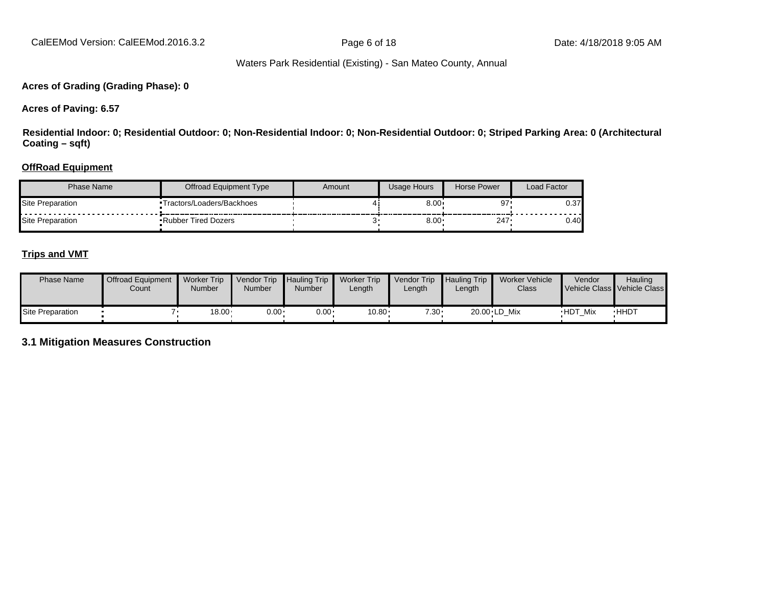**Acres of Grading (Grading Phase): 0**

**Acres of Paving: 6.57**

**Residential Indoor: 0; Residential Outdoor: 0; Non-Residential Indoor: 0; Non-Residential Outdoor: 0; Striped Parking Area: 0 (Architectural Coating – sqft)**

**OffRoad Equipment**

| Phase Name | Offroad Equipment Type | Amount | Usage Hours | Horse Power | Load Factor |
|---|---|---|---|---|---|
| Site Preparation | Tractors/Loaders/Backhoes | 4 | 8.00 | 97 | 0.37 |
| Site Preparation | Rubber Tired Dozers | 3 | 8.00 | 247 | 0.40 |

**Trips and VMT**

| Phase Name | Offroad Equipment Count | Worker Trip Number | Vendor Trip Number | Hauling Trip Number | Worker Trip Length | Vendor Trip Length | Hauling Trip Length | Worker Vehicle Class | Vendor Vehicle Class | Hauling Vehicle Class |
|---|---|---|---|---|---|---|---|---|---|---|
| Site Preparation | 7 | 18.00 | 0.00 | 0.00 | 10.80 | 7.30 | 20.00 | LD_Mix | HDT_Mix | HHDT |

## 3.1 Mitigation Measures Construction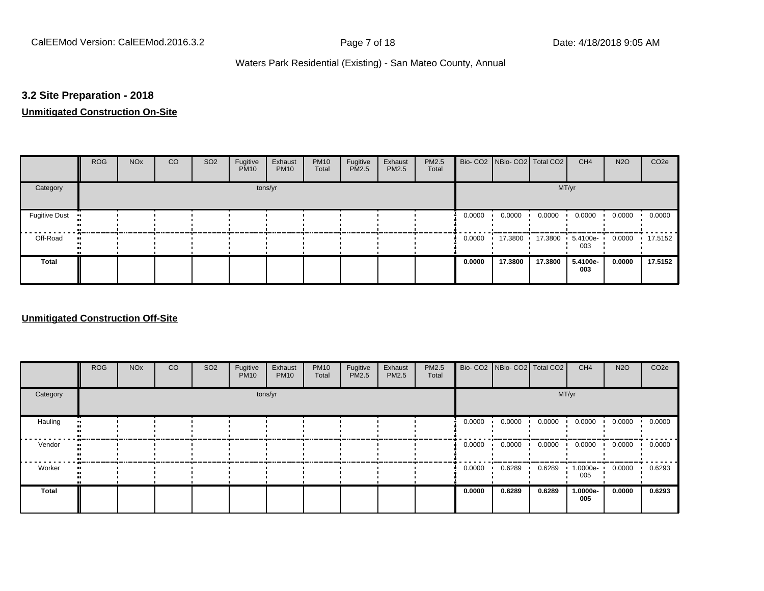### 3.2 Site Preparation - 2018

**Unmitigated Construction On-Site**

| | ROG | NOx | CO | SO2 | Fugitive PM10 | Exhaust PM10 | PM10 Total | Fugitive PM2.5 | Exhaust PM2.5 | PM2.5 Total | Bio- CO2 | NBio- CO2 | Total CO2 | CH4 | N2O | CO2e |
|---|---|---|---|---|---|---|---|---|---|---|---|---|---|---|---|---|
| Category | tons/yr | | | | | | | | | | MT/yr | | | | | |
| Fugitive Dust | | | | | | | | | | | 0.0000 | 0.0000 | 0.0000 | 0.0000 | 0.0000 | 0.0000 |
| Off-Road | | | | | | | | | | | 0.0000 | 17.3800 | 17.3800 | 5.4100e-003 | 0.0000 | 17.5152 |
| **Total** | | | | | | | | | | | **0.0000** | **17.3800** | **17.3800** | **5.4100e-003** | **0.0000** | **17.5152** |

**Unmitigated Construction Off-Site**

| | ROG | NOx | CO | SO2 | Fugitive PM10 | Exhaust PM10 | PM10 Total | Fugitive PM2.5 | Exhaust PM2.5 | PM2.5 Total | Bio- CO2 | NBio- CO2 | Total CO2 | CH4 | N2O | CO2e |
|---|---|---|---|---|---|---|---|---|---|---|---|---|---|---|---|---|
| Category | tons/yr | | | | | | | | | | MT/yr | | | | | |
| Hauling | | | | | | | | | | | 0.0000 | 0.0000 | 0.0000 | 0.0000 | 0.0000 | 0.0000 |
| Vendor | | | | | | | | | | | 0.0000 | 0.0000 | 0.0000 | 0.0000 | 0.0000 | 0.0000 |
| Worker | | | | | | | | | | | 0.0000 | 0.6289 | 0.6289 | 1.0000e-005 | 0.0000 | 0.6293 |
| **Total** | | | | | | | | | | | **0.0000** | **0.6289** | **0.6289** | **1.0000e-005** | **0.0000** | **0.6293** |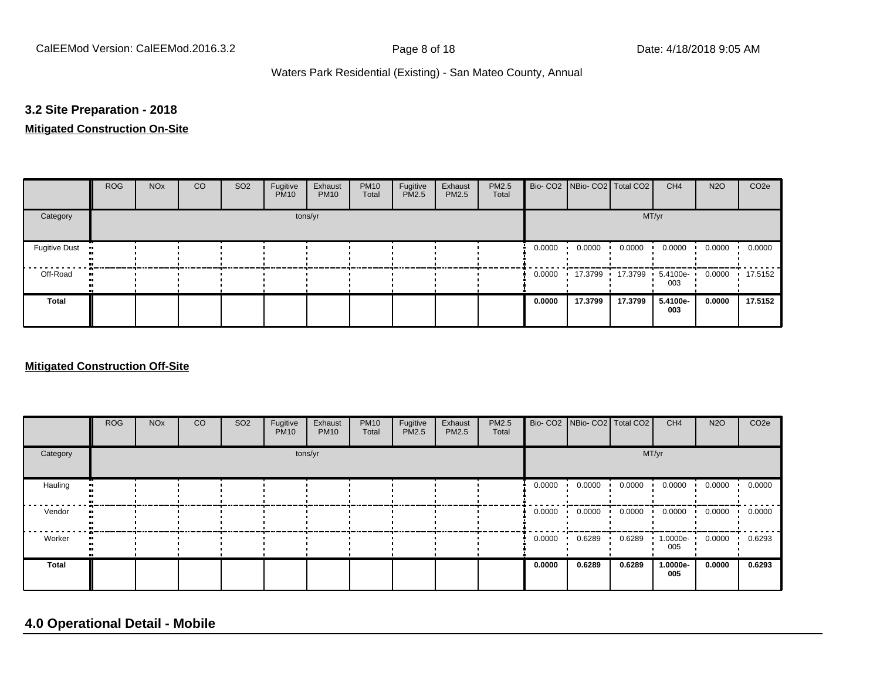## 3.2 Site Preparation - 2018

**Mitigated Construction On-Site**

| | ROG | NOx | CO | SO2 | Fugitive PM10 | Exhaust PM10 | PM10 Total | Fugitive PM2.5 | Exhaust PM2.5 | PM2.5 Total | Bio- CO2 | NBio- CO2 | Total CO2 | CH4 | N2O | CO2e |
|---|---|---|---|---|---|---|---|---|---|---|---|---|---|---|---|---|
| Category | | | | | tons/yr | | | | | | | | | MT/yr | | |
| Fugitive Dust | | | | | | | | | | | 0.0000 | 0.0000 | 0.0000 | 0.0000 | 0.0000 | 0.0000 |
| Off-Road | | | | | | | | | | | 0.0000 | 17.3799 | 17.3799 | 5.4100e-003 | 0.0000 | 17.5152 |
| **Total** | | | | | | | | | | | **0.0000** | **17.3799** | **17.3799** | **5.4100e-003** | **0.0000** | **17.5152** |

**Mitigated Construction Off-Site**

| | ROG | NOx | CO | SO2 | Fugitive PM10 | Exhaust PM10 | PM10 Total | Fugitive PM2.5 | Exhaust PM2.5 | PM2.5 Total | Bio- CO2 | NBio- CO2 | Total CO2 | CH4 | N2O | CO2e |
|---|---|---|---|---|---|---|---|---|---|---|---|---|---|---|---|---|
| Category | | | | | tons/yr | | | | | | | | | MT/yr | | |
| Hauling | | | | | | | | | | | 0.0000 | 0.0000 | 0.0000 | 0.0000 | 0.0000 | 0.0000 |
| Vendor | | | | | | | | | | | 0.0000 | 0.0000 | 0.0000 | 0.0000 | 0.0000 | 0.0000 |
| Worker | | | | | | | | | | | 0.0000 | 0.6289 | 0.6289 | 1.0000e-005 | 0.0000 | 0.6293 |
| **Total** | | | | | | | | | | | **0.0000** | **0.6289** | **0.6289** | **1.0000e-005** | **0.0000** | **0.6293** |

# 4.0 Operational Detail - Mobile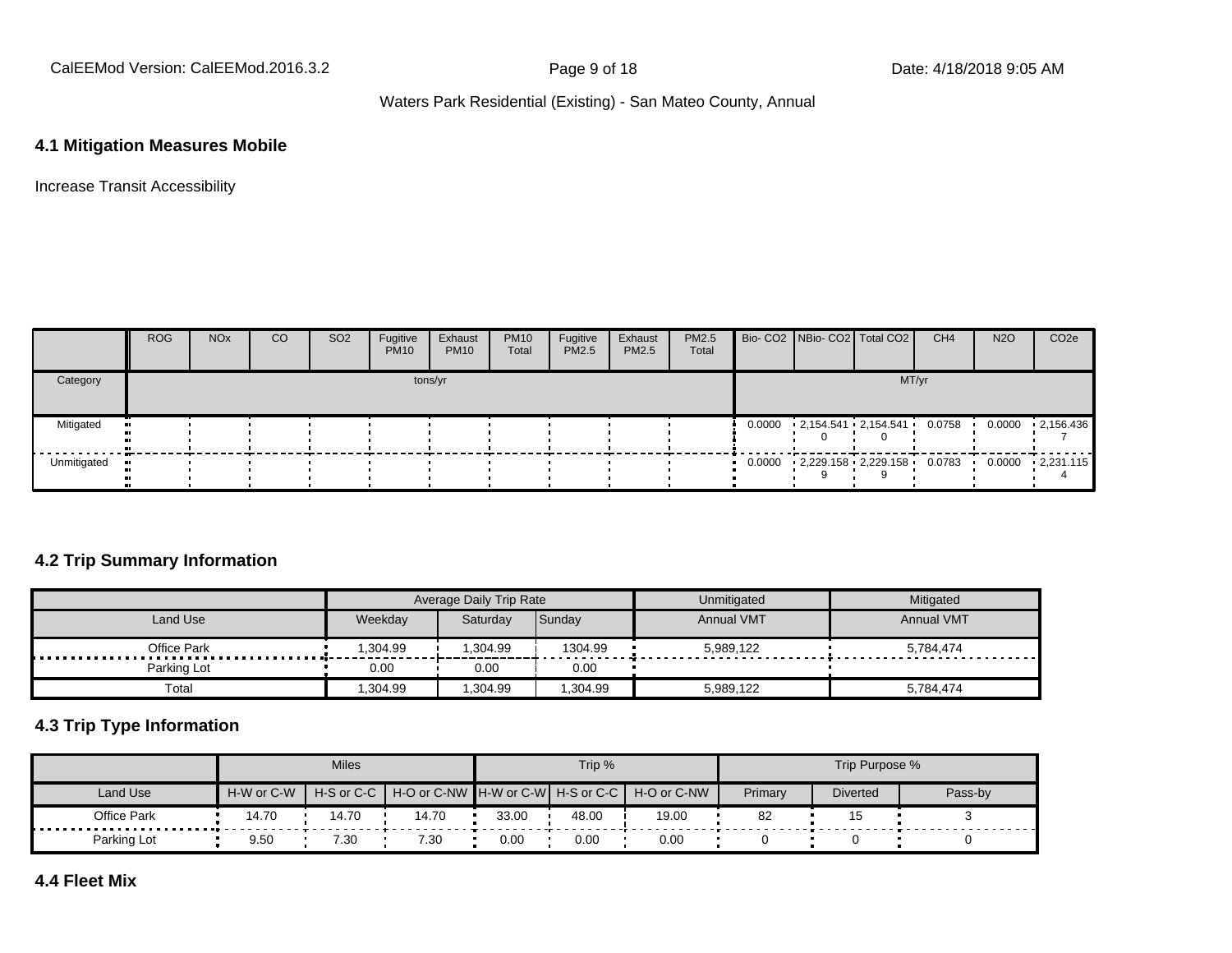## 4.1 Mitigation Measures Mobile

Increase Transit Accessibility

| | ROG | NOx | CO | SO2 | Fugitive PM10 | Exhaust PM10 | PM10 Total | Fugitive PM2.5 | Exhaust PM2.5 | PM2.5 Total | Bio- CO2 | NBio- CO2 | Total CO2 | CH4 | N2O | CO2e |
|---|---|---|---|---|---|---|---|---|---|---|---|---|---|---|---|---|
| Category | tons/yr | | | | | | | | | | MT/yr | | | | | |
| Mitigated | | | | | | | | | | | 0.0000 | 2,154.541 0 | 2,154.541 0 | 0.0758 | 0.0000 | 2,156.436 7 |
| Unmitigated | | | | | | | | | | | 0.0000 | 2,229.158 9 | 2,229.158 9 | 0.0783 | 0.0000 | 2,231.115 4 |

## 4.2 Trip Summary Information

| | Average Daily Trip Rate | | | Unmitigated | Mitigated |
|---|---|---|---|---|---|
| Land Use | Weekday | Saturday | Sunday | Annual VMT | Annual VMT |
| Office Park | 1,304.99 | 1,304.99 | 1304.99 | 5,989,122 | 5,784,474 |
| Parking Lot | 0.00 | 0.00 | 0.00 | | |
| Total | 1,304.99 | 1,304.99 | 1,304.99 | 5,989,122 | 5,784,474 |

## 4.3 Trip Type Information

| | Miles | | | Trip % | | | Trip Purpose % | | |
|---|---|---|---|---|---|---|---|---|---|
| Land Use | H-W or C-W | H-S or C-C | H-O or C-NW | H-W or C-W | H-S or C-C | H-O or C-NW | Primary | Diverted | Pass-by |
| Office Park | 14.70 | 14.70 | 14.70 | 33.00 | 48.00 | 19.00 | 82 | 15 | 3 |
| Parking Lot | 9.50 | 7.30 | 7.30 | 0.00 | 0.00 | 0.00 | 0 | 0 | 0 |

## 4.4 Fleet Mix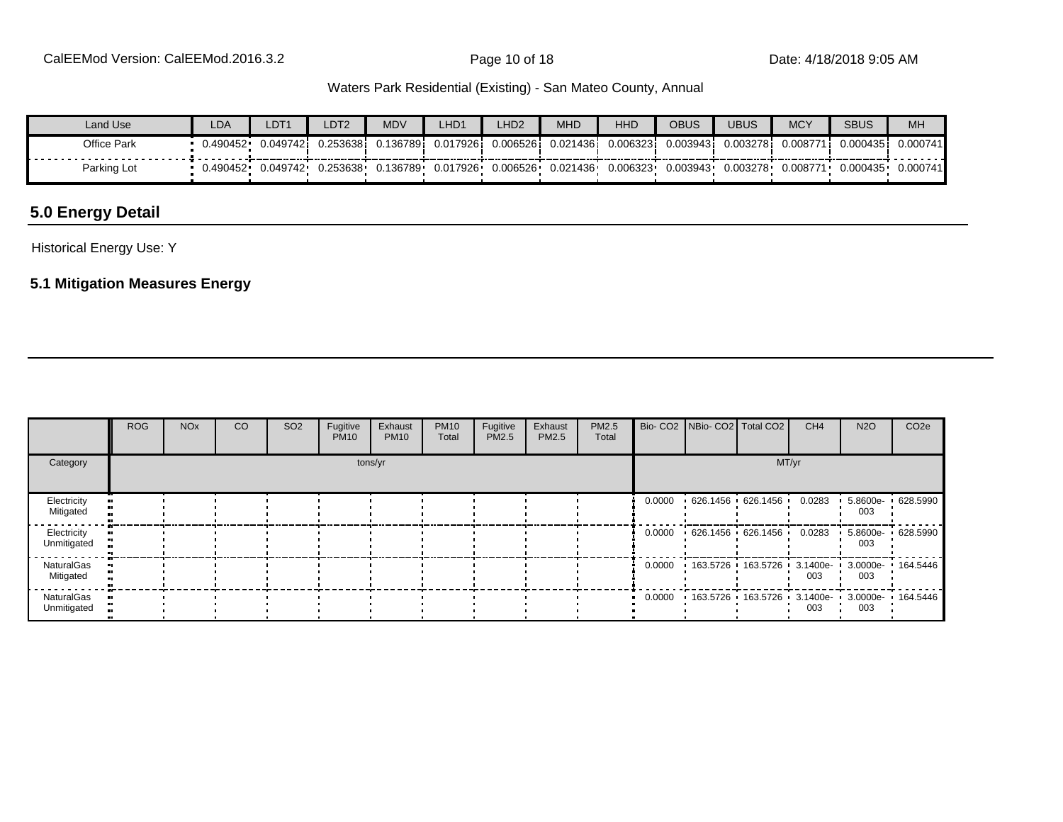| Land Use | LDA | LDT1 | LDT2 | MDV | LHD1 | LHD2 | MHD | HHD | OBUS | UBUS | MCY | SBUS | MH |
|---|---|---|---|---|---|---|---|---|---|---|---|---|---|
| Office Park | 0.490452 | 0.049742 | 0.253638 | 0.136789 | 0.017926 | 0.006526 | 0.021436 | 0.006323 | 0.003943 | 0.003278 | 0.008771 | 0.000435 | 0.000741 |
| Parking Lot | 0.490452 | 0.049742 | 0.253638 | 0.136789 | 0.017926 | 0.006526 | 0.021436 | 0.006323 | 0.003943 | 0.003278 | 0.008771 | 0.000435 | 0.000741 |

## 5.0 Energy Detail

Historical Energy Use: Y

### 5.1 Mitigation Measures Energy

| | ROG | NOx | CO | SO2 | Fugitive PM10 | Exhaust PM10 | PM10 Total | Fugitive PM2.5 | Exhaust PM2.5 | PM2.5 Total | Bio- CO2 | NBio- CO2 | Total CO2 | CH4 | N2O | CO2e |
|---|---|---|---|---|---|---|---|---|---|---|---|---|---|---|---|---|
| Category | | | | | tons/yr | | | | | | | | | MT/yr | | |
| Electricity Mitigated | | | | | | | | | | | 0.0000 | 626.1456 | 626.1456 | 0.0283 | 5.8600e-003 | 628.5990 |
| Electricity Unmitigated | | | | | | | | | | | 0.0000 | 626.1456 | 626.1456 | 0.0283 | 5.8600e-003 | 628.5990 |
| NaturalGas Mitigated | | | | | | | | | | | 0.0000 | 163.5726 | 163.5726 | 3.1400e-003 | 3.0000e-003 | 164.5446 |
| NaturalGas Unmitigated | | | | | | | | | | | 0.0000 | 163.5726 | 163.5726 | 3.1400e-003 | 3.0000e-003 | 164.5446 |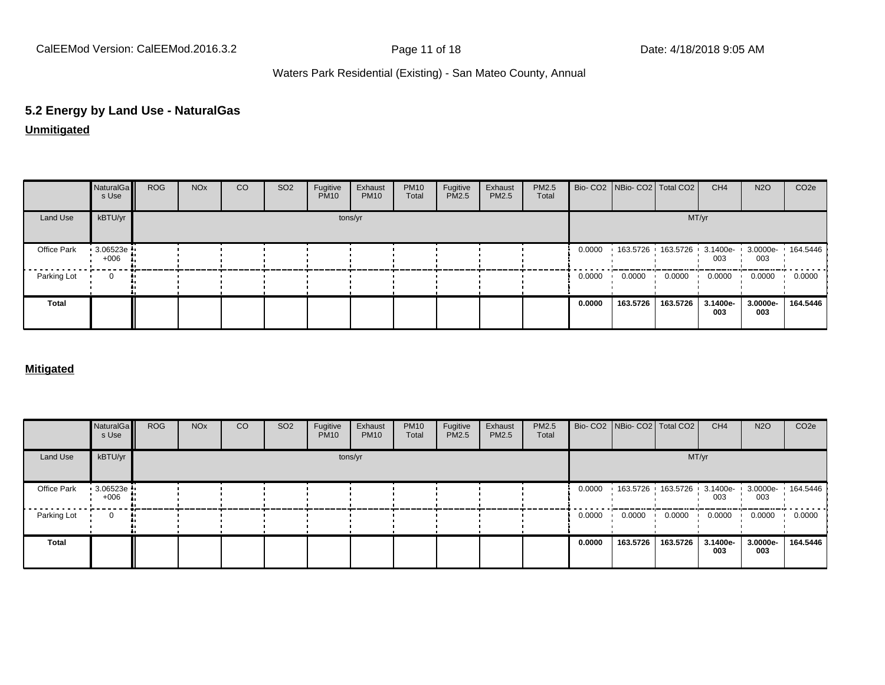## 5.2 Energy by Land Use - NaturalGas

**Unmitigated**

| | NaturalGas Use | ROG | NOx | CO | SO2 | Fugitive PM10 | Exhaust PM10 | PM10 Total | Fugitive PM2.5 | Exhaust PM2.5 | PM2.5 Total | Bio- CO2 | NBio- CO2 | Total CO2 | CH4 | N2O | CO2e |
|---|---|---|---|---|---|---|---|---|---|---|---|---|---|---|---|---|---|
| Land Use | kBTU/yr | tons/yr | | | | | | | | | | MT/yr | | | | | |
| Office Park | 3.06523e+006 | | | | | | | | | | | 0.0000 | 163.5726 | 163.5726 | 3.1400e-003 | 3.0000e-003 | 164.5446 |
| Parking Lot | 0 | | | | | | | | | | | 0.0000 | 0.0000 | 0.0000 | 0.0000 | 0.0000 | 0.0000 |
| **Total** | | | | | | | | | | | | **0.0000** | **163.5726** | **163.5726** | **3.1400e-003** | **3.0000e-003** | **164.5446** |

**Mitigated**

| | NaturalGas Use | ROG | NOx | CO | SO2 | Fugitive PM10 | Exhaust PM10 | PM10 Total | Fugitive PM2.5 | Exhaust PM2.5 | PM2.5 Total | Bio- CO2 | NBio- CO2 | Total CO2 | CH4 | N2O | CO2e |
|---|---|---|---|---|---|---|---|---|---|---|---|---|---|---|---|---|---|
| Land Use | kBTU/yr | tons/yr | | | | | | | | | | MT/yr | | | | | |
| Office Park | 3.06523e+006 | | | | | | | | | | | 0.0000 | 163.5726 | 163.5726 | 3.1400e-003 | 3.0000e-003 | 164.5446 |
| Parking Lot | 0 | | | | | | | | | | | 0.0000 | 0.0000 | 0.0000 | 0.0000 | 0.0000 | 0.0000 |
| **Total** | | | | | | | | | | | | **0.0000** | **163.5726** | **163.5726** | **3.1400e-003** | **3.0000e-003** | **164.5446** |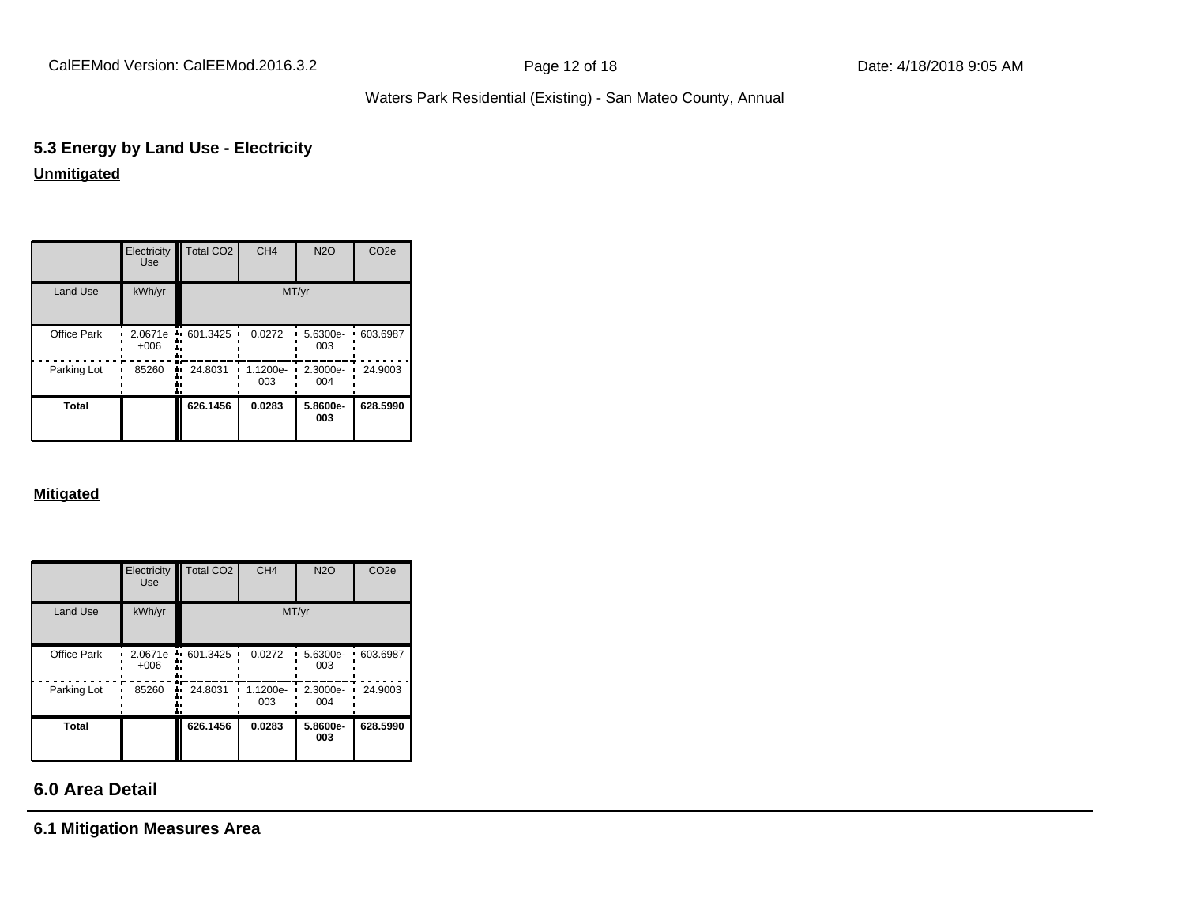### 5.3 Energy by Land Use - Electricity

**Unmitigated**

| | Electricity Use | Total CO2 | CH4 | N2O | CO2e |
|---|---|---|---|---|---|
| Land Use | kWh/yr | MT/yr | | | |
| Office Park | 2.0671e+006 | 601.3425 | 0.0272 | 5.6300e-003 | 603.6987 |
| Parking Lot | 85260 | 24.8031 | 1.1200e-003 | 2.3000e-004 | 24.9003 |
| **Total** | | **626.1456** | **0.0283** | **5.8600e-003** | **628.5990** |

**Mitigated**

| | Electricity Use | Total CO2 | CH4 | N2O | CO2e |
|---|---|---|---|---|---|
| Land Use | kWh/yr | MT/yr | | | |
| Office Park | 2.0671e+006 | 601.3425 | 0.0272 | 5.6300e-003 | 603.6987 |
| Parking Lot | 85260 | 24.8031 | 1.1200e-003 | 2.3000e-004 | 24.9003 |
| **Total** | | **626.1456** | **0.0283** | **5.8600e-003** | **628.5990** |

## 6.0 Area Detail

### 6.1 Mitigation Measures Area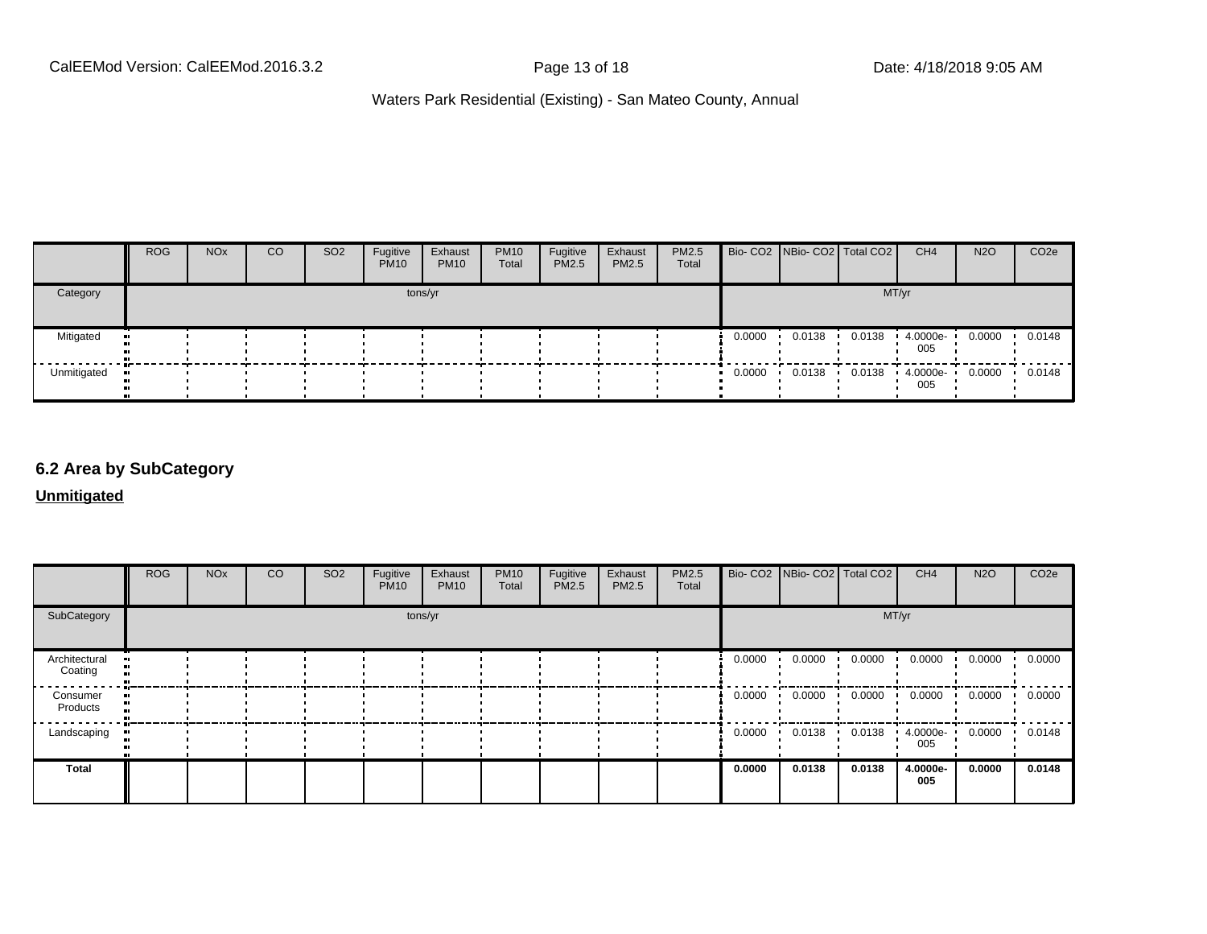| | ROG | NOx | CO | SO2 | Fugitive PM10 | Exhaust PM10 | PM10 Total | Fugitive PM2.5 | Exhaust PM2.5 | PM2.5 Total | Bio- CO2 | NBio- CO2 | Total CO2 | CH4 | N2O | CO2e |
|---|---|---|---|---|---|---|---|---|---|---|---|---|---|---|---|---|
| Category | tons/yr | | | | | | | | | | MT/yr | | | | | |
| Mitigated | | | | | | | | | | | 0.0000 | 0.0138 | 0.0138 | 4.0000e-005 | 0.0000 | 0.0148 |
| Unmitigated | | | | | | | | | | | 0.0000 | 0.0138 | 0.0138 | 4.0000e-005 | 0.0000 | 0.0148 |

## 6.2 Area by SubCategory

**Unmitigated**

| | ROG | NOx | CO | SO2 | Fugitive PM10 | Exhaust PM10 | PM10 Total | Fugitive PM2.5 | Exhaust PM2.5 | PM2.5 Total | Bio- CO2 | NBio- CO2 | Total CO2 | CH4 | N2O | CO2e |
|---|---|---|---|---|---|---|---|---|---|---|---|---|---|---|---|---|
| SubCategory | tons/yr | | | | | | | | | | MT/yr | | | | | |
| Architectural Coating | | | | | | | | | | | 0.0000 | 0.0000 | 0.0000 | 0.0000 | 0.0000 | 0.0000 |
| Consumer Products | | | | | | | | | | | 0.0000 | 0.0000 | 0.0000 | 0.0000 | 0.0000 | 0.0000 |
| Landscaping | | | | | | | | | | | 0.0000 | 0.0138 | 0.0138 | 4.0000e-005 | 0.0000 | 0.0148 |
| **Total** | | | | | | | | | | | **0.0000** | **0.0138** | **0.0138** | **4.0000e-005** | **0.0000** | **0.0148** |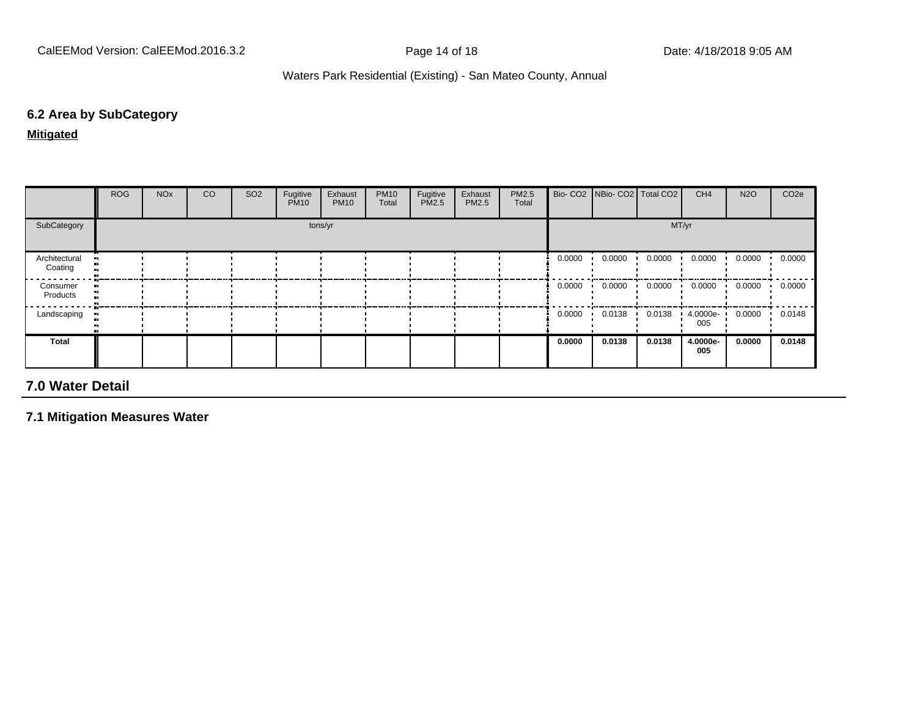### 6.2 Area by SubCategory

**Mitigated**

| | ROG | NOx | CO | SO2 | Fugitive PM10 | Exhaust PM10 | PM10 Total | Fugitive PM2.5 | Exhaust PM2.5 | PM2.5 Total | Bio- CO2 | NBio- CO2 | Total CO2 | CH4 | N2O | CO2e |
|---|---|---|---|---|---|---|---|---|---|---|---|---|---|---|---|---|
| SubCategory | tons/yr | | | | | | | | | | MT/yr | | | | | |
| Architectural Coating | | | | | | | | | | | 0.0000 | 0.0000 | 0.0000 | 0.0000 | 0.0000 | 0.0000 |
| Consumer Products | | | | | | | | | | | 0.0000 | 0.0000 | 0.0000 | 0.0000 | 0.0000 | 0.0000 |
| Landscaping | | | | | | | | | | | 0.0000 | 0.0138 | 0.0138 | 4.0000e-005 | 0.0000 | 0.0148 |
| **Total** | | | | | | | | | | | **0.0000** | **0.0138** | **0.0138** | **4.0000e-005** | **0.0000** | **0.0148** |

## 7.0 Water Detail

### 7.1 Mitigation Measures Water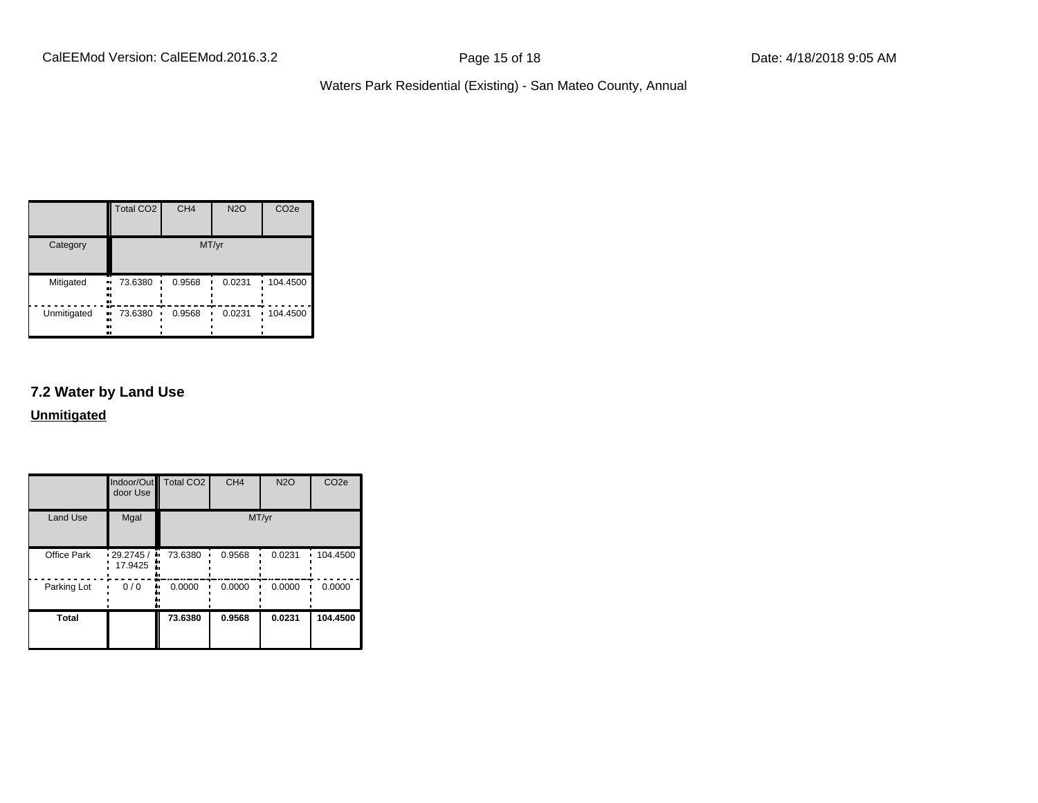| | Total CO2 | CH4 | N2O | CO2e |
|---|---|---|---|---|
| Category | MT/yr | | | |
| Mitigated | 73.6380 | 0.9568 | 0.0231 | 104.4500 |
| Unmitigated | 73.6380 | 0.9568 | 0.0231 | 104.4500 |

## 7.2 Water by Land Use

**Unmitigated**

| | Indoor/Outdoor Use | Total CO2 | CH4 | N2O | CO2e |
|---|---|---|---|---|---|
| Land Use | Mgal | MT/yr | | | |
| Office Park | 29.2745 / 17.9425 | 73.6380 | 0.9568 | 0.0231 | 104.4500 |
| Parking Lot | 0 / 0 | 0.0000 | 0.0000 | 0.0000 | 0.0000 |
| **Total** | | **73.6380** | **0.9568** | **0.0231** | **104.4500** |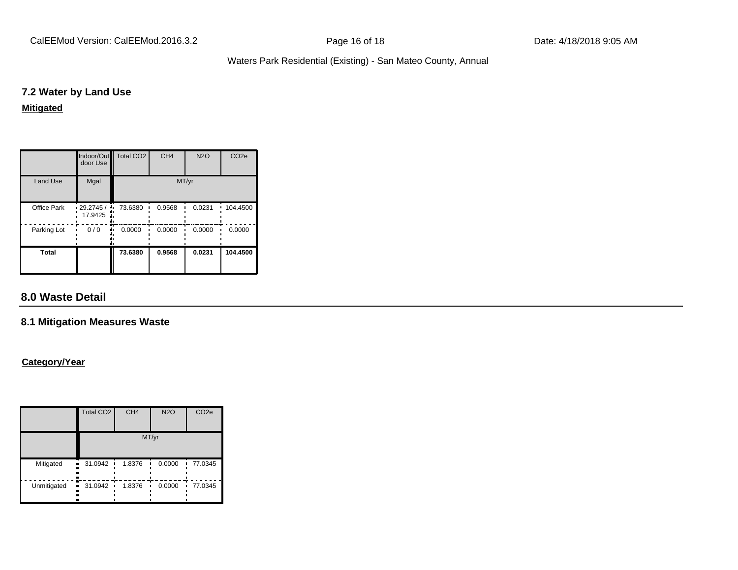### 7.2 Water by Land Use

**Mitigated**

| | Indoor/Outdoor Use | Total $CO_2$ | $CH_4$ | $N_2O$ | $CO_2e$ |
|---|---|---|---|---|---|
| Land Use | Mgal | MT/yr | | | |
| Office Park | 29.2745 / 17.9425 | 73.6380 | 0.9568 | 0.0231 | 104.4500 |
| Parking Lot | 0 / 0 | 0.0000 | 0.0000 | 0.0000 | 0.0000 |
| **Total** | | **73.6380** | **0.9568** | **0.0231** | **104.4500** |

## 8.0 Waste Detail

### 8.1 Mitigation Measures Waste

**Category/Year**

| | Total $CO_2$ | $CH_4$ | $N_2O$ | $CO_2e$ |
|---|---|---|---|---|
| | MT/yr | | | |
| Mitigated | 31.0942 | 1.8376 | 0.0000 | 77.0345 |
| Unmitigated | 31.0942 | 1.8376 | 0.0000 | 77.0345 |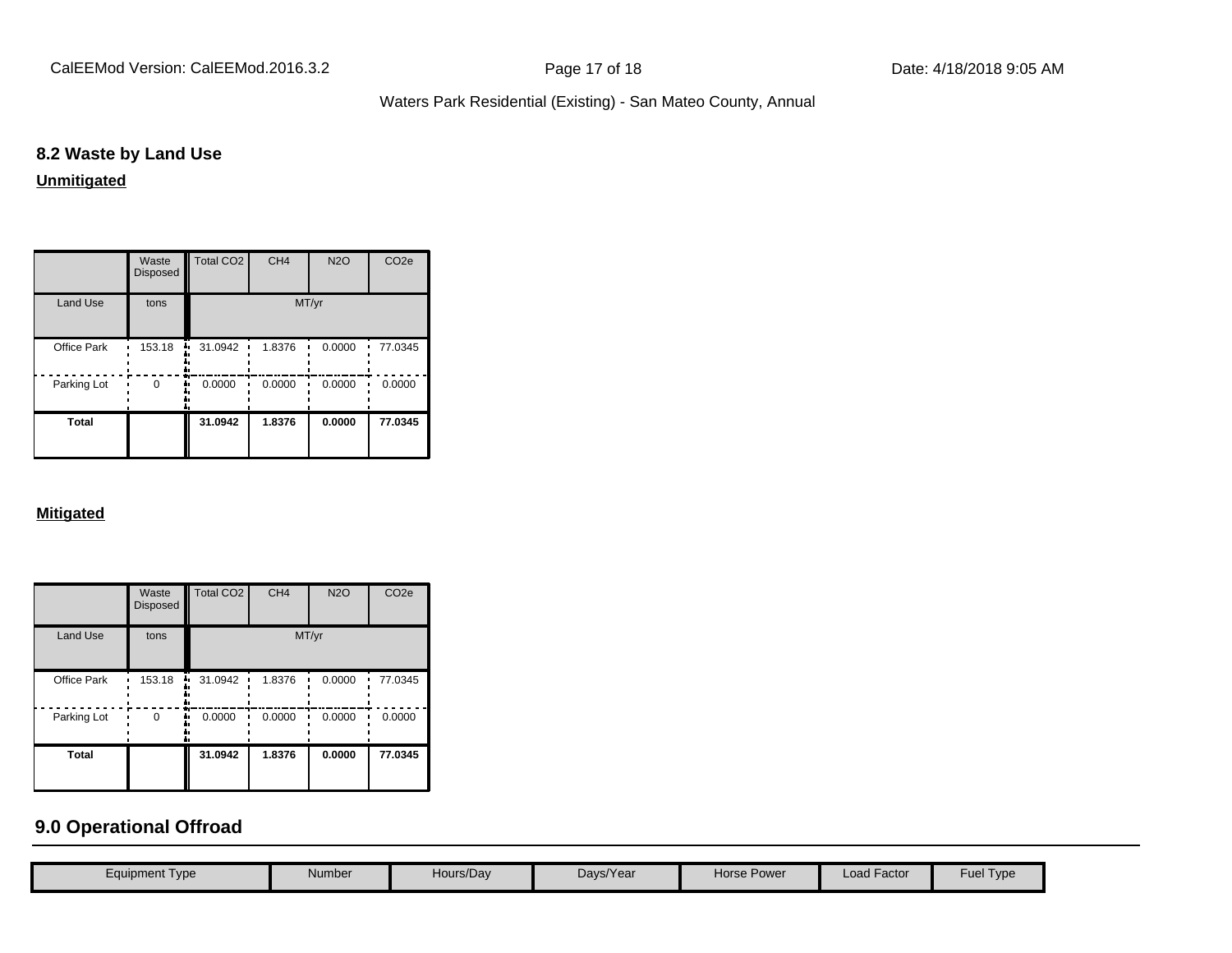## 8.2 Waste by Land Use

**Unmitigated**

| | Waste Disposed | Total CO2 | CH4 | N2O | CO2e |
|---|---|---|---|---|---|
| Land Use | tons | MT/yr | | | |
| Office Park | 153.18 | 31.0942 | 1.8376 | 0.0000 | 77.0345 |
| Parking Lot | 0 | 0.0000 | 0.0000 | 0.0000 | 0.0000 |
| **Total** | | **31.0942** | **1.8376** | **0.0000** | **77.0345** |

**Mitigated**

| | Waste Disposed | Total CO2 | CH4 | N2O | CO2e |
|---|---|---|---|---|---|
| Land Use | tons | MT/yr | | | |
| Office Park | 153.18 | 31.0942 | 1.8376 | 0.0000 | 77.0345 |
| Parking Lot | 0 | 0.0000 | 0.0000 | 0.0000 | 0.0000 |
| **Total** | | **31.0942** | **1.8376** | **0.0000** | **77.0345** |

## 9.0 Operational Offroad

| Equipment Type | Number | Hours/Day | Days/Year | Horse Power | Load Factor | Fuel Type |
|---|---|---|---|---|---|---|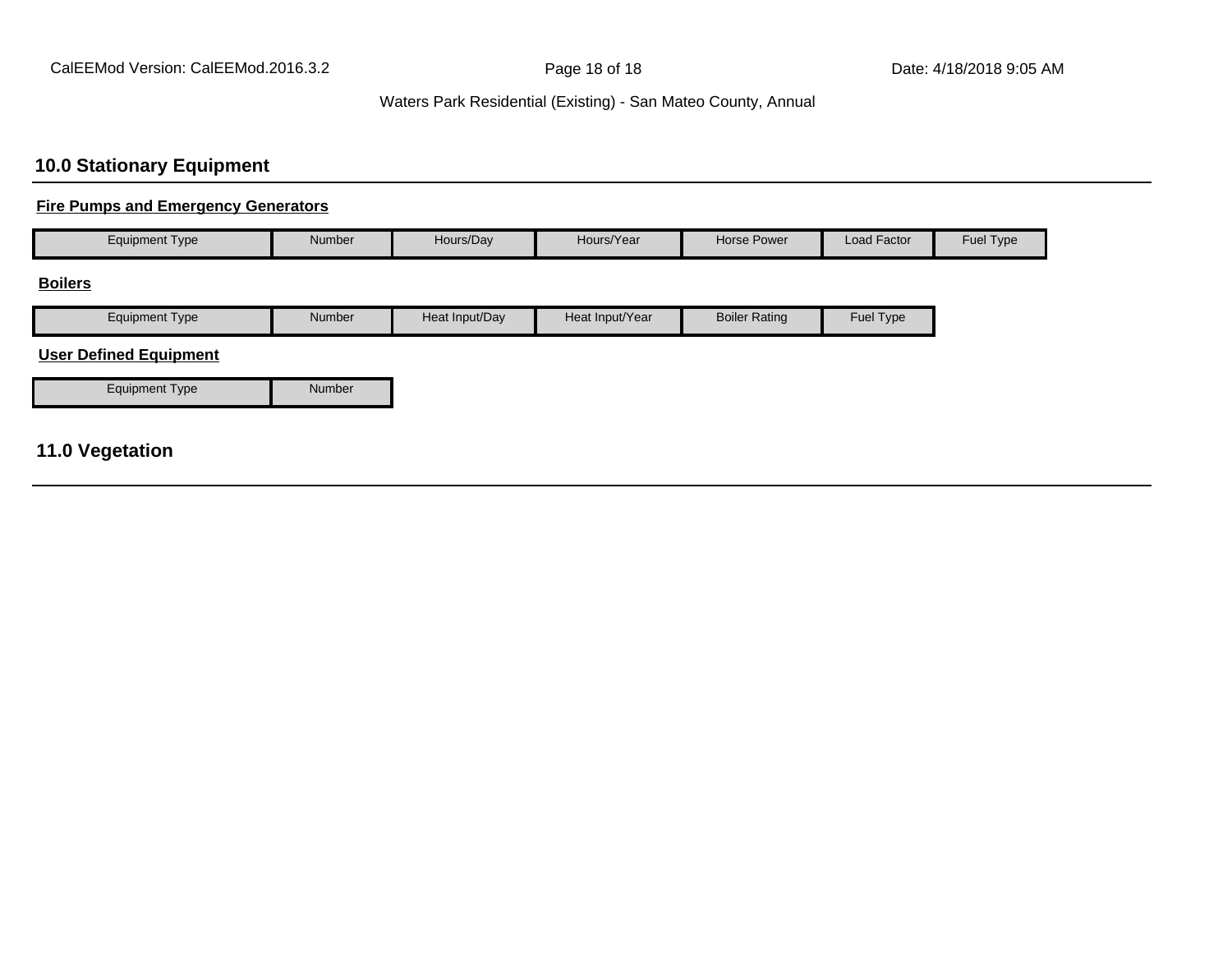## 10.0 Stationary Equipment

**Fire Pumps and Emergency Generators**

| Equipment Type | Number | Hours/Day | Hours/Year | Horse Power | Load Factor | Fuel Type |
|---|---|---|---|---|---|---|

**Boilers**

| Equipment Type | Number | Heat Input/Day | Heat Input/Year | Boiler Rating | Fuel Type |
|---|---|---|---|---|---|

**User Defined Equipment**

| Equipment Type | Number |
|---|---|

## 11.0 Vegetation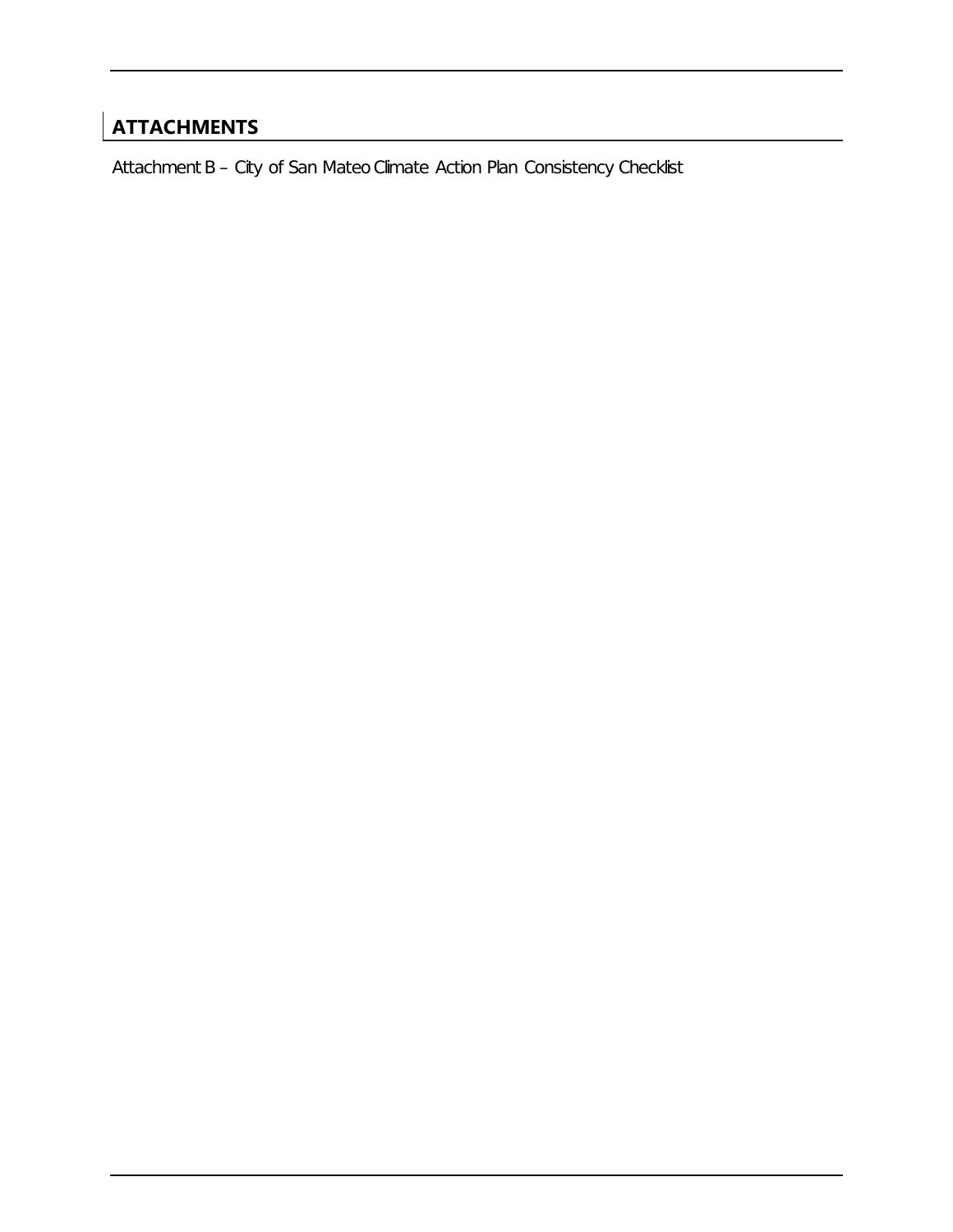## ATTACHMENTS

Attachment B – City of San Mateo Climate Action Plan Consistency Checklist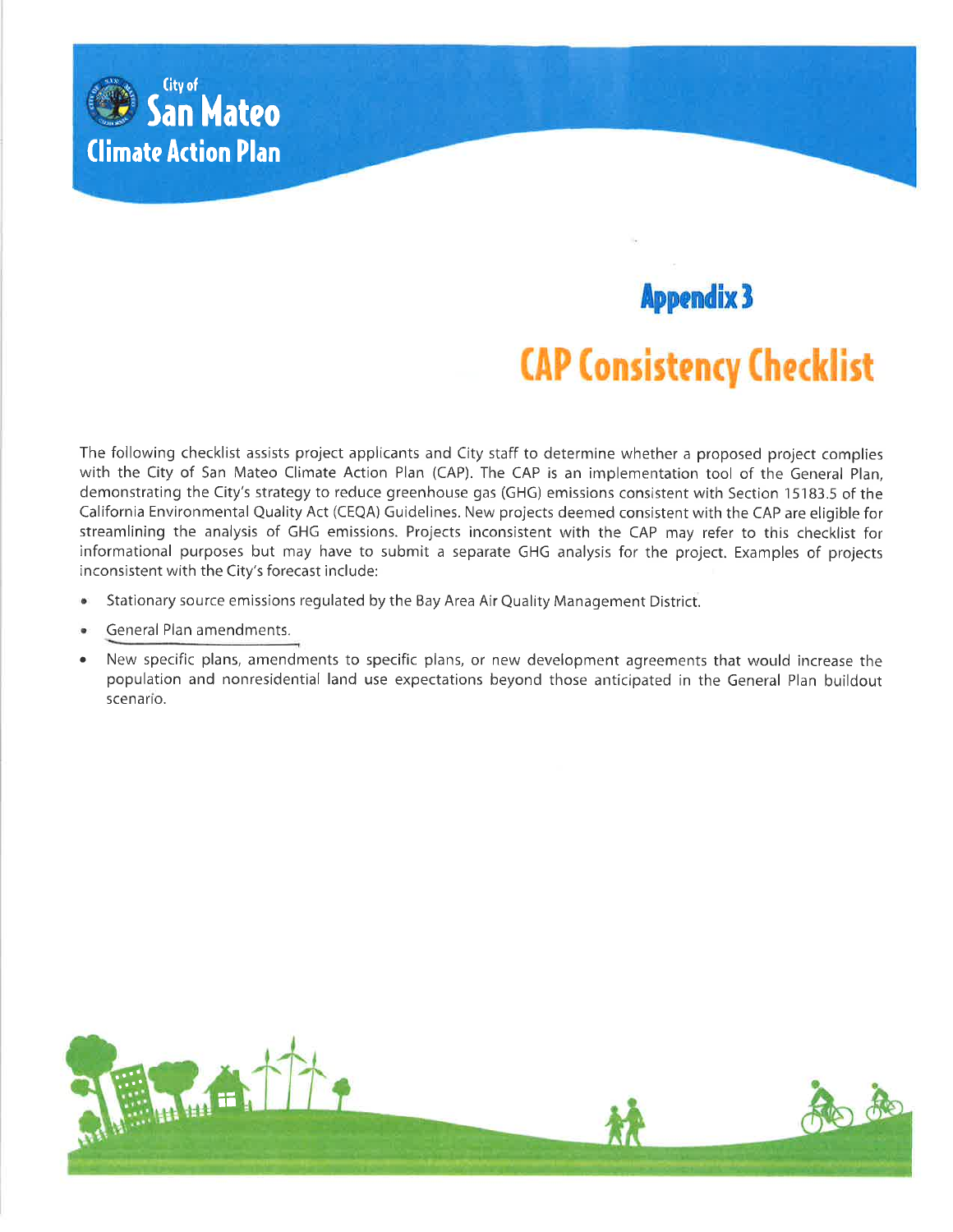City of San Mateo Climate Action Plan

## Appendix 3

# CAP Consistency Checklist

The following checklist assists project applicants and City staff to determine whether a proposed project complies with the City of San Mateo Climate Action Plan (CAP). The CAP is an implementation tool of the General Plan, demonstrating the City's strategy to reduce greenhouse gas (GHG) emissions consistent with Section 15183.5 of the California Environmental Quality Act (CEQA) Guidelines. New projects deemed consistent with the CAP are eligible for streamlining the analysis of GHG emissions. Projects inconsistent with the CAP may refer to this checklist for informational purposes but may have to submit a separate GHG analysis for the project. Examples of projects inconsistent with the City's forecast include:

- Stationary source emissions regulated by the Bay Area Air Quality Management District.
- General Plan amendments.
- New specific plans, amendments to specific plans, or new development agreements that would increase the population and nonresidential land use expectations beyond those anticipated in the General Plan buildout scenario.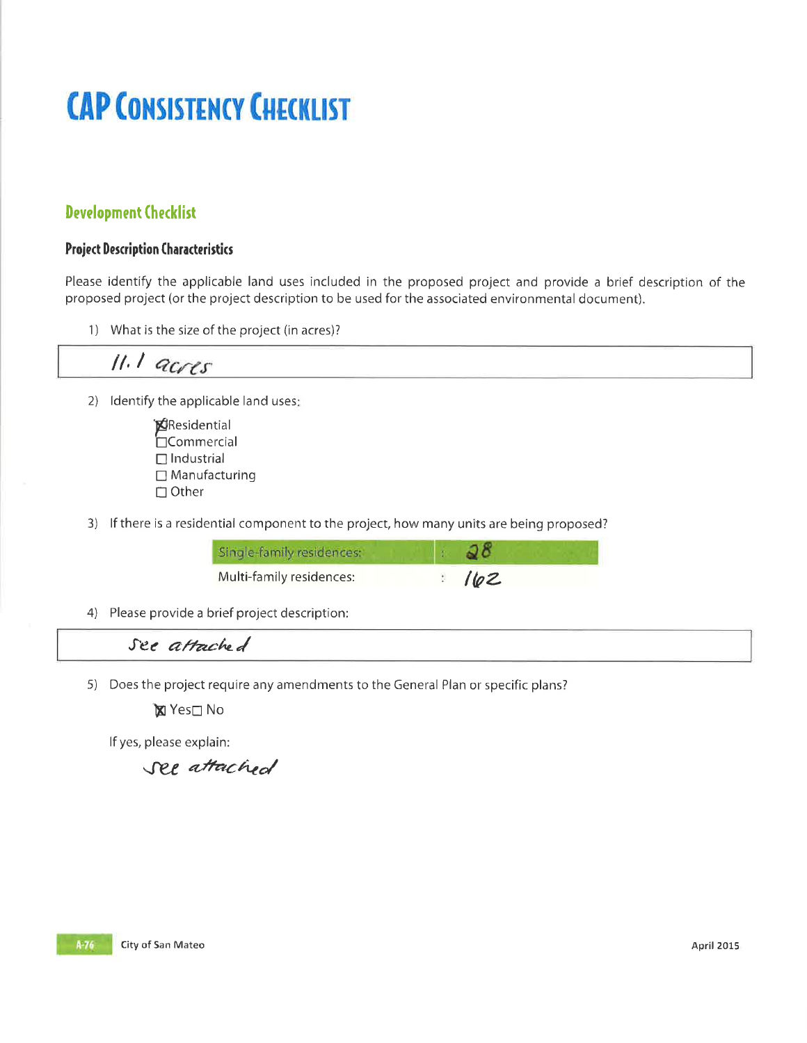# CAP Consistency Checklist

## Development Checklist

### Project Description Characteristics

Please identify the applicable land uses included in the proposed project and provide a brief description of the proposed project (or the project description to be used for the associated environmental document).

1) What is the size of the project (in acres)?

> 11.1 acres

2) Identify the applicable land uses:

- ☒ Residential
- ☐ Commercial
- ☐ Industrial
- ☐ Manufacturing
- ☐ Other

3) If there is a residential component to the project, how many units are being proposed?

| | |
|---|---|
| Single-family residences: | 28 |
| Multi-family residences: | 162 |

4) Please provide a brief project description:

> See attached

5) Does the project require any amendments to the General Plan or specific plans?

☒ Yes ☐ No

If yes, please explain:

See attached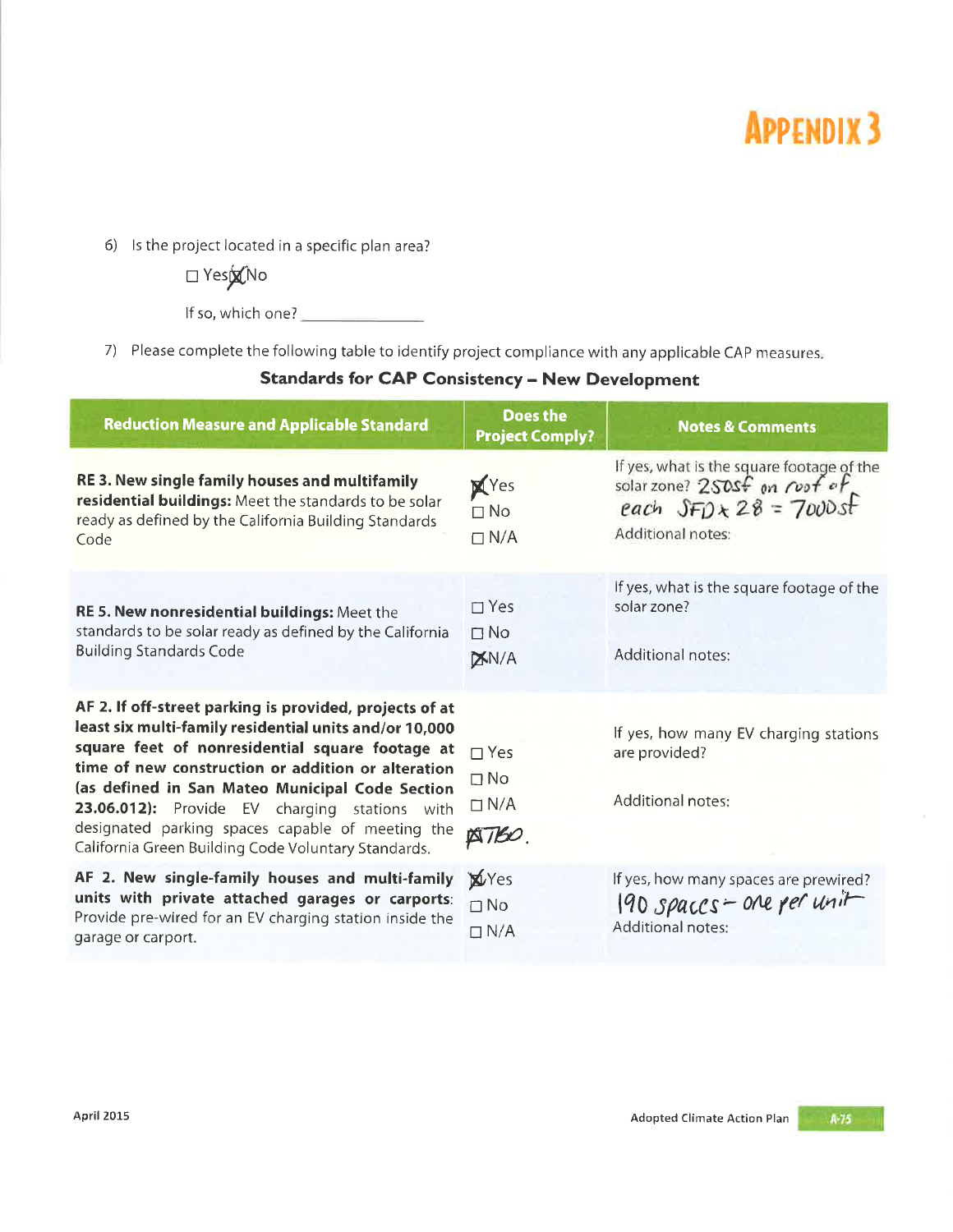# APPENDIX 3

6) Is the project located in a specific plan area?

☐ Yes ☒ No

If so, which one? ______________

7) Please complete the following table to identify project compliance with any applicable CAP measures.

### Standards for CAP Consistency – New Development

| Reduction Measure and Applicable Standard | Does the Project Comply? | Notes & Comments |
| --- | --- | --- |
| **RE 3. New single family houses and multifamily residential buildings:** Meet the standards to be solar ready as defined by the California Building Standards Code | ☒ Yes<br>☐ No<br>☐ N/A | If yes, what is the square footage of the solar zone? 250sf on roof of each SFD x 28 = 7000sf<br>Additional notes: |
| **RE 5. New nonresidential buildings:** Meet the standards to be solar ready as defined by the California Building Standards Code | ☐ Yes<br>☐ No<br>☒ N/A | If yes, what is the square footage of the solar zone?<br>Additional notes: |
| **AF 2. If off-street parking is provided, projects of at least six multi-family residential units and/or 10,000 square feet of nonresidential square footage at time of new construction or addition or alteration (as defined in San Mateo Municipal Code Section 23.06.012):** Provide EV charging stations with designated parking spaces capable of meeting the California Green Building Code Voluntary Standards. | ☐ Yes<br>☐ No<br>☐ N/A<br>☒ TBD. | If yes, how many EV charging stations are provided?<br>Additional notes: |
| **AF 2. New single-family houses and multi-family units with private attached garages or carports:** Provide pre-wired for an EV charging station inside the garage or carport. | ☒ Yes<br>☐ No<br>☐ N/A | If yes, how many spaces are prewired? 190 spaces – one per unit<br>Additional notes: |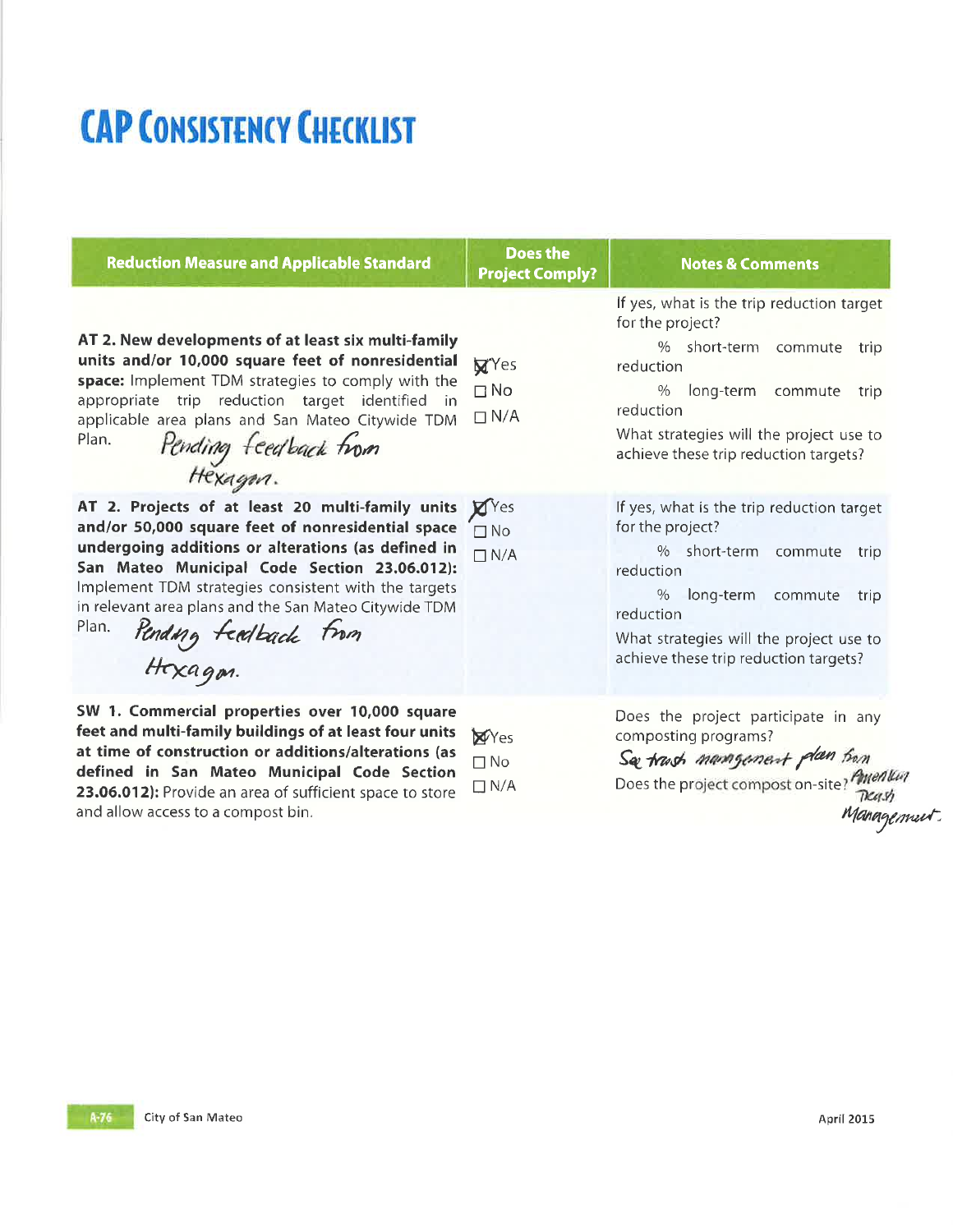# CAP Consistency Checklist

| Reduction Measure and Applicable Standard | Does the Project Comply? | Notes & Comments |
|---|---|---|
| **AT 2. New developments of at least six multi-family units and/or 10,000 square feet of nonresidential space:** Implement TDM strategies to comply with the appropriate trip reduction target identified in applicable area plans and San Mateo Citywide TDM Plan. Pending feedback from Hexagon. | ☒ Yes ☐ No ☐ N/A | If yes, what is the trip reduction target for the project? % short-term commute trip reduction % long-term commute trip reduction What strategies will the project use to achieve these trip reduction targets? |
| **AT 2. Projects of at least 20 multi-family units and/or 50,000 square feet of nonresidential space undergoing additions or alterations (as defined in San Mateo Municipal Code Section 23.06.012):** Implement TDM strategies consistent with the targets in relevant area plans and the San Mateo Citywide TDM Plan. Pending feedback from Hexagon. | ☒ Yes ☐ No ☐ N/A | If yes, what is the trip reduction target for the project? % short-term commute trip reduction % long-term commute trip reduction What strategies will the project use to achieve these trip reduction targets? |
| **SW 1. Commercial properties over 10,000 square feet and multi-family buildings of at least four units at time of construction or additions/alterations (as defined in San Mateo Municipal Code Section 23.06.012):** Provide an area of sufficient space to store and allow access to a compost bin. | ☒ Yes ☐ No ☐ N/A | Does the project participate in any composting programs? See trash management plan from American Trash Management. Does the project compost on-site? |